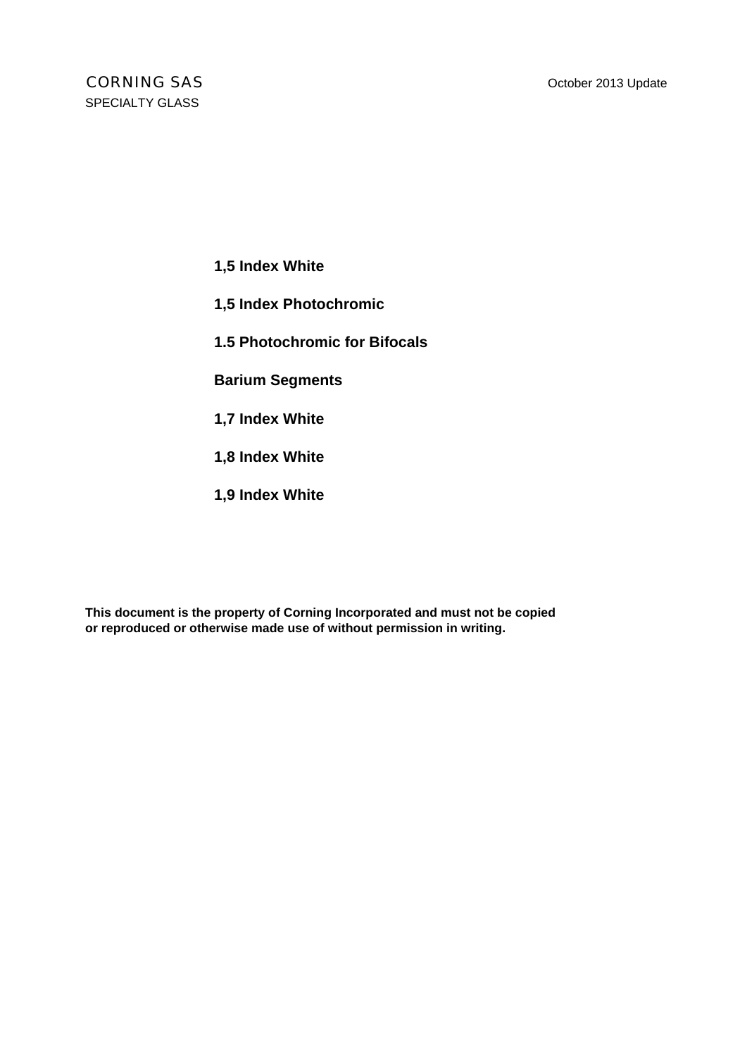CORNING SAS
SPECIALTY GLASS

October 2013 Update

**1,5 Index White**

**1,5 Index Photochromic**

**1.5 Photochromic for Bifocals**

**Barium Segments**

**1,7 Index White**

**1,8 Index White**

**1,9 Index White**

**This document is the property of Corning Incorporated and must not be copied or reproduced or otherwise made use of without permission in writing.**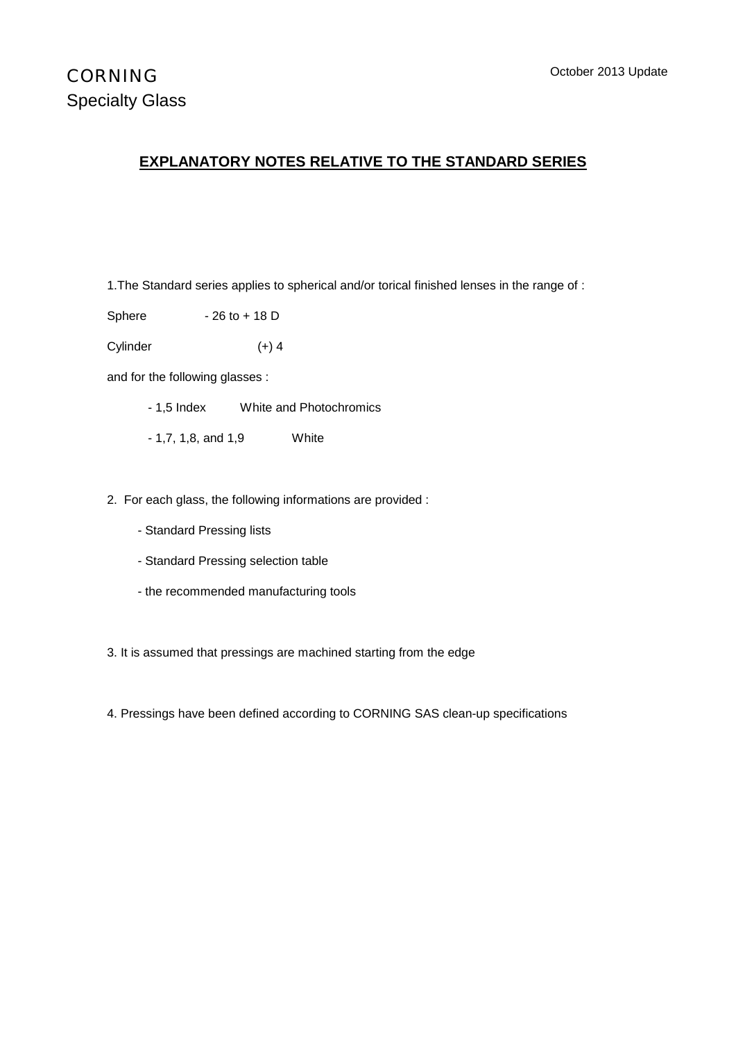CORNING
Specialty Glass

October 2013 Update

## EXPLANATORY NOTES RELATIVE TO THE STANDARD SERIES

1.The Standard series applies to spherical and/or torical finished lenses in the range of :

Sphere - 26 to + 18 D

Cylinder (+) 4

and for the following glasses :

- 1,5 Index White and Photochromics
- 1,7, 1,8, and 1,9 White

2. For each glass, the following informations are provided :

- Standard Pressing lists
- Standard Pressing selection table
- the recommended manufacturing tools

3. It is assumed that pressings are machined starting from the edge

4. Pressings have been defined according to CORNING SAS clean-up specifications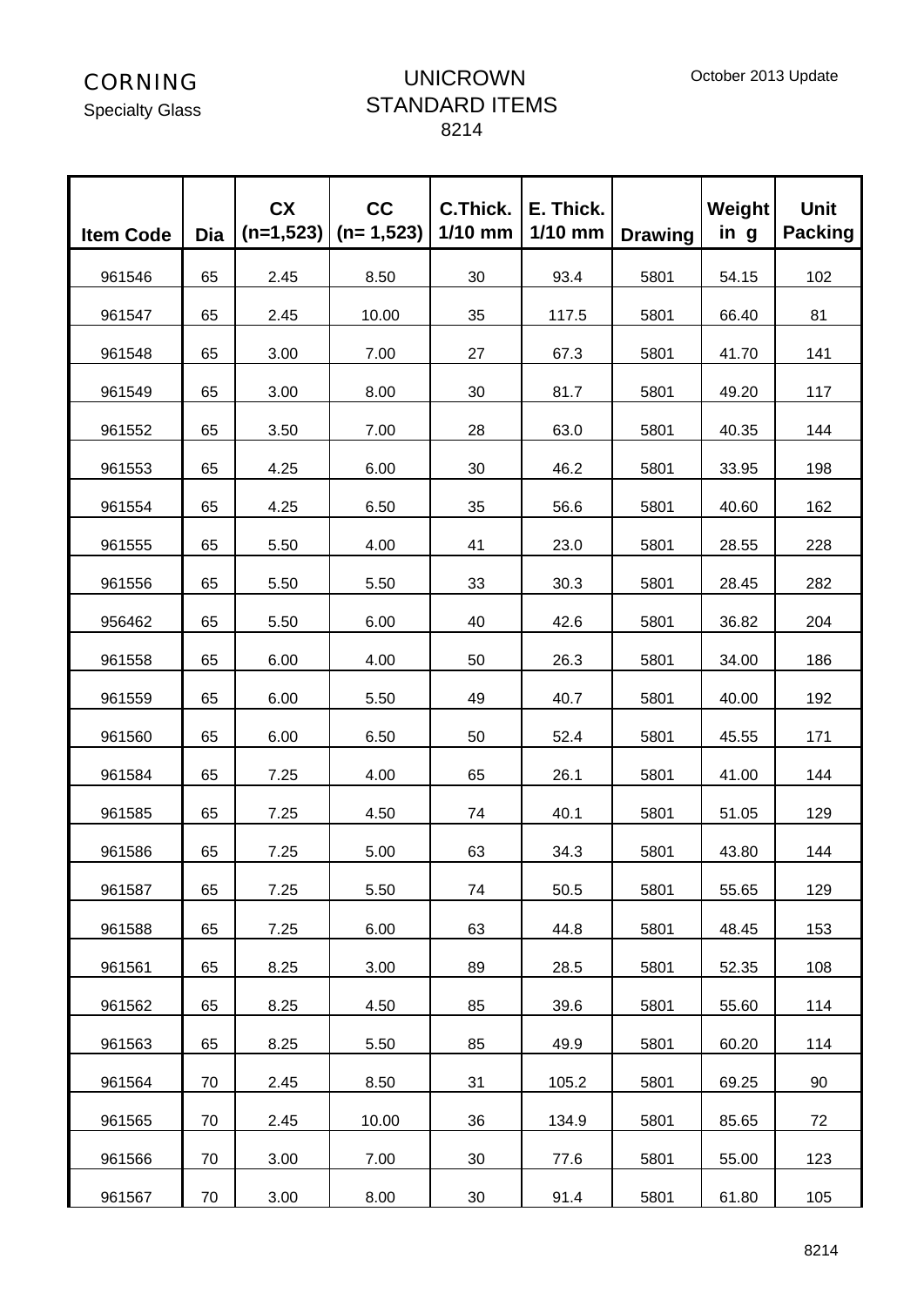CORNING
Specialty Glass

October 2013 Update

# UNICROWN STANDARD ITEMS
8214

| Item Code | Dia | CX (n=1,523) | CC (n= 1,523) | C.Thick. 1/10 mm | E. Thick. 1/10 mm | Drawing | Weight in g | Unit Packing |
|---|---|---|---|---|---|---|---|---|
| 961546 | 65 | 2.45 | 8.50 | 30 | 93.4 | 5801 | 54.15 | 102 |
| 961547 | 65 | 2.45 | 10.00 | 35 | 117.5 | 5801 | 66.40 | 81 |
| 961548 | 65 | 3.00 | 7.00 | 27 | 67.3 | 5801 | 41.70 | 141 |
| 961549 | 65 | 3.00 | 8.00 | 30 | 81.7 | 5801 | 49.20 | 117 |
| 961552 | 65 | 3.50 | 7.00 | 28 | 63.0 | 5801 | 40.35 | 144 |
| 961553 | 65 | 4.25 | 6.00 | 30 | 46.2 | 5801 | 33.95 | 198 |
| 961554 | 65 | 4.25 | 6.50 | 35 | 56.6 | 5801 | 40.60 | 162 |
| 961555 | 65 | 5.50 | 4.00 | 41 | 23.0 | 5801 | 28.55 | 228 |
| 961556 | 65 | 5.50 | 5.50 | 33 | 30.3 | 5801 | 28.45 | 282 |
| 956462 | 65 | 5.50 | 6.00 | 40 | 42.6 | 5801 | 36.82 | 204 |
| 961558 | 65 | 6.00 | 4.00 | 50 | 26.3 | 5801 | 34.00 | 186 |
| 961559 | 65 | 6.00 | 5.50 | 49 | 40.7 | 5801 | 40.00 | 192 |
| 961560 | 65 | 6.00 | 6.50 | 50 | 52.4 | 5801 | 45.55 | 171 |
| 961584 | 65 | 7.25 | 4.00 | 65 | 26.1 | 5801 | 41.00 | 144 |
| 961585 | 65 | 7.25 | 4.50 | 74 | 40.1 | 5801 | 51.05 | 129 |
| 961586 | 65 | 7.25 | 5.00 | 63 | 34.3 | 5801 | 43.80 | 144 |
| 961587 | 65 | 7.25 | 5.50 | 74 | 50.5 | 5801 | 55.65 | 129 |
| 961588 | 65 | 7.25 | 6.00 | 63 | 44.8 | 5801 | 48.45 | 153 |
| 961561 | 65 | 8.25 | 3.00 | 89 | 28.5 | 5801 | 52.35 | 108 |
| 961562 | 65 | 8.25 | 4.50 | 85 | 39.6 | 5801 | 55.60 | 114 |
| 961563 | 65 | 8.25 | 5.50 | 85 | 49.9 | 5801 | 60.20 | 114 |
| 961564 | 70 | 2.45 | 8.50 | 31 | 105.2 | 5801 | 69.25 | 90 |
| 961565 | 70 | 2.45 | 10.00 | 36 | 134.9 | 5801 | 85.65 | 72 |
| 961566 | 70 | 3.00 | 7.00 | 30 | 77.6 | 5801 | 55.00 | 123 |
| 961567 | 70 | 3.00 | 8.00 | 30 | 91.4 | 5801 | 61.80 | 105 |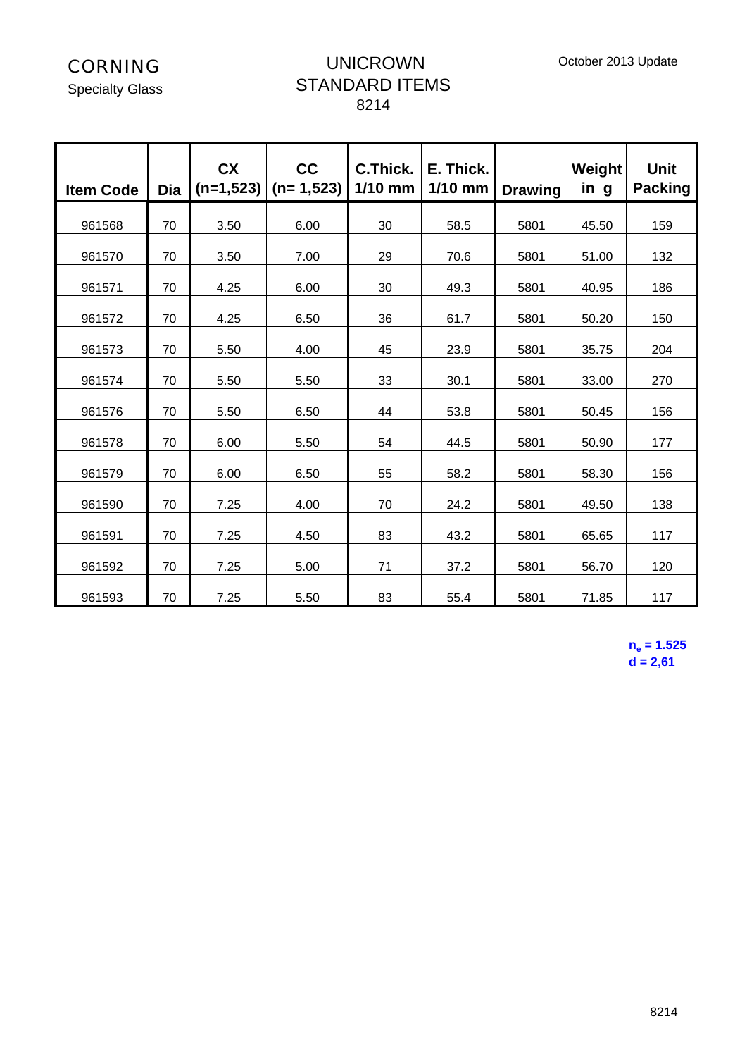CORNING

Specialty Glass

# UNICROWN STANDARD ITEMS

8214

October 2013 Update

| Item Code | Dia | CX (n=1,523) | CC (n= 1,523) | C.Thick. 1/10 mm | E. Thick. 1/10 mm | Drawing | Weight in g | Unit Packing |
|---|---|---|---|---|---|---|---|---|
| 961568 | 70 | 3.50 | 6.00 | 30 | 58.5 | 5801 | 45.50 | 159 |
| 961570 | 70 | 3.50 | 7.00 | 29 | 70.6 | 5801 | 51.00 | 132 |
| 961571 | 70 | 4.25 | 6.00 | 30 | 49.3 | 5801 | 40.95 | 186 |
| 961572 | 70 | 4.25 | 6.50 | 36 | 61.7 | 5801 | 50.20 | 150 |
| 961573 | 70 | 5.50 | 4.00 | 45 | 23.9 | 5801 | 35.75 | 204 |
| 961574 | 70 | 5.50 | 5.50 | 33 | 30.1 | 5801 | 33.00 | 270 |
| 961576 | 70 | 5.50 | 6.50 | 44 | 53.8 | 5801 | 50.45 | 156 |
| 961578 | 70 | 6.00 | 5.50 | 54 | 44.5 | 5801 | 50.90 | 177 |
| 961579 | 70 | 6.00 | 6.50 | 55 | 58.2 | 5801 | 58.30 | 156 |
| 961590 | 70 | 7.25 | 4.00 | 70 | 24.2 | 5801 | 49.50 | 138 |
| 961591 | 70 | 7.25 | 4.50 | 83 | 43.2 | 5801 | 65.65 | 117 |
| 961592 | 70 | 7.25 | 5.00 | 71 | 37.2 | 5801 | 56.70 | 120 |
| 961593 | 70 | 7.25 | 5.50 | 83 | 55.4 | 5801 | 71.85 | 117 |

**$n_e$ = 1.525**
**d = 2,61**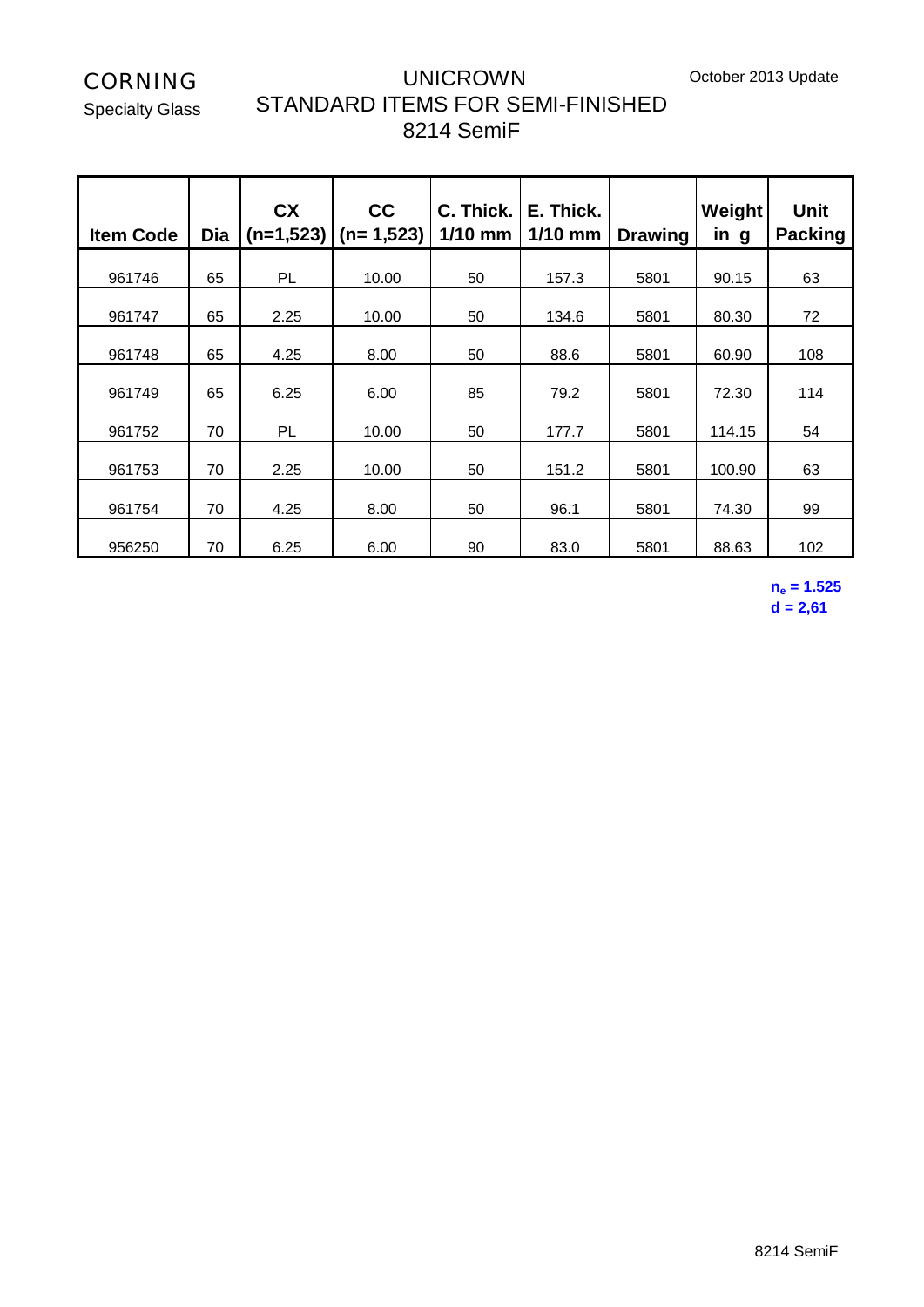CORNING
Specialty Glass

# UNICROWN
## STANDARD ITEMS FOR SEMI-FINISHED
## 8214 SemiF

October 2013 Update

| Item Code | Dia | CX (n=1,523) | CC (n= 1,523) | C. Thick. 1/10 mm | E. Thick. 1/10 mm | Drawing | Weight in g | Unit Packing |
|---|---|---|---|---|---|---|---|---|
| 961746 | 65 | PL | 10.00 | 50 | 157.3 | 5801 | 90.15 | 63 |
| 961747 | 65 | 2.25 | 10.00 | 50 | 134.6 | 5801 | 80.30 | 72 |
| 961748 | 65 | 4.25 | 8.00 | 50 | 88.6 | 5801 | 60.90 | 108 |
| 961749 | 65 | 6.25 | 6.00 | 85 | 79.2 | 5801 | 72.30 | 114 |
| 961752 | 70 | PL | 10.00 | 50 | 177.7 | 5801 | 114.15 | 54 |
| 961753 | 70 | 2.25 | 10.00 | 50 | 151.2 | 5801 | 100.90 | 63 |
| 961754 | 70 | 4.25 | 8.00 | 50 | 96.1 | 5801 | 74.30 | 99 |
| 956250 | 70 | 6.25 | 6.00 | 90 | 83.0 | 5801 | 88.63 | 102 |

**$n_e$ = 1.525**
**d = 2,61**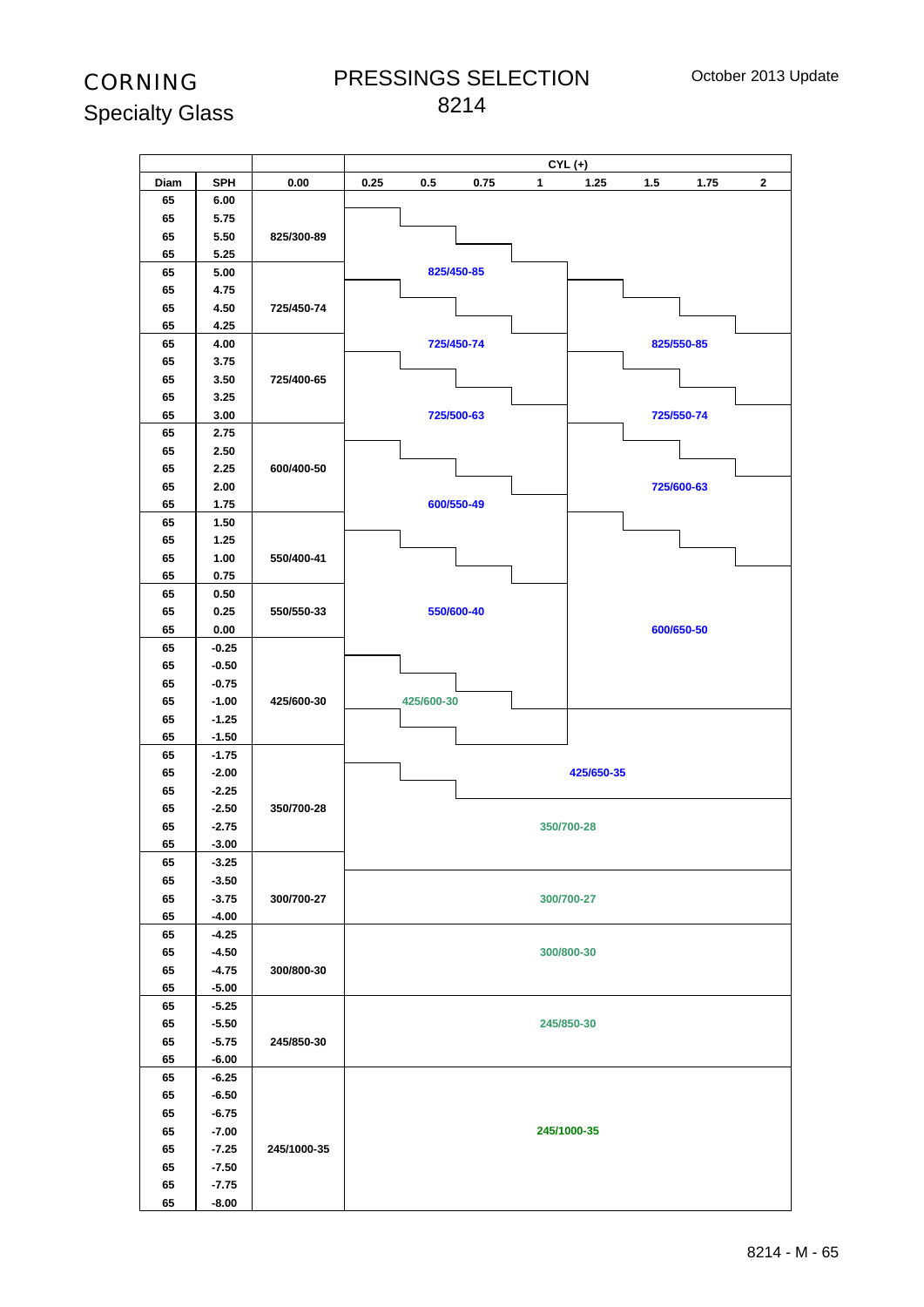# CORNING
## Specialty Glass

# PRESSINGS SELECTION
# 8214

October 2013 Update

| Diam | SPH | 0.00 | CYL (+) 0.25 | 0.5 | 0.75 | 1 | 1.25 | 1.5 | 1.75 | 2 |
|---|---|---|---|---|---|---|---|---|---|---|
| 65 | 6.00 | | | | | | | | | |
| 65 | 5.75 | | | | | | | | | |
| 65 | 5.50 | 825/300-89 | | | | | | | | |
| 65 | 5.25 | | | | | | | | | |
| 65 | 5.00 | | | 825/450-85 | | | | | | |
| 65 | 4.75 | | | | | | | | | |
| 65 | 4.50 | 725/450-74 | | | | | | | | |
| 65 | 4.25 | | | | | | | | | |
| 65 | 4.00 | | | 725/450-74 | | | | 825/550-85 | | |
| 65 | 3.75 | | | | | | | | | |
| 65 | 3.50 | 725/400-65 | | | | | | | | |
| 65 | 3.25 | | | | | | | | | |
| 65 | 3.00 | | | 725/500-63 | | | | 725/550-74 | | |
| 65 | 2.75 | | | | | | | | | |
| 65 | 2.50 | | | | | | | | | |
| 65 | 2.25 | 600/400-50 | | | | | | | | |
| 65 | 2.00 | | | | | | | 725/600-63 | | |
| 65 | 1.75 | | | 600/550-49 | | | | | | |
| 65 | 1.50 | | | | | | | | | |
| 65 | 1.25 | | | | | | | | | |
| 65 | 1.00 | 550/400-41 | | | | | | | | |
| 65 | 0.75 | | | | | | | | | |
| 65 | 0.50 | | | | | | | | | |
| 65 | 0.25 | 550/550-33 | | 550/600-40 | | | | | | |
| 65 | 0.00 | | | | | | | 600/650-50 | | |
| 65 | -0.25 | | | | | | | | | |
| 65 | -0.50 | | | | | | | | | |
| 65 | -0.75 | | | | | | | | | |
| 65 | -1.00 | 425/600-30 | | 425/600-30 | | | | | | |
| 65 | -1.25 | | | | | | | | | |
| 65 | -1.50 | | | | | | | | | |
| 65 | -1.75 | | | | | | | | | |
| 65 | -2.00 | | | | | | 425/650-35 | | | |
| 65 | -2.25 | | | | | | | | | |
| 65 | -2.50 | 350/700-28 | | | | | | | | |
| 65 | -2.75 | | | | | 350/700-28 | | | | |
| 65 | -3.00 | | | | | | | | | |
| 65 | -3.25 | | | | | | | | | |
| 65 | -3.50 | | | | | | | | | |
| 65 | -3.75 | 300/700-27 | | | | 300/700-27 | | | | |
| 65 | -4.00 | | | | | | | | | |
| 65 | -4.25 | | | | | | | | | |
| 65 | -4.50 | | | | | 300/800-30 | | | | |
| 65 | -4.75 | 300/800-30 | | | | | | | | |
| 65 | -5.00 | | | | | | | | | |
| 65 | -5.25 | | | | | | | | | |
| 65 | -5.50 | | | | | 245/850-30 | | | | |
| 65 | -5.75 | 245/850-30 | | | | | | | | |
| 65 | -6.00 | | | | | | | | | |
| 65 | -6.25 | | | | | | | | | |
| 65 | -6.50 | | | | | | | | | |
| 65 | -6.75 | | | | | | | | | |
| 65 | -7.00 | | | | | 245/1000-35 | | | | |
| 65 | -7.25 | 245/1000-35 | | | | | | | | |
| 65 | -7.50 | | | | | | | | | |
| 65 | -7.75 | | | | | | | | | |
| 65 | -8.00 | | | | | | | | | |

8214 - M - 65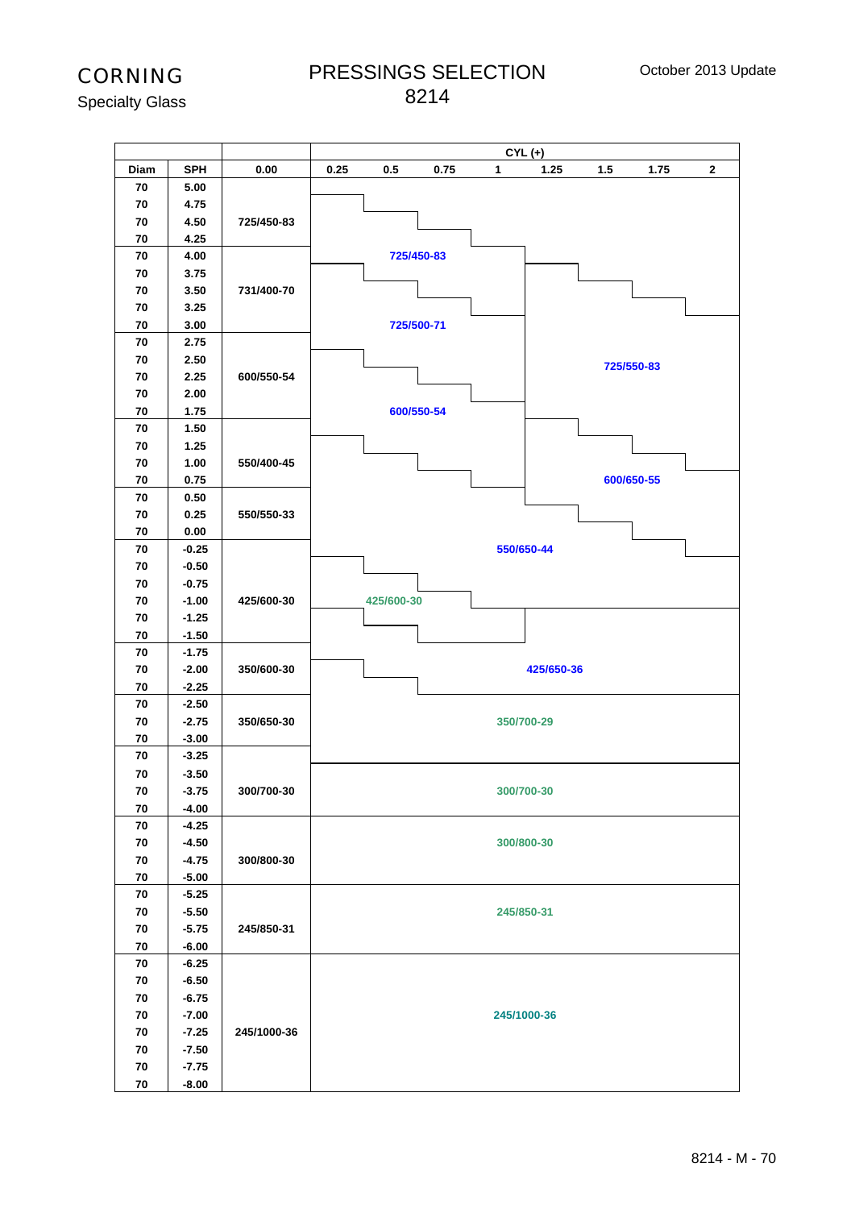CORNING

Specialty Glass

# PRESSINGS SELECTION 8214

October 2013 Update

| Diam | SPH | 0.00 | CYL (+) 0.25 | 0.5 | 0.75 | 1 | 1.25 | 1.5 | 1.75 | 2 |
|---|---|---|---|---|---|---|---|---|---|---|
| 70 | 5.00 | 725/450-83 | | | | | | | | |
| 70 | 4.75 | | | | | | | | | |
| 70 | 4.50 | | | | | | | | | |
| 70 | 4.25 | | | 725/450-83 | | | | | | |
| 70 | 4.00 | 731/400-70 | | | | | | | | |
| 70 | 3.75 | | | | | | | | | |
| 70 | 3.50 | | | | | | | | | |
| 70 | 3.25 | | | | | | | | | |
| 70 | 3.00 | | | 725/500-71 | | | | | | |
| 70 | 2.75 | 600/550-54 | | | | | | | | |
| 70 | 2.50 | | | | | | | 725/550-83 | | |
| 70 | 2.25 | | | | | | | | | |
| 70 | 2.00 | | | | | | | | | |
| 70 | 1.75 | | | 600/550-54 | | | | | | |
| 70 | 1.50 | 550/400-45 | | | | | | | | |
| 70 | 1.25 | | | | | | | | | |
| 70 | 1.00 | | | | | | | | | |
| 70 | 0.75 | | | | | | | 600/650-55 | | |
| 70 | 0.50 | 550/550-33 | | | | | | | | |
| 70 | 0.25 | | | | | | | | | |
| 70 | 0.00 | | | | | | | | | |
| 70 | -0.25 | 425/600-30 | | | | 550/650-44 | | | | |
| 70 | -0.50 | | | | | | | | | |
| 70 | -0.75 | | | | | | | | | |
| 70 | -1.00 | | | 425/600-30 | | | | | | |
| 70 | -1.25 | | | | | | | | | |
| 70 | -1.50 | | | | | | | | | |
| 70 | -1.75 | 350/600-30 | | | | | | | | |
| 70 | -2.00 | | | | | | 425/650-36 | | | |
| 70 | -2.25 | | | | | | | | | |
| 70 | -2.50 | 350/650-30 | | | | | | | | |
| 70 | -2.75 | | | | | 350/700-29 | | | | |
| 70 | -3.00 | | | | | | | | | |
| 70 | -3.25 | 300/700-30 | | | | | | | | |
| 70 | -3.50 | | | | | | | | | |
| 70 | -3.75 | | | | | 300/700-30 | | | | |
| 70 | -4.00 | | | | | | | | | |
| 70 | -4.25 | 300/800-30 | | | | | | | | |
| 70 | -4.50 | | | | | 300/800-30 | | | | |
| 70 | -4.75 | | | | | | | | | |
| 70 | -5.00 | | | | | | | | | |
| 70 | -5.25 | 245/850-31 | | | | | | | | |
| 70 | -5.50 | | | | | 245/850-31 | | | | |
| 70 | -5.75 | | | | | | | | | |
| 70 | -6.00 | | | | | | | | | |
| 70 | -6.25 | 245/1000-36 | | | | | | | | |
| 70 | -6.50 | | | | | | | | | |
| 70 | -6.75 | | | | | | | | | |
| 70 | -7.00 | | | | | 245/1000-36 | | | | |
| 70 | -7.25 | | | | | | | | | |
| 70 | -7.50 | | | | | | | | | |
| 70 | -7.75 | | | | | | | | | |
| 70 | -8.00 | | | | | | | | | |

8214 - M - 70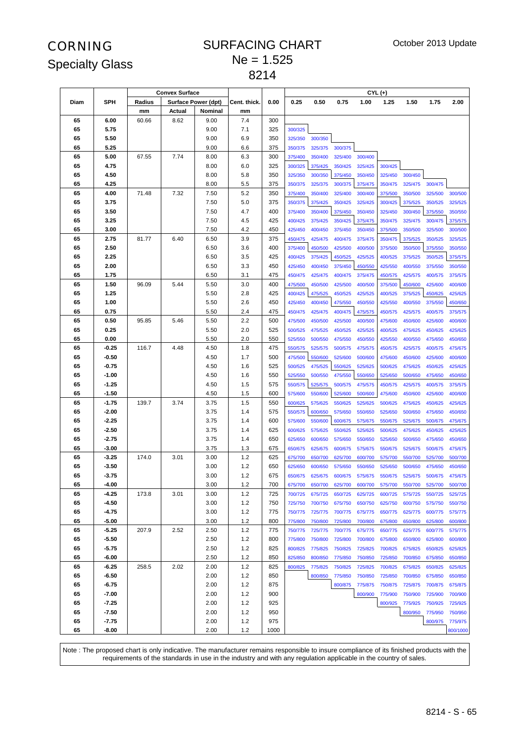CORNING
Specialty Glass

# SURFACING CHART
# Ne = 1.525
# 8214

October 2013 Update

| Diam | SPH | Convex Surface | | | Cent. thick. | CYL (+) | | | | | | | | |
|---|---|---|---|---|---|---|---|---|---|---|---|---|---|---|
| | | Radius | Surface Power (dpt) | | | 0.00 | 0.25 | 0.50 | 0.75 | 1.00 | 1.25 | 1.50 | 1.75 | 2.00 |
| | | mm | Actual | Nominal | mm | | | | | | | | | |
| 65 | 6.00 | 60.66 | 8.62 | 9.00 | 7.4 | 300 | | | | | | | | |
| 65 | 5.75 | | | 9.00 | 7.1 | 325 | 300/325 | | | | | | | |
| 65 | 5.50 | | | 9.00 | 6.9 | 350 | 325/350 | 300/350 | | | | | | |
| 65 | 5.25 | | | 9.00 | 6.6 | 375 | 350/375 | 325/375 | 300/375 | | | | | |
| 65 | 5.00 | 67.55 | 7.74 | 8.00 | 6.3 | 300 | 375/400 | 350/400 | 325/400 | 300/400 | | | | |
| 65 | 4.75 | | | 8.00 | 6.0 | 325 | 300/325 | 375/425 | 350/425 | 325/425 | 300/425 | | | |
| 65 | 4.50 | | | 8.00 | 5.8 | 350 | 325/350 | 300/350 | 375/450 | 350/450 | 325/450 | 300/450 | | |
| 65 | 4.25 | | | 8.00 | 5.5 | 375 | 350/375 | 325/375 | 300/375 | 375/475 | 350/475 | 325/475 | 300/475 | |
| 65 | 4.00 | 71.48 | 7.32 | 7.50 | 5.2 | 350 | 375/400 | 350/400 | 325/400 | 300/400 | 375/500 | 350/500 | 325/500 | 300/500 |
| 65 | 3.75 | | | 7.50 | 5.0 | 375 | 350/375 | 375/425 | 350/425 | 325/425 | 300/425 | 375/525 | 350/525 | 325/525 |
| 65 | 3.50 | | | 7.50 | 4.7 | 400 | 375/400 | 350/400 | 375/450 | 350/450 | 325/450 | 300/450 | 375/550 | 350/550 |
| 65 | 3.25 | | | 7.50 | 4.5 | 425 | 400/425 | 375/425 | 350/425 | 375/475 | 350/475 | 325/475 | 300/475 | 375/575 |
| 65 | 3.00 | | | 7.50 | 4.2 | 450 | 425/450 | 400/450 | 375/450 | 350/450 | 375/500 | 350/500 | 325/500 | 300/500 |
| 65 | 2.75 | 81.77 | 6.40 | 6.50 | 3.9 | 375 | 450/475 | 425/475 | 400/475 | 375/475 | 350/475 | 375/525 | 350/525 | 325/525 |
| 65 | 2.50 | | | 6.50 | 3.6 | 400 | 375/400 | 450/500 | 425/500 | 400/500 | 375/500 | 350/500 | 375/550 | 350/550 |
| 65 | 2.25 | | | 6.50 | 3.5 | 425 | 400/425 | 375/425 | 450/525 | 425/525 | 400/525 | 375/525 | 350/525 | 375/575 |
| 65 | 2.00 | | | 6.50 | 3.3 | 450 | 425/450 | 400/450 | 375/450 | 450/550 | 425/550 | 400/550 | 375/550 | 350/550 |
| 65 | 1.75 | | | 6.50 | 3.1 | 475 | 450/475 | 425/475 | 400/475 | 375/475 | 450/575 | 425/575 | 400/575 | 375/575 |
| 65 | 1.50 | 96.09 | 5.44 | 5.50 | 3.0 | 400 | 475/500 | 450/500 | 425/500 | 400/500 | 375/500 | 450/600 | 425/600 | 400/600 |
| 65 | 1.25 | | | 5.50 | 2.8 | 425 | 400/425 | 475/525 | 450/525 | 425/525 | 400/525 | 375/525 | 450/625 | 425/625 |
| 65 | 1.00 | | | 5.50 | 2.6 | 450 | 425/450 | 400/450 | 475/550 | 450/550 | 425/550 | 400/550 | 375/550 | 450/650 |
| 65 | 0.75 | | | 5.50 | 2.4 | 475 | 450/475 | 425/475 | 400/475 | 475/575 | 450/575 | 425/575 | 400/575 | 375/575 |
| 65 | 0.50 | 95.85 | 5.46 | 5.50 | 2.2 | 500 | 475/500 | 450/500 | 425/500 | 400/500 | 475/600 | 450/600 | 425/600 | 400/600 |
| 65 | 0.25 | | | 5.50 | 2.0 | 525 | 500/525 | 475/525 | 450/525 | 425/525 | 400/525 | 475/625 | 450/625 | 425/625 |
| 65 | 0.00 | | | 5.50 | 2.0 | 550 | 525/550 | 500/550 | 475/550 | 450/550 | 425/550 | 400/550 | 475/650 | 450/650 |
| 65 | -0.25 | 116.7 | 4.48 | 4.50 | 1.8 | 475 | 550/575 | 525/575 | 500/575 | 475/575 | 450/575 | 425/575 | 400/575 | 475/675 |
| 65 | -0.50 | | | 4.50 | 1.7 | 500 | 475/500 | 550/600 | 525/600 | 500/600 | 475/600 | 450/600 | 425/600 | 400/600 |
| 65 | -0.75 | | | 4.50 | 1.6 | 525 | 500/525 | 475/525 | 550/625 | 525/625 | 500/625 | 475/625 | 450/625 | 425/625 |
| 65 | -1.00 | | | 4.50 | 1.6 | 550 | 525/550 | 500/550 | 475/550 | 550/650 | 525/650 | 500/650 | 475/650 | 450/650 |
| 65 | -1.25 | | | 4.50 | 1.5 | 575 | 550/575 | 525/575 | 500/575 | 475/575 | 450/575 | 425/575 | 400/575 | 375/575 |
| 65 | -1.50 | | | 4.50 | 1.5 | 600 | 575/600 | 550/600 | 525/600 | 500/600 | 475/600 | 450/600 | 425/600 | 400/600 |
| 65 | -1.75 | 139.7 | 3.74 | 3.75 | 1.5 | 550 | 600/625 | 575/625 | 550/625 | 525/625 | 500/625 | 475/625 | 450/625 | 425/625 |
| 65 | -2.00 | | | 3.75 | 1.4 | 575 | 550/575 | 600/650 | 575/650 | 550/650 | 525/650 | 500/650 | 475/650 | 450/650 |
| 65 | -2.25 | | | 3.75 | 1.4 | 600 | 575/600 | 550/600 | 600/675 | 575/675 | 550/675 | 525/675 | 500/675 | 475/675 |
| 65 | -2.50 | | | 3.75 | 1.4 | 625 | 600/625 | 575/625 | 550/625 | 525/625 | 500/625 | 475/625 | 450/625 | 425/625 |
| 65 | -2.75 | | | 3.75 | 1.4 | 650 | 625/650 | 600/650 | 575/650 | 550/650 | 525/650 | 500/650 | 475/650 | 450/650 |
| 65 | -3.00 | | | 3.75 | 1.3 | 675 | 650/675 | 625/675 | 600/675 | 575/675 | 550/675 | 525/675 | 500/675 | 475/675 |
| 65 | -3.25 | 174.0 | 3.01 | 3.00 | 1.2 | 625 | 675/700 | 650/700 | 625/700 | 600/700 | 575/700 | 550/700 | 525/700 | 500/700 |
| 65 | -3.50 | | | 3.00 | 1.2 | 650 | 625/650 | 600/650 | 575/650 | 550/650 | 525/650 | 500/650 | 475/650 | 450/650 |
| 65 | -3.75 | | | 3.00 | 1.2 | 675 | 650/675 | 625/675 | 600/675 | 575/675 | 550/675 | 525/675 | 500/675 | 475/675 |
| 65 | -4.00 | | | 3.00 | 1.2 | 700 | 675/700 | 650/700 | 625/700 | 600/700 | 575/700 | 550/700 | 525/700 | 500/700 |
| 65 | -4.25 | 173.8 | 3.01 | 3.00 | 1.2 | 725 | 700/725 | 675/725 | 650/725 | 625/725 | 600/725 | 575/725 | 550/725 | 525/725 |
| 65 | -4.50 | | | 3.00 | 1.2 | 750 | 725/750 | 700/750 | 675/750 | 650/750 | 625/750 | 600/750 | 575/750 | 550/750 |
| 65 | -4.75 | | | 3.00 | 1.2 | 775 | 750/775 | 725/775 | 700/775 | 675/775 | 650/775 | 625/775 | 600/775 | 575/775 |
| 65 | -5.00 | | | 3.00 | 1.2 | 800 | 775/800 | 750/800 | 725/800 | 700/800 | 675/800 | 650/800 | 625/800 | 600/800 |
| 65 | -5.25 | 207.9 | 2.52 | 2.50 | 1.2 | 775 | 750/775 | 725/775 | 700/775 | 675/775 | 650/775 | 625/775 | 600/775 | 575/775 |
| 65 | -5.50 | | | 2.50 | 1.2 | 800 | 775/800 | 750/800 | 725/800 | 700/800 | 675/800 | 650/800 | 625/800 | 600/800 |
| 65 | -5.75 | | | 2.50 | 1.2 | 825 | 800/825 | 775/825 | 750/825 | 725/825 | 700/825 | 675/825 | 650/825 | 625/825 |
| 65 | -6.00 | | | 2.50 | 1.2 | 850 | 825/850 | 800/850 | 775/850 | 750/850 | 725/850 | 700/850 | 675/850 | 650/850 |
| 65 | -6.25 | 258.5 | 2.02 | 2.00 | 1.2 | 825 | 800/825 | 775/825 | 750/825 | 725/825 | 700/825 | 675/825 | 650/825 | 625/825 |
| 65 | -6.50 | | | 2.00 | 1.2 | 850 | | 800/850 | 775/850 | 750/850 | 725/850 | 700/850 | 675/850 | 650/850 |
| 65 | -6.75 | | | 2.00 | 1.2 | 875 | | | 800/875 | 775/875 | 750/875 | 725/875 | 700/875 | 675/875 |
| 65 | -7.00 | | | 2.00 | 1.2 | 900 | | | | 800/900 | 775/900 | 750/900 | 725/900 | 700/900 |
| 65 | -7.25 | | | 2.00 | 1.2 | 925 | | | | | 800/925 | 775/925 | 750/925 | 725/925 |
| 65 | -7.50 | | | 2.00 | 1.2 | 950 | | | | | | 800/950 | 775/950 | 750/950 |
| 65 | -7.75 | | | 2.00 | 1.2 | 975 | | | | | | | 800/975 | 775/975 |
| 65 | -8.00 | | | 2.00 | 1.2 | 1000 | | | | | | | | 800/1000 |

Note : The proposed chart is only indicative. The manufacturer remains responsible to insure compliance of its finished products with the requirements of the standards in use in the industry and with any regulation applicable in the country of sales.

8214 - S - 65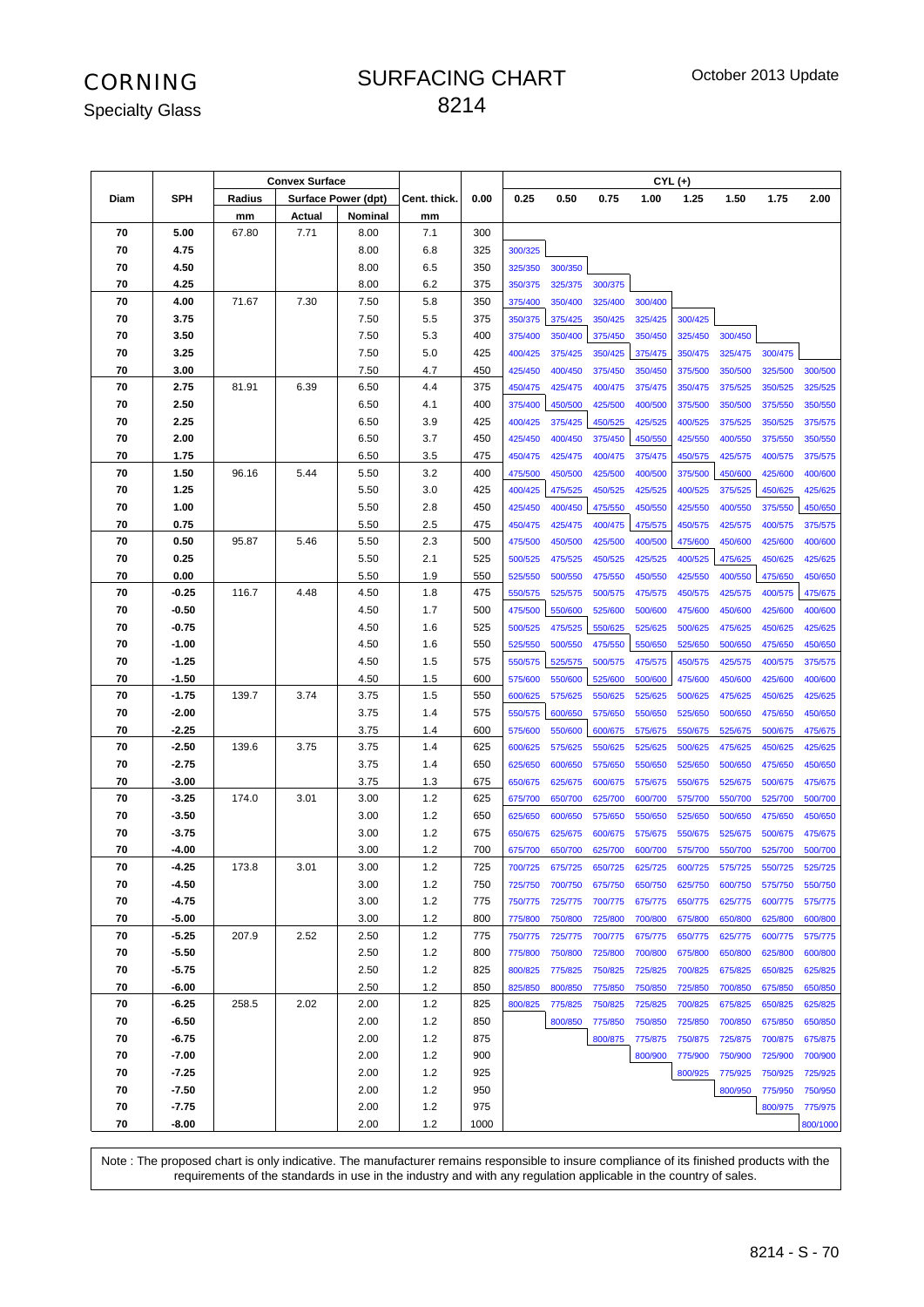CORNING
Specialty Glass

# SURFACING CHART 8214

October 2013 Update

| Diam | SPH | Convex Surface | | | | | CYL (+) | | | | | | | | |
|---|---|---|---|---|---|---|---|---|---|---|---|---|---|---|---|
| | | Radius | Surface Power (dpt) | | Cent. thick. | 0.00 | 0.25 | 0.50 | 0.75 | 1.00 | 1.25 | 1.50 | 1.75 | 2.00 |
| | | mm | Actual | Nominal | mm | | | | | | | | | |
| 70 | 5.00 | 67.80 | 7.71 | 8.00 | 7.1 | 300 | | | | | | | | |
| 70 | 4.75 | | | 8.00 | 6.8 | 325 | 300/325 | | | | | | | |
| 70 | 4.50 | | | 8.00 | 6.5 | 350 | 325/350 | 300/350 | | | | | | |
| 70 | 4.25 | | | 8.00 | 6.2 | 375 | 350/375 | 325/375 | 300/375 | | | | | |
| 70 | 4.00 | 71.67 | 7.30 | 7.50 | 5.8 | 350 | 375/400 | 350/400 | 325/400 | 300/400 | | | | |
| 70 | 3.75 | | | 7.50 | 5.5 | 375 | 350/375 | 375/425 | 350/425 | 325/425 | 300/425 | | | |
| 70 | 3.50 | | | 7.50 | 5.3 | 400 | 375/400 | 350/400 | 375/450 | 350/450 | 325/450 | 300/450 | | |
| 70 | 3.25 | | | 7.50 | 5.0 | 425 | 400/425 | 375/425 | 350/425 | 375/475 | 350/475 | 325/475 | 300/475 | |
| 70 | 3.00 | | | 7.50 | 4.7 | 450 | 425/450 | 400/450 | 375/450 | 350/450 | 375/500 | 350/500 | 325/500 | 300/500 |
| 70 | 2.75 | 81.91 | 6.39 | 6.50 | 4.4 | 375 | 450/475 | 425/475 | 400/475 | 375/475 | 350/475 | 375/525 | 350/525 | 325/525 |
| 70 | 2.50 | | | 6.50 | 4.1 | 400 | 375/400 | 450/500 | 425/500 | 400/500 | 375/500 | 350/500 | 375/550 | 350/550 |
| 70 | 2.25 | | | 6.50 | 3.9 | 425 | 400/425 | 375/425 | 450/525 | 425/525 | 400/525 | 375/525 | 350/525 | 375/575 |
| 70 | 2.00 | | | 6.50 | 3.7 | 450 | 425/450 | 400/450 | 375/450 | 450/550 | 425/550 | 400/550 | 375/550 | 350/550 |
| 70 | 1.75 | | | 6.50 | 3.5 | 475 | 450/475 | 425/475 | 400/475 | 375/475 | 450/575 | 425/575 | 400/575 | 375/575 |
| 70 | 1.50 | 96.16 | 5.44 | 5.50 | 3.2 | 400 | 475/500 | 450/500 | 425/500 | 400/500 | 375/500 | 450/600 | 425/600 | 400/600 |
| 70 | 1.25 | | | 5.50 | 3.0 | 425 | 400/425 | 475/525 | 450/525 | 425/525 | 400/525 | 375/525 | 450/625 | 425/625 |
| 70 | 1.00 | | | 5.50 | 2.8 | 450 | 425/450 | 400/450 | 475/550 | 450/550 | 425/550 | 400/550 | 375/550 | 450/650 |
| 70 | 0.75 | | | 5.50 | 2.5 | 475 | 450/475 | 425/475 | 400/475 | 475/575 | 450/575 | 425/575 | 400/575 | 375/575 |
| 70 | 0.50 | 95.87 | 5.46 | 5.50 | 2.3 | 500 | 475/500 | 450/500 | 425/500 | 400/500 | 475/600 | 450/600 | 425/600 | 400/600 |
| 70 | 0.25 | | | 5.50 | 2.1 | 525 | 500/525 | 475/525 | 450/525 | 425/525 | 400/525 | 475/625 | 450/625 | 425/625 |
| 70 | 0.00 | | | 5.50 | 1.9 | 550 | 525/550 | 500/550 | 475/550 | 450/550 | 425/550 | 400/550 | 475/650 | 450/650 |
| 70 | -0.25 | 116.7 | 4.48 | 4.50 | 1.8 | 475 | 550/575 | 525/575 | 500/575 | 475/575 | 450/575 | 425/575 | 400/575 | 475/675 |
| 70 | -0.50 | | | 4.50 | 1.7 | 500 | 475/500 | 550/600 | 525/600 | 500/600 | 475/600 | 450/600 | 425/600 | 400/600 |
| 70 | -0.75 | | | 4.50 | 1.6 | 525 | 500/525 | 475/525 | 550/625 | 525/625 | 500/625 | 475/625 | 450/625 | 425/625 |
| 70 | -1.00 | | | 4.50 | 1.6 | 550 | 525/550 | 500/550 | 475/550 | 550/650 | 525/650 | 500/650 | 475/650 | 450/650 |
| 70 | -1.25 | | | 4.50 | 1.5 | 575 | 550/575 | 525/575 | 500/575 | 475/575 | 450/575 | 425/575 | 400/575 | 375/575 |
| 70 | -1.50 | | | 4.50 | 1.5 | 600 | 575/600 | 550/600 | 525/600 | 500/600 | 475/600 | 450/600 | 425/600 | 400/600 |
| 70 | -1.75 | 139.7 | 3.74 | 3.75 | 1.5 | 550 | 600/625 | 575/625 | 550/625 | 525/625 | 500/625 | 475/625 | 450/625 | 425/625 |
| 70 | -2.00 | | | 3.75 | 1.4 | 575 | 550/575 | 600/650 | 575/650 | 550/650 | 525/650 | 500/650 | 475/650 | 450/650 |
| 70 | -2.25 | | | 3.75 | 1.4 | 600 | 575/600 | 550/600 | 600/675 | 575/675 | 550/675 | 525/675 | 500/675 | 475/675 |
| 70 | -2.50 | 139.6 | 3.75 | 3.75 | 1.4 | 625 | 600/625 | 575/625 | 550/625 | 525/625 | 500/625 | 475/625 | 450/625 | 425/625 |
| 70 | -2.75 | | | 3.75 | 1.4 | 650 | 625/650 | 600/650 | 575/650 | 550/650 | 525/650 | 500/650 | 475/650 | 450/650 |
| 70 | -3.00 | | | 3.75 | 1.3 | 675 | 650/675 | 625/675 | 600/675 | 575/675 | 550/675 | 525/675 | 500/675 | 475/675 |
| 70 | -3.25 | 174.0 | 3.01 | 3.00 | 1.2 | 625 | 675/700 | 650/700 | 625/700 | 600/700 | 575/700 | 550/700 | 525/700 | 500/700 |
| 70 | -3.50 | | | 3.00 | 1.2 | 650 | 625/650 | 600/650 | 575/650 | 550/650 | 525/650 | 500/650 | 475/650 | 450/650 |
| 70 | -3.75 | | | 3.00 | 1.2 | 675 | 650/675 | 625/675 | 600/675 | 575/675 | 550/675 | 525/675 | 500/675 | 475/675 |
| 70 | -4.00 | | | 3.00 | 1.2 | 700 | 675/700 | 650/700 | 625/700 | 600/700 | 575/700 | 550/700 | 525/700 | 500/700 |
| 70 | -4.25 | 173.8 | 3.01 | 3.00 | 1.2 | 725 | 700/725 | 675/725 | 650/725 | 625/725 | 600/725 | 575/725 | 550/725 | 525/725 |
| 70 | -4.50 | | | 3.00 | 1.2 | 750 | 725/750 | 700/750 | 675/750 | 650/750 | 625/750 | 600/750 | 575/750 | 550/750 |
| 70 | -4.75 | | | 3.00 | 1.2 | 775 | 750/775 | 725/775 | 700/775 | 675/775 | 650/775 | 625/775 | 600/775 | 575/775 |
| 70 | -5.00 | | | 3.00 | 1.2 | 800 | 775/800 | 750/800 | 725/800 | 700/800 | 675/800 | 650/800 | 625/800 | 600/800 |
| 70 | -5.25 | 207.9 | 2.52 | 2.50 | 1.2 | 775 | 750/775 | 725/775 | 700/775 | 675/775 | 650/775 | 625/775 | 600/775 | 575/775 |
| 70 | -5.50 | | | 2.50 | 1.2 | 800 | 775/800 | 750/800 | 725/800 | 700/800 | 675/800 | 650/800 | 625/800 | 600/800 |
| 70 | -5.75 | | | 2.50 | 1.2 | 825 | 800/825 | 775/825 | 750/825 | 725/825 | 700/825 | 675/825 | 650/825 | 625/825 |
| 70 | -6.00 | | | 2.50 | 1.2 | 850 | 825/850 | 800/850 | 775/850 | 750/850 | 725/850 | 700/850 | 675/850 | 650/850 |
| 70 | -6.25 | 258.5 | 2.02 | 2.00 | 1.2 | 825 | 800/825 | 775/825 | 750/825 | 725/825 | 700/825 | 675/825 | 650/825 | 625/825 |
| 70 | -6.50 | | | 2.00 | 1.2 | 850 | | 800/850 | 775/850 | 750/850 | 725/850 | 700/850 | 675/850 | 650/850 |
| 70 | -6.75 | | | 2.00 | 1.2 | 875 | | | 800/875 | 775/875 | 750/875 | 725/875 | 700/875 | 675/875 |
| 70 | -7.00 | | | 2.00 | 1.2 | 900 | | | | 800/900 | 775/900 | 750/900 | 725/900 | 700/900 |
| 70 | -7.25 | | | 2.00 | 1.2 | 925 | | | | | 800/925 | 775/925 | 750/925 | 725/925 |
| 70 | -7.50 | | | 2.00 | 1.2 | 950 | | | | | | 800/950 | 775/950 | 750/950 |
| 70 | -7.75 | | | 2.00 | 1.2 | 975 | | | | | | | 800/975 | 775/975 |
| 70 | -8.00 | | | 2.00 | 1.2 | 1000 | | | | | | | | 800/1000 |

Note : The proposed chart is only indicative. The manufacturer remains responsible to insure compliance of its finished products with the requirements of the standards in use in the industry and with any regulation applicable in the country of sales.

8214 - S - 70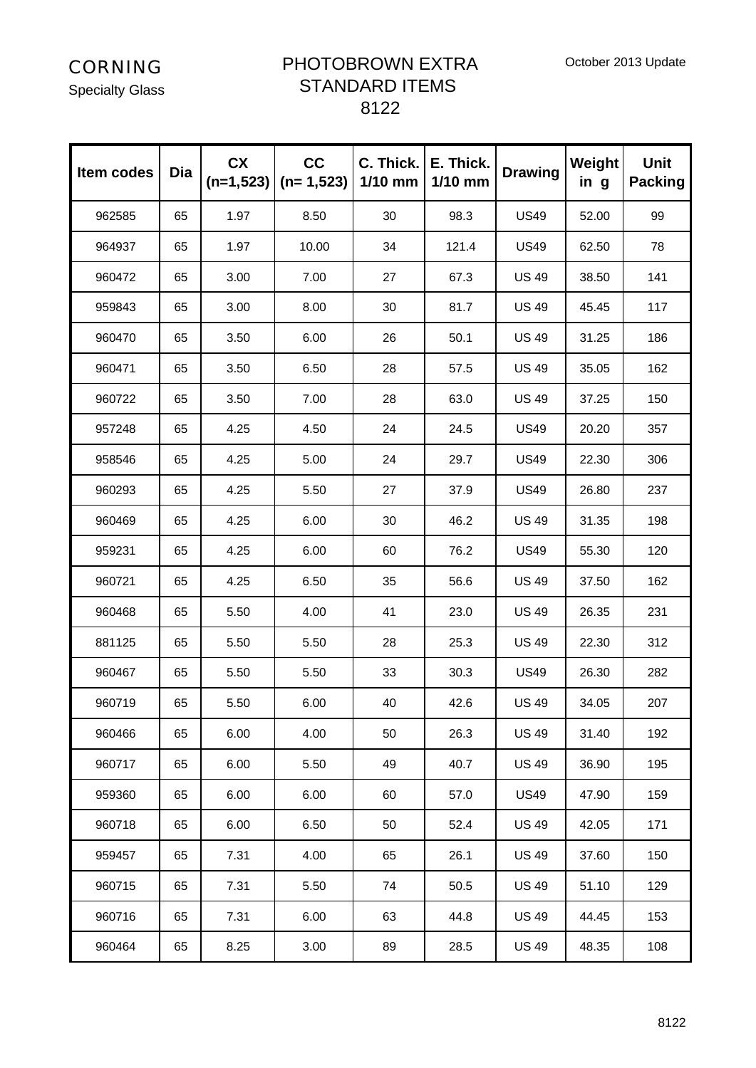CORNING

Specialty Glass

# PHOTOBROWN EXTRA STANDARD ITEMS 8122

October 2013 Update

| Item codes | Dia | CX (n=1,523) | CC (n= 1,523) | C. Thick. 1/10 mm | E. Thick. 1/10 mm | Drawing | Weight in g | Unit Packing |
|---|---|---|---|---|---|---|---|---|
| 962585 | 65 | 1.97 | 8.50 | 30 | 98.3 | US49 | 52.00 | 99 |
| 964937 | 65 | 1.97 | 10.00 | 34 | 121.4 | US49 | 62.50 | 78 |
| 960472 | 65 | 3.00 | 7.00 | 27 | 67.3 | US 49 | 38.50 | 141 |
| 959843 | 65 | 3.00 | 8.00 | 30 | 81.7 | US 49 | 45.45 | 117 |
| 960470 | 65 | 3.50 | 6.00 | 26 | 50.1 | US 49 | 31.25 | 186 |
| 960471 | 65 | 3.50 | 6.50 | 28 | 57.5 | US 49 | 35.05 | 162 |
| 960722 | 65 | 3.50 | 7.00 | 28 | 63.0 | US 49 | 37.25 | 150 |
| 957248 | 65 | 4.25 | 4.50 | 24 | 24.5 | US49 | 20.20 | 357 |
| 958546 | 65 | 4.25 | 5.00 | 24 | 29.7 | US49 | 22.30 | 306 |
| 960293 | 65 | 4.25 | 5.50 | 27 | 37.9 | US49 | 26.80 | 237 |
| 960469 | 65 | 4.25 | 6.00 | 30 | 46.2 | US 49 | 31.35 | 198 |
| 959231 | 65 | 4.25 | 6.00 | 60 | 76.2 | US49 | 55.30 | 120 |
| 960721 | 65 | 4.25 | 6.50 | 35 | 56.6 | US 49 | 37.50 | 162 |
| 960468 | 65 | 5.50 | 4.00 | 41 | 23.0 | US 49 | 26.35 | 231 |
| 881125 | 65 | 5.50 | 5.50 | 28 | 25.3 | US 49 | 22.30 | 312 |
| 960467 | 65 | 5.50 | 5.50 | 33 | 30.3 | US49 | 26.30 | 282 |
| 960719 | 65 | 5.50 | 6.00 | 40 | 42.6 | US 49 | 34.05 | 207 |
| 960466 | 65 | 6.00 | 4.00 | 50 | 26.3 | US 49 | 31.40 | 192 |
| 960717 | 65 | 6.00 | 5.50 | 49 | 40.7 | US 49 | 36.90 | 195 |
| 959360 | 65 | 6.00 | 6.00 | 60 | 57.0 | US49 | 47.90 | 159 |
| 960718 | 65 | 6.00 | 6.50 | 50 | 52.4 | US 49 | 42.05 | 171 |
| 959457 | 65 | 7.31 | 4.00 | 65 | 26.1 | US 49 | 37.60 | 150 |
| 960715 | 65 | 7.31 | 5.50 | 74 | 50.5 | US 49 | 51.10 | 129 |
| 960716 | 65 | 7.31 | 6.00 | 63 | 44.8 | US 49 | 44.45 | 153 |
| 960464 | 65 | 8.25 | 3.00 | 89 | 28.5 | US 49 | 48.35 | 108 |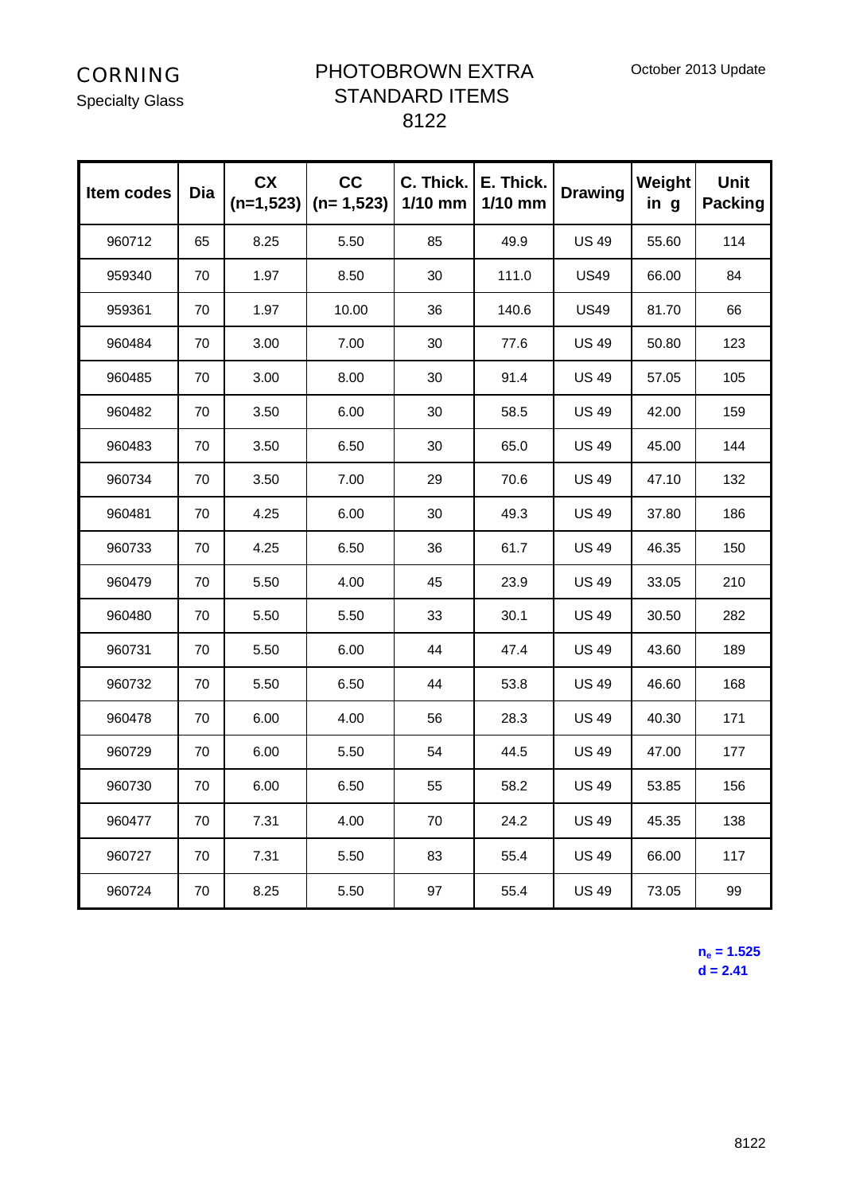CORNING

Specialty Glass

# PHOTOBROWN EXTRA STANDARD ITEMS 8122

October 2013 Update

| Item codes | Dia | CX (n=1,523) | CC (n= 1,523) | C. Thick. 1/10 mm | E. Thick. 1/10 mm | Drawing | Weight in g | Unit Packing |
|---|---|---|---|---|---|---|---|---|
| 960712 | 65 | 8.25 | 5.50 | 85 | 49.9 | US 49 | 55.60 | 114 |
| 959340 | 70 | 1.97 | 8.50 | 30 | 111.0 | US49 | 66.00 | 84 |
| 959361 | 70 | 1.97 | 10.00 | 36 | 140.6 | US49 | 81.70 | 66 |
| 960484 | 70 | 3.00 | 7.00 | 30 | 77.6 | US 49 | 50.80 | 123 |
| 960485 | 70 | 3.00 | 8.00 | 30 | 91.4 | US 49 | 57.05 | 105 |
| 960482 | 70 | 3.50 | 6.00 | 30 | 58.5 | US 49 | 42.00 | 159 |
| 960483 | 70 | 3.50 | 6.50 | 30 | 65.0 | US 49 | 45.00 | 144 |
| 960734 | 70 | 3.50 | 7.00 | 29 | 70.6 | US 49 | 47.10 | 132 |
| 960481 | 70 | 4.25 | 6.00 | 30 | 49.3 | US 49 | 37.80 | 186 |
| 960733 | 70 | 4.25 | 6.50 | 36 | 61.7 | US 49 | 46.35 | 150 |
| 960479 | 70 | 5.50 | 4.00 | 45 | 23.9 | US 49 | 33.05 | 210 |
| 960480 | 70 | 5.50 | 5.50 | 33 | 30.1 | US 49 | 30.50 | 282 |
| 960731 | 70 | 5.50 | 6.00 | 44 | 47.4 | US 49 | 43.60 | 189 |
| 960732 | 70 | 5.50 | 6.50 | 44 | 53.8 | US 49 | 46.60 | 168 |
| 960478 | 70 | 6.00 | 4.00 | 56 | 28.3 | US 49 | 40.30 | 171 |
| 960729 | 70 | 6.00 | 5.50 | 54 | 44.5 | US 49 | 47.00 | 177 |
| 960730 | 70 | 6.00 | 6.50 | 55 | 58.2 | US 49 | 53.85 | 156 |
| 960477 | 70 | 7.31 | 4.00 | 70 | 24.2 | US 49 | 45.35 | 138 |
| 960727 | 70 | 7.31 | 5.50 | 83 | 55.4 | US 49 | 66.00 | 117 |
| 960724 | 70 | 8.25 | 5.50 | 97 | 55.4 | US 49 | 73.05 | 99 |

**$n_e$ = 1.525**
**d = 2.41**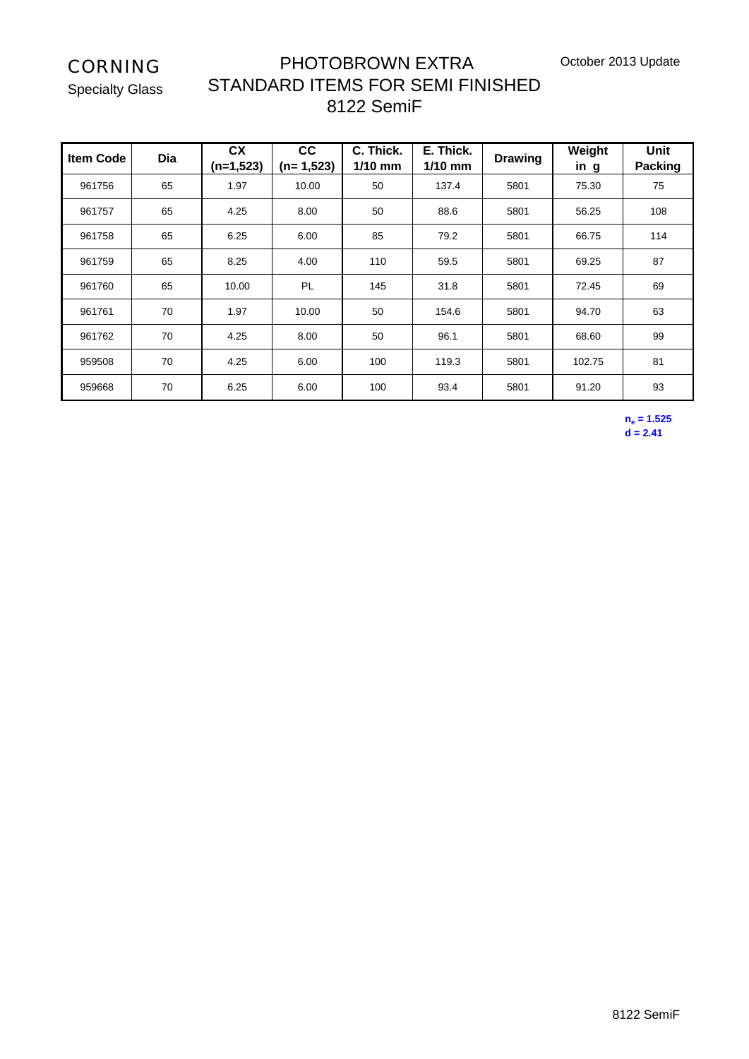CORNING

Specialty Glass

# PHOTOBROWN EXTRA
## STANDARD ITEMS FOR SEMI FINISHED
## 8122 SemiF

October 2013 Update

| Item Code | Dia | CX (n=1,523) | CC (n= 1,523) | C. Thick. 1/10 mm | E. Thick. 1/10 mm | Drawing | Weight in g | Unit Packing |
|---|---|---|---|---|---|---|---|---|
| 961756 | 65 | 1.97 | 10.00 | 50 | 137.4 | 5801 | 75.30 | 75 |
| 961757 | 65 | 4.25 | 8.00 | 50 | 88.6 | 5801 | 56.25 | 108 |
| 961758 | 65 | 6.25 | 6.00 | 85 | 79.2 | 5801 | 66.75 | 114 |
| 961759 | 65 | 8.25 | 4.00 | 110 | 59.5 | 5801 | 69.25 | 87 |
| 961760 | 65 | 10.00 | PL | 145 | 31.8 | 5801 | 72.45 | 69 |
| 961761 | 70 | 1.97 | 10.00 | 50 | 154.6 | 5801 | 94.70 | 63 |
| 961762 | 70 | 4.25 | 8.00 | 50 | 96.1 | 5801 | 68.60 | 99 |
| 959508 | 70 | 4.25 | 6.00 | 100 | 119.3 | 5801 | 102.75 | 81 |
| 959668 | 70 | 6.25 | 6.00 | 100 | 93.4 | 5801 | 91.20 | 93 |

**$n_e$ = 1.525**
**d = 2.41**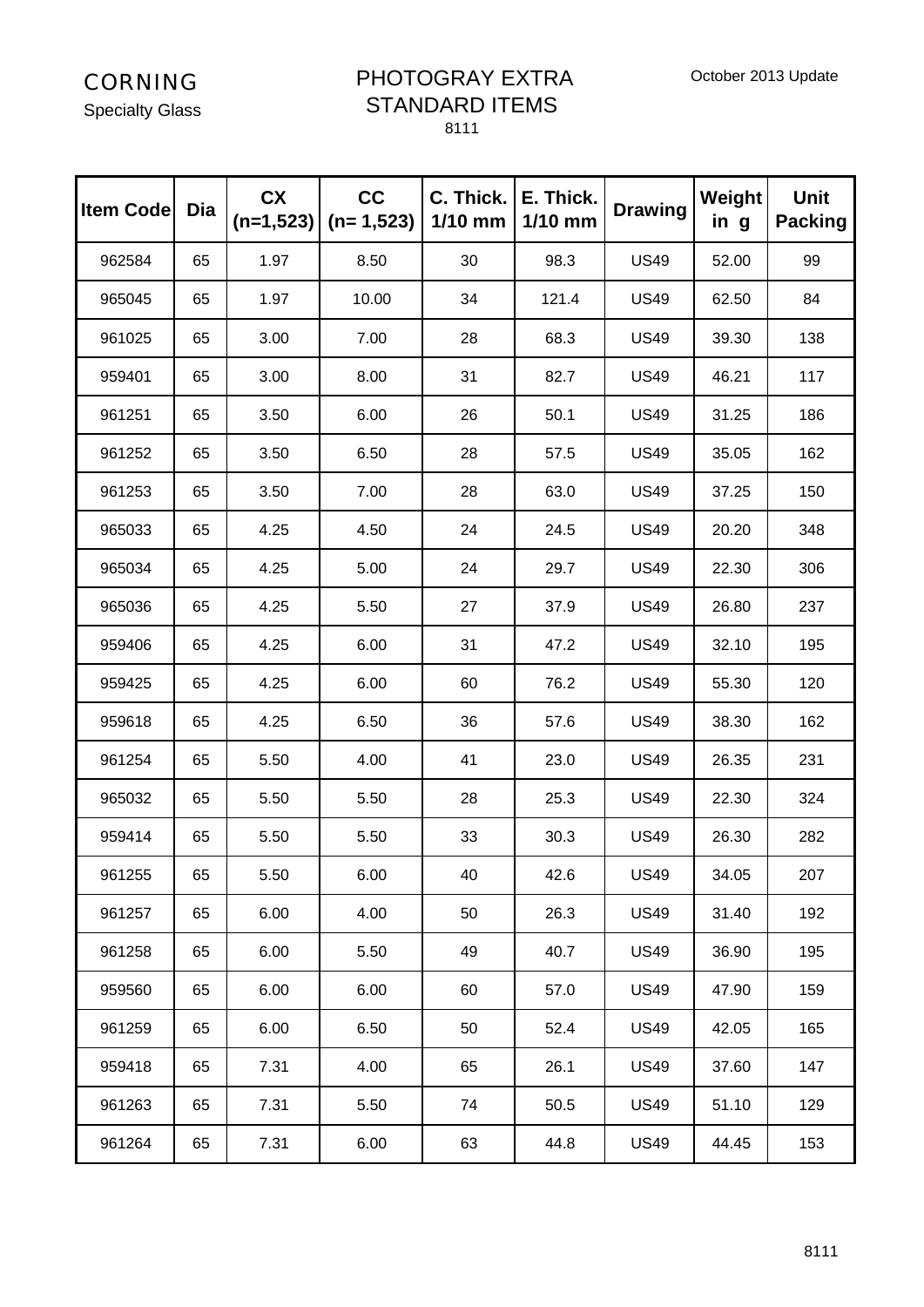CORNING
Specialty Glass

# PHOTOGRAY EXTRA STANDARD ITEMS

8111

October 2013 Update

| Item Code | Dia | CX (n=1,523) | CC (n= 1,523) | C. Thick. 1/10 mm | E. Thick. 1/10 mm | Drawing | Weight in g | Unit Packing |
|---|---|---|---|---|---|---|---|---|
| 962584 | 65 | 1.97 | 8.50 | 30 | 98.3 | US49 | 52.00 | 99 |
| 965045 | 65 | 1.97 | 10.00 | 34 | 121.4 | US49 | 62.50 | 84 |
| 961025 | 65 | 3.00 | 7.00 | 28 | 68.3 | US49 | 39.30 | 138 |
| 959401 | 65 | 3.00 | 8.00 | 31 | 82.7 | US49 | 46.21 | 117 |
| 961251 | 65 | 3.50 | 6.00 | 26 | 50.1 | US49 | 31.25 | 186 |
| 961252 | 65 | 3.50 | 6.50 | 28 | 57.5 | US49 | 35.05 | 162 |
| 961253 | 65 | 3.50 | 7.00 | 28 | 63.0 | US49 | 37.25 | 150 |
| 965033 | 65 | 4.25 | 4.50 | 24 | 24.5 | US49 | 20.20 | 348 |
| 965034 | 65 | 4.25 | 5.00 | 24 | 29.7 | US49 | 22.30 | 306 |
| 965036 | 65 | 4.25 | 5.50 | 27 | 37.9 | US49 | 26.80 | 237 |
| 959406 | 65 | 4.25 | 6.00 | 31 | 47.2 | US49 | 32.10 | 195 |
| 959425 | 65 | 4.25 | 6.00 | 60 | 76.2 | US49 | 55.30 | 120 |
| 959618 | 65 | 4.25 | 6.50 | 36 | 57.6 | US49 | 38.30 | 162 |
| 961254 | 65 | 5.50 | 4.00 | 41 | 23.0 | US49 | 26.35 | 231 |
| 965032 | 65 | 5.50 | 5.50 | 28 | 25.3 | US49 | 22.30 | 324 |
| 959414 | 65 | 5.50 | 5.50 | 33 | 30.3 | US49 | 26.30 | 282 |
| 961255 | 65 | 5.50 | 6.00 | 40 | 42.6 | US49 | 34.05 | 207 |
| 961257 | 65 | 6.00 | 4.00 | 50 | 26.3 | US49 | 31.40 | 192 |
| 961258 | 65 | 6.00 | 5.50 | 49 | 40.7 | US49 | 36.90 | 195 |
| 959560 | 65 | 6.00 | 6.00 | 60 | 57.0 | US49 | 47.90 | 159 |
| 961259 | 65 | 6.00 | 6.50 | 50 | 52.4 | US49 | 42.05 | 165 |
| 959418 | 65 | 7.31 | 4.00 | 65 | 26.1 | US49 | 37.60 | 147 |
| 961263 | 65 | 7.31 | 5.50 | 74 | 50.5 | US49 | 51.10 | 129 |
| 961264 | 65 | 7.31 | 6.00 | 63 | 44.8 | US49 | 44.45 | 153 |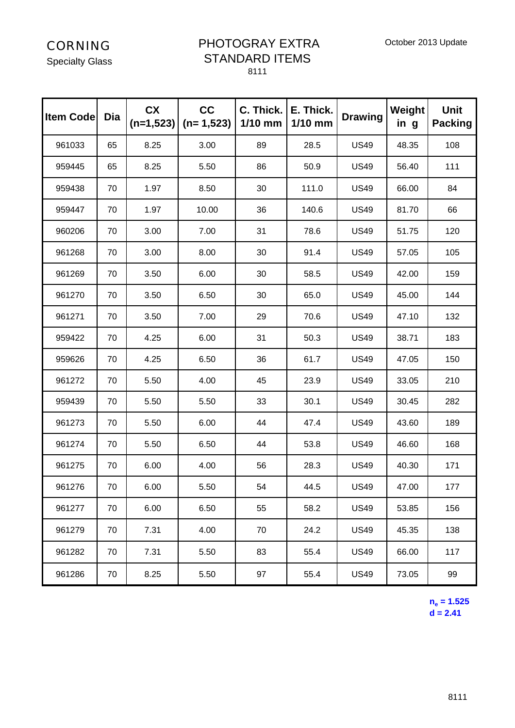CORNING

Specialty Glass

# PHOTOGRAY EXTRA STANDARD ITEMS

8111

October 2013 Update

| Item Code | Dia | CX (n=1,523) | CC (n= 1,523) | C. Thick. 1/10 mm | E. Thick. 1/10 mm | Drawing | Weight in g | Unit Packing |
|---|---|---|---|---|---|---|---|---|
| 961033 | 65 | 8.25 | 3.00 | 89 | 28.5 | US49 | 48.35 | 108 |
| 959445 | 65 | 8.25 | 5.50 | 86 | 50.9 | US49 | 56.40 | 111 |
| 959438 | 70 | 1.97 | 8.50 | 30 | 111.0 | US49 | 66.00 | 84 |
| 959447 | 70 | 1.97 | 10.00 | 36 | 140.6 | US49 | 81.70 | 66 |
| 960206 | 70 | 3.00 | 7.00 | 31 | 78.6 | US49 | 51.75 | 120 |
| 961268 | 70 | 3.00 | 8.00 | 30 | 91.4 | US49 | 57.05 | 105 |
| 961269 | 70 | 3.50 | 6.00 | 30 | 58.5 | US49 | 42.00 | 159 |
| 961270 | 70 | 3.50 | 6.50 | 30 | 65.0 | US49 | 45.00 | 144 |
| 961271 | 70 | 3.50 | 7.00 | 29 | 70.6 | US49 | 47.10 | 132 |
| 959422 | 70 | 4.25 | 6.00 | 31 | 50.3 | US49 | 38.71 | 183 |
| 959626 | 70 | 4.25 | 6.50 | 36 | 61.7 | US49 | 47.05 | 150 |
| 961272 | 70 | 5.50 | 4.00 | 45 | 23.9 | US49 | 33.05 | 210 |
| 959439 | 70 | 5.50 | 5.50 | 33 | 30.1 | US49 | 30.45 | 282 |
| 961273 | 70 | 5.50 | 6.00 | 44 | 47.4 | US49 | 43.60 | 189 |
| 961274 | 70 | 5.50 | 6.50 | 44 | 53.8 | US49 | 46.60 | 168 |
| 961275 | 70 | 6.00 | 4.00 | 56 | 28.3 | US49 | 40.30 | 171 |
| 961276 | 70 | 6.00 | 5.50 | 54 | 44.5 | US49 | 47.00 | 177 |
| 961277 | 70 | 6.00 | 6.50 | 55 | 58.2 | US49 | 53.85 | 156 |
| 961279 | 70 | 7.31 | 4.00 | 70 | 24.2 | US49 | 45.35 | 138 |
| 961282 | 70 | 7.31 | 5.50 | 83 | 55.4 | US49 | 66.00 | 117 |
| 961286 | 70 | 8.25 | 5.50 | 97 | 55.4 | US49 | 73.05 | 99 |

**$n_e$ = 1.525**
**d = 2.41**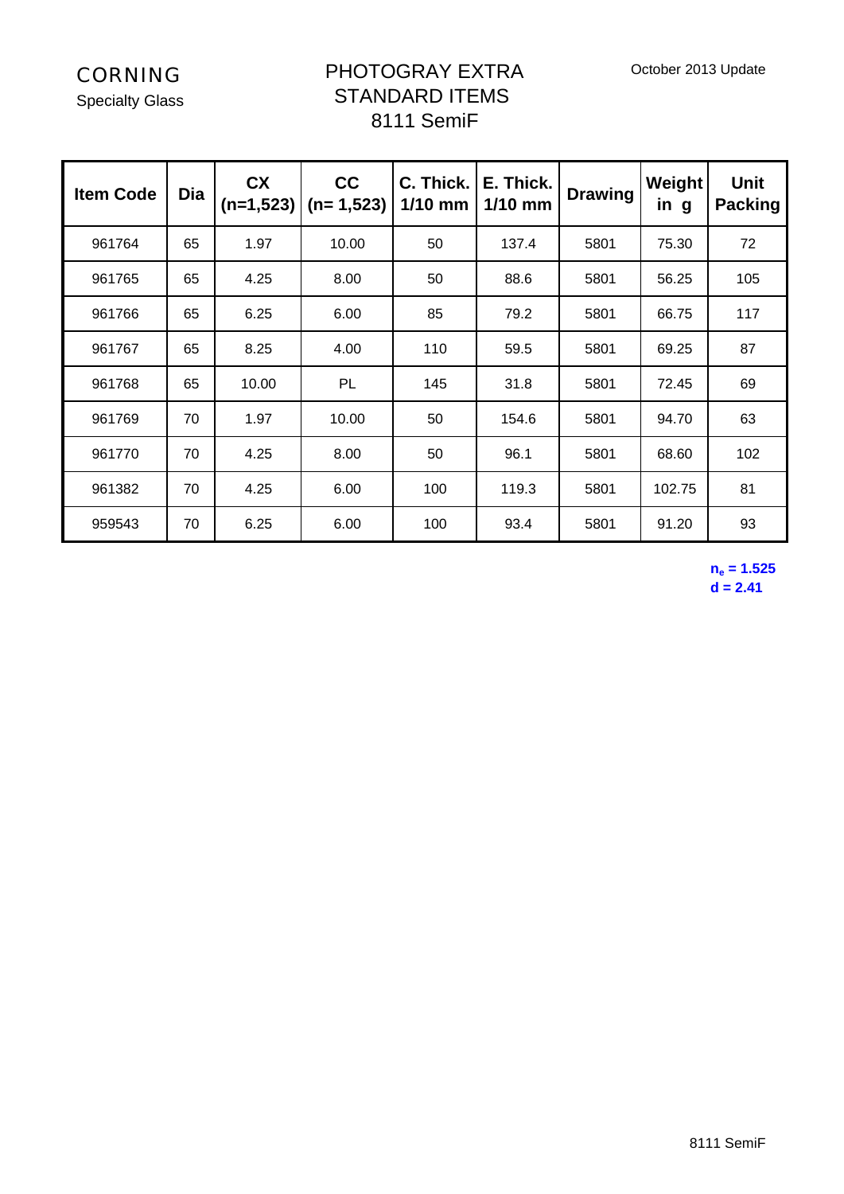CORNING

Specialty Glass

# PHOTOGRAY EXTRA STANDARD ITEMS 8111 SemiF

October 2013 Update

| Item Code | Dia | CX (n=1,523) | CC (n= 1,523) | C. Thick. 1/10 mm | E. Thick. 1/10 mm | Drawing | Weight in g | Unit Packing |
|---|---|---|---|---|---|---|---|---|
| 961764 | 65 | 1.97 | 10.00 | 50 | 137.4 | 5801 | 75.30 | 72 |
| 961765 | 65 | 4.25 | 8.00 | 50 | 88.6 | 5801 | 56.25 | 105 |
| 961766 | 65 | 6.25 | 6.00 | 85 | 79.2 | 5801 | 66.75 | 117 |
| 961767 | 65 | 8.25 | 4.00 | 110 | 59.5 | 5801 | 69.25 | 87 |
| 961768 | 65 | 10.00 | PL | 145 | 31.8 | 5801 | 72.45 | 69 |
| 961769 | 70 | 1.97 | 10.00 | 50 | 154.6 | 5801 | 94.70 | 63 |
| 961770 | 70 | 4.25 | 8.00 | 50 | 96.1 | 5801 | 68.60 | 102 |
| 961382 | 70 | 4.25 | 6.00 | 100 | 119.3 | 5801 | 102.75 | 81 |
| 959543 | 70 | 6.25 | 6.00 | 100 | 93.4 | 5801 | 91.20 | 93 |

**$n_e$ = 1.525**
**d = 2.41**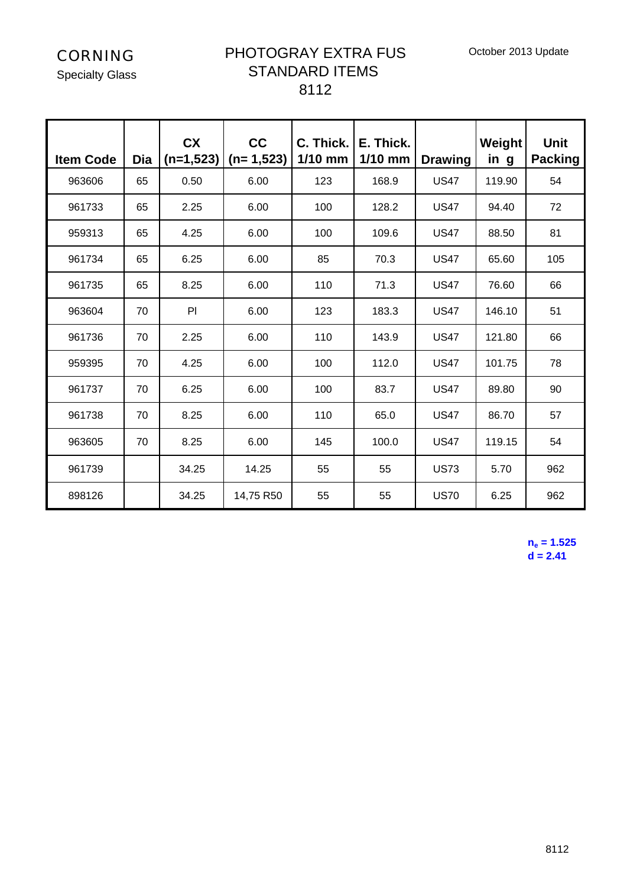CORNING

Specialty Glass

# PHOTOGRAY EXTRA FUS STANDARD ITEMS 8112

October 2013 Update

| Item Code | Dia | CX (n=1,523) | CC (n= 1,523) | C. Thick. 1/10 mm | E. Thick. 1/10 mm | Drawing | Weight in g | Unit Packing |
|---|---|---|---|---|---|---|---|---|
| 963606 | 65 | 0.50 | 6.00 | 123 | 168.9 | US47 | 119.90 | 54 |
| 961733 | 65 | 2.25 | 6.00 | 100 | 128.2 | US47 | 94.40 | 72 |
| 959313 | 65 | 4.25 | 6.00 | 100 | 109.6 | US47 | 88.50 | 81 |
| 961734 | 65 | 6.25 | 6.00 | 85 | 70.3 | US47 | 65.60 | 105 |
| 961735 | 65 | 8.25 | 6.00 | 110 | 71.3 | US47 | 76.60 | 66 |
| 963604 | 70 | Pl | 6.00 | 123 | 183.3 | US47 | 146.10 | 51 |
| 961736 | 70 | 2.25 | 6.00 | 110 | 143.9 | US47 | 121.80 | 66 |
| 959395 | 70 | 4.25 | 6.00 | 100 | 112.0 | US47 | 101.75 | 78 |
| 961737 | 70 | 6.25 | 6.00 | 100 | 83.7 | US47 | 89.80 | 90 |
| 961738 | 70 | 8.25 | 6.00 | 110 | 65.0 | US47 | 86.70 | 57 |
| 963605 | 70 | 8.25 | 6.00 | 145 | 100.0 | US47 | 119.15 | 54 |
| 961739 | | 34.25 | 14.25 | 55 | 55 | US73 | 5.70 | 962 |
| 898126 | | 34.25 | 14,75 R50 | 55 | 55 | US70 | 6.25 | 962 |

**$n_e$ = 1.525**
**d = 2.41**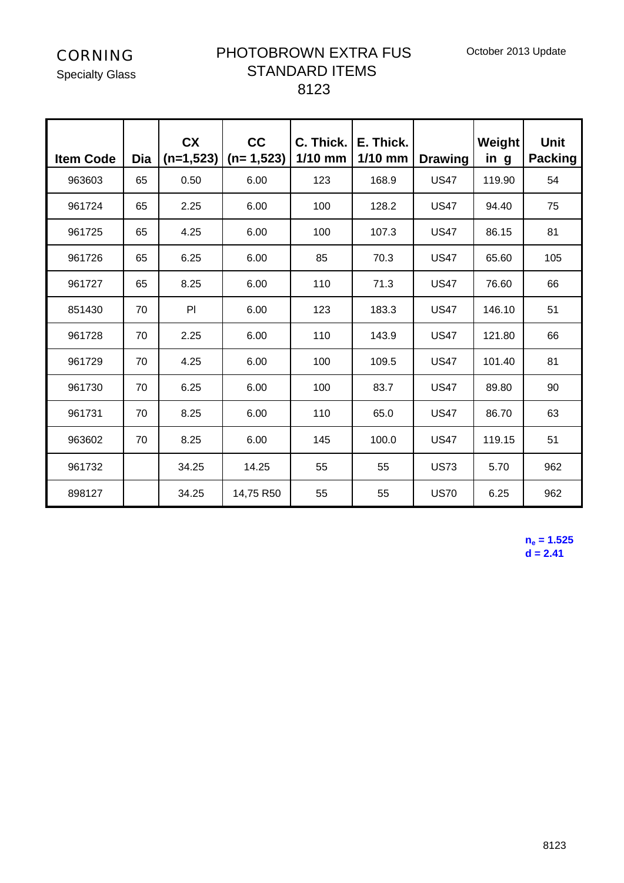CORNING

Specialty Glass

# PHOTOBROWN EXTRA FUS
## STANDARD ITEMS
## 8123

October 2013 Update

| Item Code | Dia | CX (n=1,523) | CC (n= 1,523) | C. Thick. 1/10 mm | E. Thick. 1/10 mm | Drawing | Weight in g | Unit Packing |
|---|---|---|---|---|---|---|---|---|
| 963603 | 65 | 0.50 | 6.00 | 123 | 168.9 | US47 | 119.90 | 54 |
| 961724 | 65 | 2.25 | 6.00 | 100 | 128.2 | US47 | 94.40 | 75 |
| 961725 | 65 | 4.25 | 6.00 | 100 | 107.3 | US47 | 86.15 | 81 |
| 961726 | 65 | 6.25 | 6.00 | 85 | 70.3 | US47 | 65.60 | 105 |
| 961727 | 65 | 8.25 | 6.00 | 110 | 71.3 | US47 | 76.60 | 66 |
| 851430 | 70 | Pl | 6.00 | 123 | 183.3 | US47 | 146.10 | 51 |
| 961728 | 70 | 2.25 | 6.00 | 110 | 143.9 | US47 | 121.80 | 66 |
| 961729 | 70 | 4.25 | 6.00 | 100 | 109.5 | US47 | 101.40 | 81 |
| 961730 | 70 | 6.25 | 6.00 | 100 | 83.7 | US47 | 89.80 | 90 |
| 961731 | 70 | 8.25 | 6.00 | 110 | 65.0 | US47 | 86.70 | 63 |
| 963602 | 70 | 8.25 | 6.00 | 145 | 100.0 | US47 | 119.15 | 51 |
| 961732 | | 34.25 | 14.25 | 55 | 55 | US73 | 5.70 | 962 |
| 898127 | | 34.25 | 14,75 R50 | 55 | 55 | US70 | 6.25 | 962 |

**$n_e$ = 1.525**
**d = 2.41**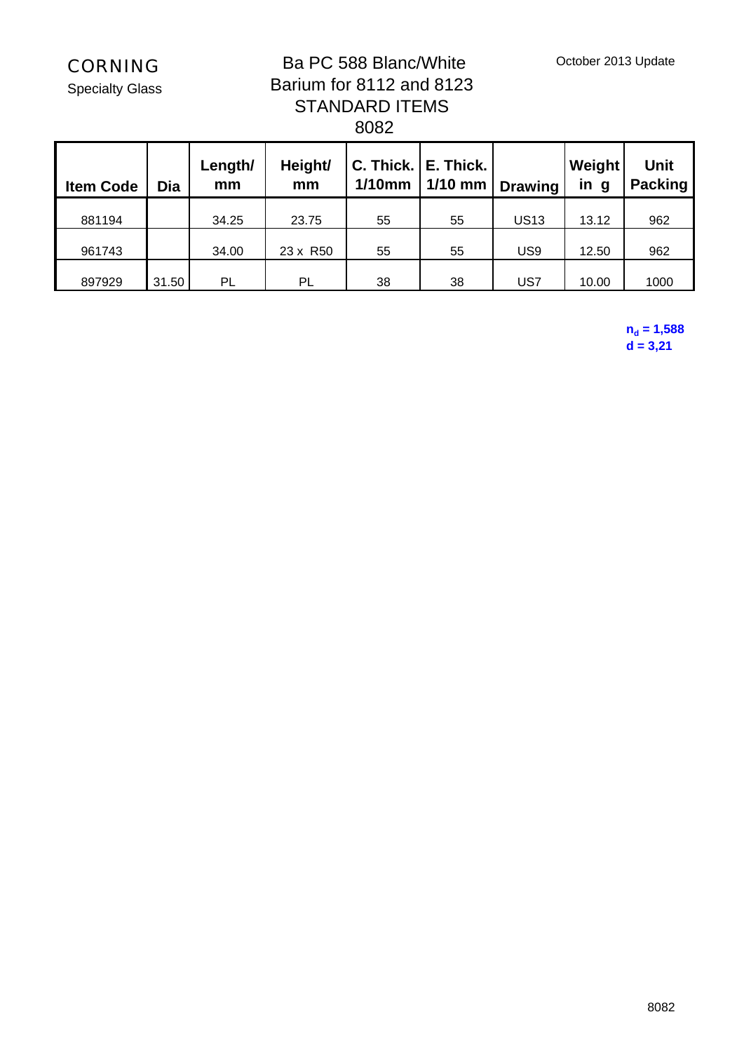CORNING
Specialty Glass

October 2013 Update

# Ba PC 588 Blanc/White
## Barium for 8112 and 8123
## STANDARD ITEMS
## 8082

| Item Code | Dia | Length/ mm | Height/ mm | C. Thick. 1/10mm | E. Thick. 1/10 mm | Drawing | Weight in g | Unit Packing |
|---|---|---|---|---|---|---|---|---|
| 881194 | | 34.25 | 23.75 | 55 | 55 | US13 | 13.12 | 962 |
| 961743 | | 34.00 | 23 x R50 | 55 | 55 | US9 | 12.50 | 962 |
| 897929 | 31.50 | PL | PL | 38 | 38 | US7 | 10.00 | 1000 |

**$n_d$ = 1,588**
**d = 3,21**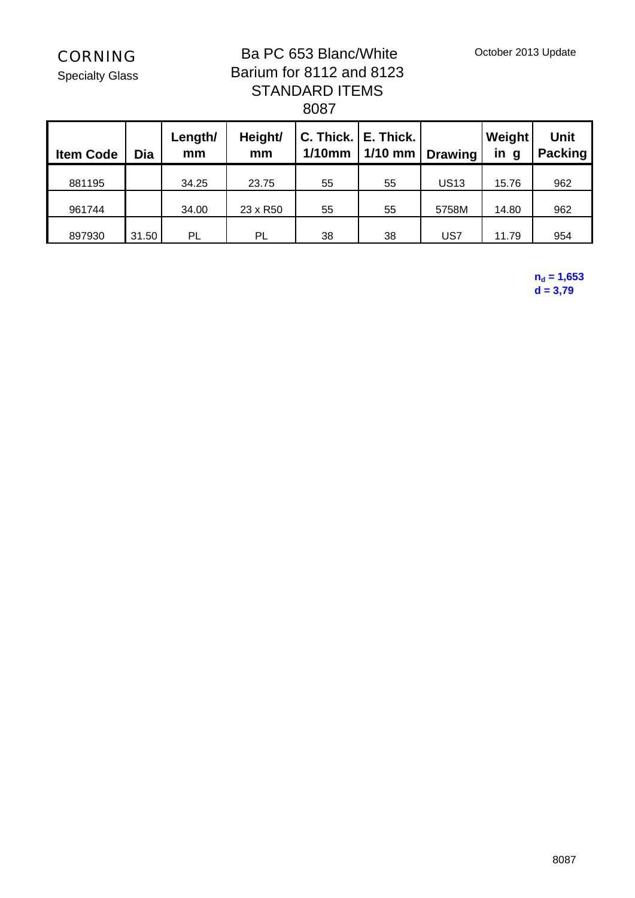CORNING
Specialty Glass

October 2013 Update

# Ba PC 653 Blanc/White
## Barium for 8112 and 8123
## STANDARD ITEMS
## 8087

| Item Code | Dia | Length/ mm | Height/ mm | C. Thick. 1/10mm | E. Thick. 1/10 mm | Drawing | Weight in g | Unit Packing |
|---|---|---|---|---|---|---|---|---|
| 881195 | | 34.25 | 23.75 | 55 | 55 | US13 | 15.76 | 962 |
| 961744 | | 34.00 | 23 x R50 | 55 | 55 | 5758M | 14.80 | 962 |
| 897930 | 31.50 | PL | PL | 38 | 38 | US7 | 11.79 | 954 |

**$n_d$ = 1,653**
**d = 3,79**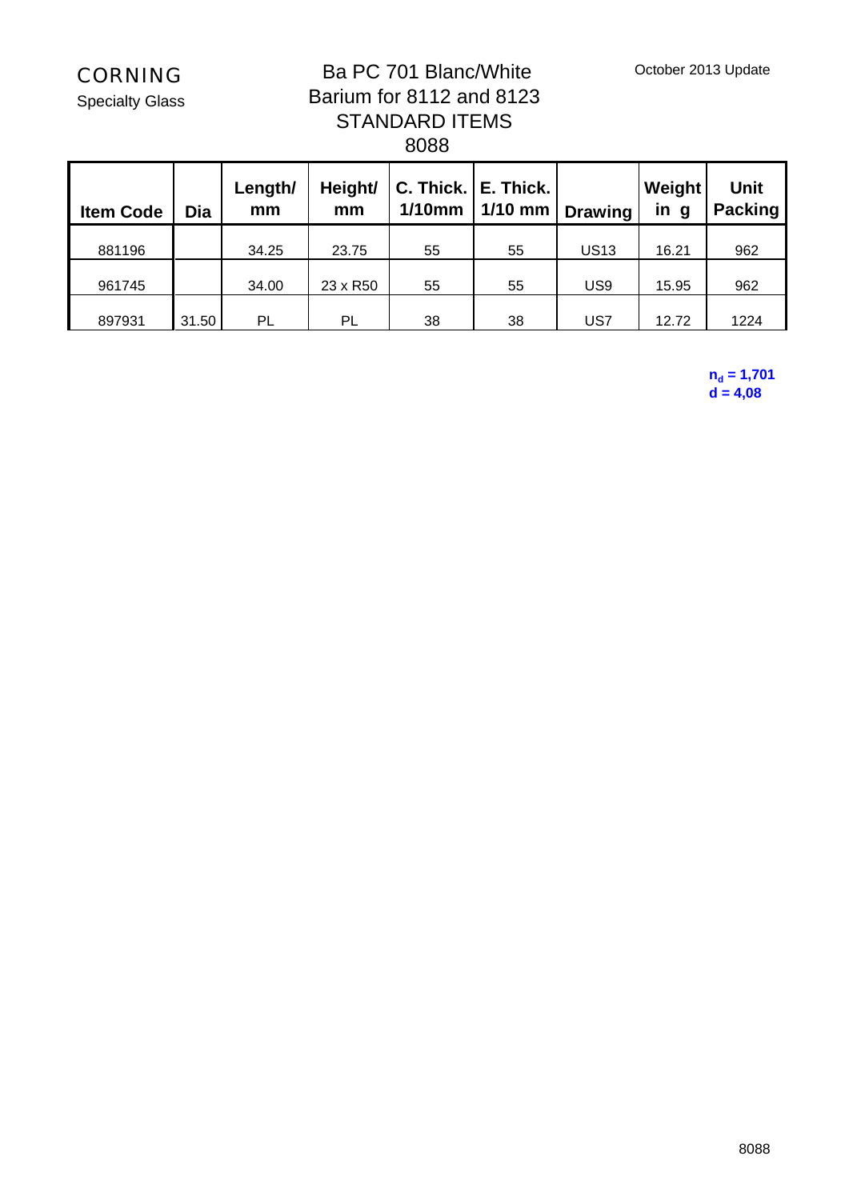CORNING

Specialty Glass

# Ba PC 701 Blanc/White
## Barium for 8112 and 8123
## STANDARD ITEMS
## 8088

October 2013 Update

| Item Code | Dia | Length/ mm | Height/ mm | C. Thick. 1/10mm | E. Thick. 1/10 mm | Drawing | Weight in g | Unit Packing |
|---|---|---|---|---|---|---|---|---|
| 881196 | | 34.25 | 23.75 | 55 | 55 | US13 | 16.21 | 962 |
| 961745 | | 34.00 | 23 x R50 | 55 | 55 | US9 | 15.95 | 962 |
| 897931 | 31.50 | PL | PL | 38 | 38 | US7 | 12.72 | 1224 |

**$n_d$ = 1,701**
**d = 4,08**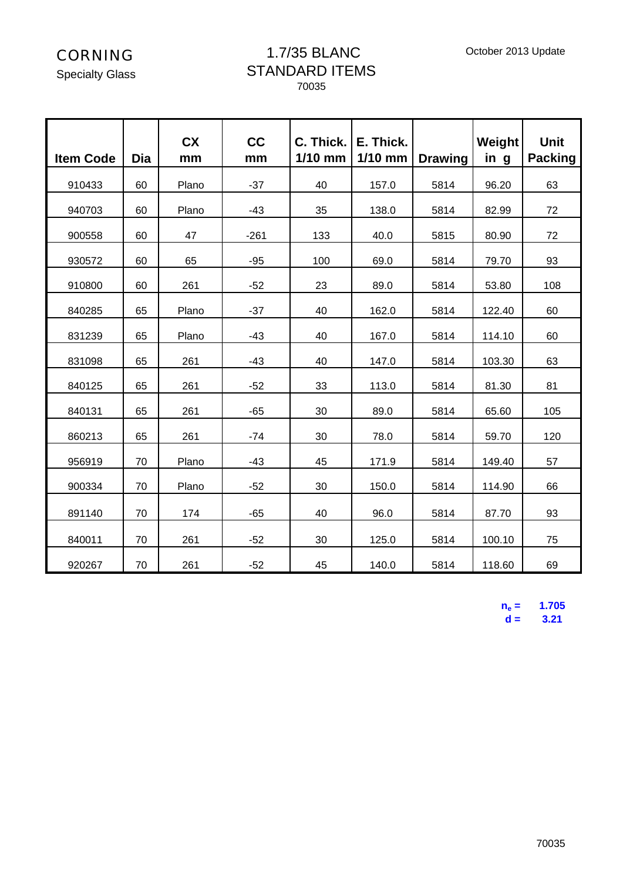CORNING
Specialty Glass

# 1.7/35 BLANC
## STANDARD ITEMS
70035

October 2013 Update

| Item Code | Dia | CX mm | CC mm | C. Thick. 1/10 mm | E. Thick. 1/10 mm | Drawing | Weight in g | Unit Packing |
|---|---|---|---|---|---|---|---|---|
| 910433 | 60 | Plano | -37 | 40 | 157.0 | 5814 | 96.20 | 63 |
| 940703 | 60 | Plano | -43 | 35 | 138.0 | 5814 | 82.99 | 72 |
| 900558 | 60 | 47 | -261 | 133 | 40.0 | 5815 | 80.90 | 72 |
| 930572 | 60 | 65 | -95 | 100 | 69.0 | 5814 | 79.70 | 93 |
| 910800 | 60 | 261 | -52 | 23 | 89.0 | 5814 | 53.80 | 108 |
| 840285 | 65 | Plano | -37 | 40 | 162.0 | 5814 | 122.40 | 60 |
| 831239 | 65 | Plano | -43 | 40 | 167.0 | 5814 | 114.10 | 60 |
| 831098 | 65 | 261 | -43 | 40 | 147.0 | 5814 | 103.30 | 63 |
| 840125 | 65 | 261 | -52 | 33 | 113.0 | 5814 | 81.30 | 81 |
| 840131 | 65 | 261 | -65 | 30 | 89.0 | 5814 | 65.60 | 105 |
| 860213 | 65 | 261 | -74 | 30 | 78.0 | 5814 | 59.70 | 120 |
| 956919 | 70 | Plano | -43 | 45 | 171.9 | 5814 | 149.40 | 57 |
| 900334 | 70 | Plano | -52 | 30 | 150.0 | 5814 | 114.90 | 66 |
| 891140 | 70 | 174 | -65 | 40 | 96.0 | 5814 | 87.70 | 93 |
| 840011 | 70 | 261 | -52 | 30 | 125.0 | 5814 | 100.10 | 75 |
| 920267 | 70 | 261 | -52 | 45 | 140.0 | 5814 | 118.60 | 69 |

**$n_e$ = 1.705**
**d = 3.21**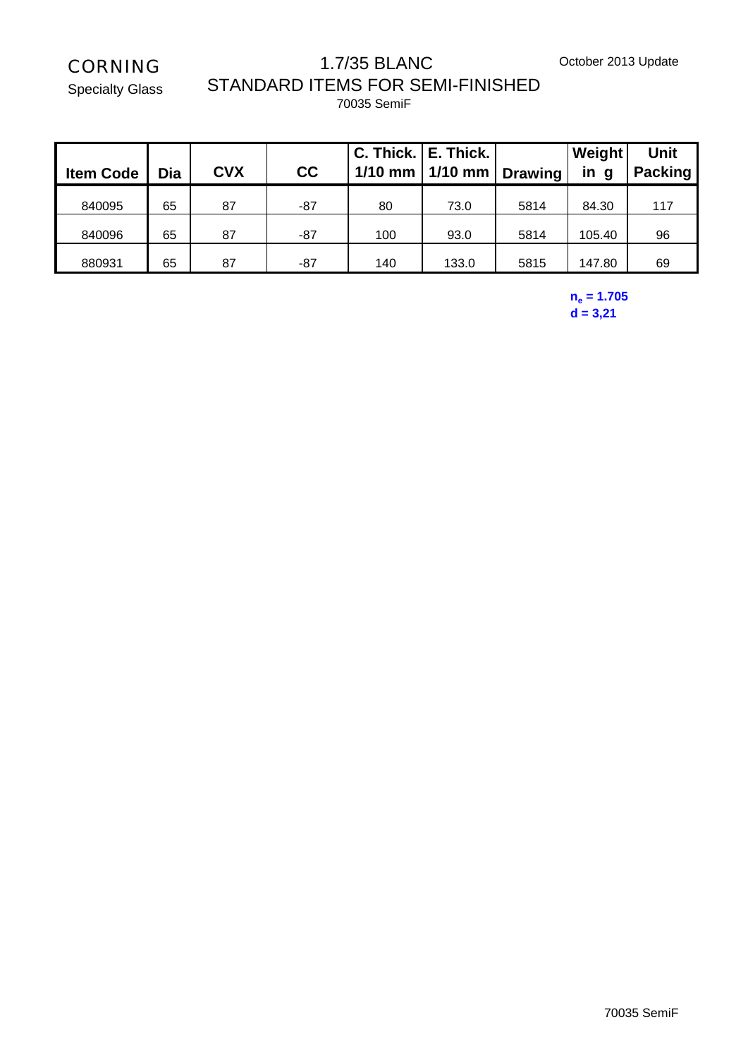CORNING

Specialty Glass

# 1.7/35 BLANC
## STANDARD ITEMS FOR SEMI-FINISHED

70035 SemiF

October 2013 Update

| Item Code | Dia | CVX | CC | C. Thick. 1/10 mm | E. Thick. 1/10 mm | Drawing | Weight in g | Unit Packing |
|---|---|---|---|---|---|---|---|---|
| 840095 | 65 | 87 | -87 | 80 | 73.0 | 5814 | 84.30 | 117 |
| 840096 | 65 | 87 | -87 | 100 | 93.0 | 5814 | 105.40 | 96 |
| 880931 | 65 | 87 | -87 | 140 | 133.0 | 5815 | 147.80 | 69 |

**$n_e$ = 1.705**
**d = 3,21**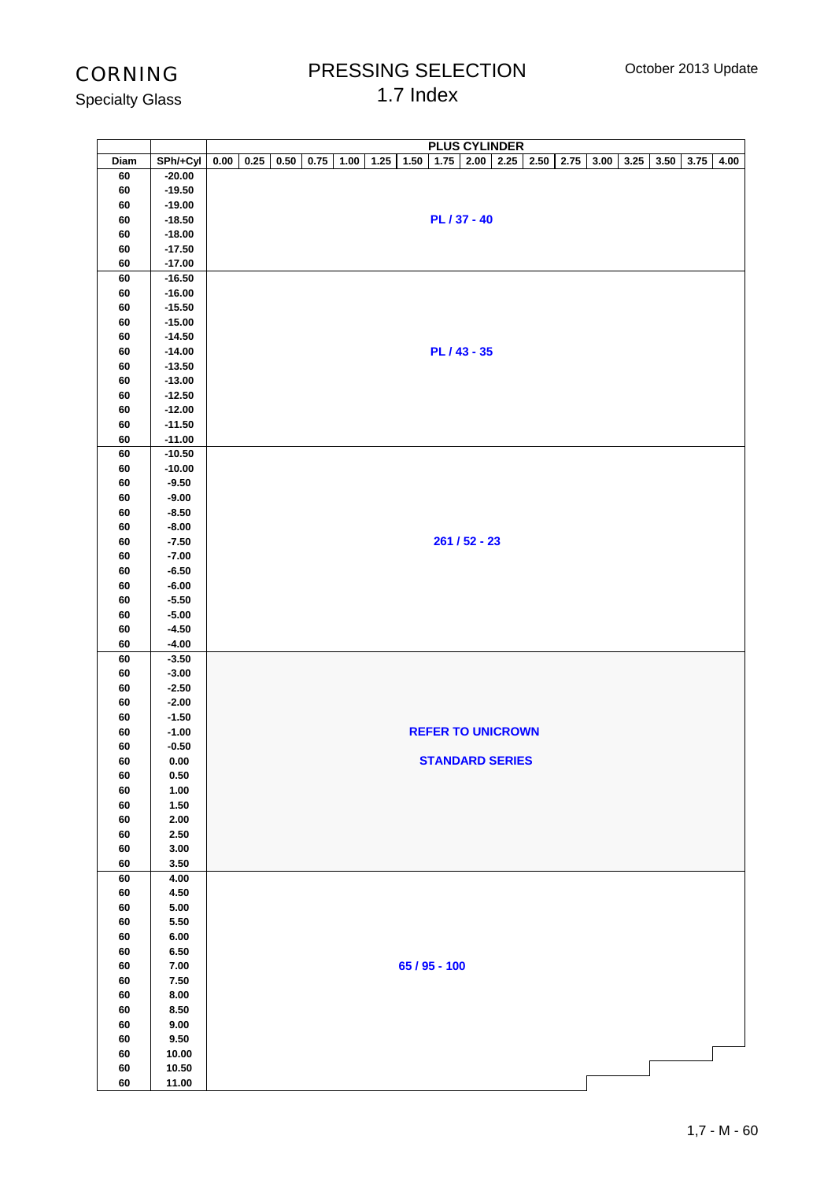CORNING
Specialty Glass

# PRESSING SELECTION
## 1.7 Index

October 2013 Update

| Diam | SPh/+Cyl | PLUS CYLINDER | | | | | | | | | | | | | | | | |
|---|---|---|---|---|---|---|---|---|---|---|---|---|---|---|---|---|---|---|
| | | 0.00 | 0.25 | 0.50 | 0.75 | 1.00 | 1.25 | 1.50 | 1.75 | 2.00 | 2.25 | 2.50 | 2.75 | 3.00 | 3.25 | 3.50 | 3.75 | 4.00 |
| 60 | -20.00 | PL / 37 - 40 | | | | | | | | | | | | | | | | |
| 60 | -19.50 | | | | | | | | | | | | | | | | | |
| 60 | -19.00 | | | | | | | | | | | | | | | | | |
| 60 | -18.50 | | | | | | | | | | | | | | | | | |
| 60 | -18.00 | | | | | | | | | | | | | | | | | |
| 60 | -17.50 | | | | | | | | | | | | | | | | | |
| 60 | -17.00 | | | | | | | | | | | | | | | | | |
| 60 | -16.50 | PL / 43 - 35 | | | | | | | | | | | | | | | | |
| 60 | -16.00 | | | | | | | | | | | | | | | | | |
| 60 | -15.50 | | | | | | | | | | | | | | | | | |
| 60 | -15.00 | | | | | | | | | | | | | | | | | |
| 60 | -14.50 | | | | | | | | | | | | | | | | | |
| 60 | -14.00 | | | | | | | | | | | | | | | | | |
| 60 | -13.50 | | | | | | | | | | | | | | | | | |
| 60 | -13.00 | | | | | | | | | | | | | | | | | |
| 60 | -12.50 | | | | | | | | | | | | | | | | | |
| 60 | -12.00 | | | | | | | | | | | | | | | | | |
| 60 | -11.50 | | | | | | | | | | | | | | | | | |
| 60 | -11.00 | | | | | | | | | | | | | | | | | |
| 60 | -10.50 | 261 / 52 - 23 | | | | | | | | | | | | | | | | |
| 60 | -10.00 | | | | | | | | | | | | | | | | | |
| 60 | -9.50 | | | | | | | | | | | | | | | | | |
| 60 | -9.00 | | | | | | | | | | | | | | | | | |
| 60 | -8.50 | | | | | | | | | | | | | | | | | |
| 60 | -8.00 | | | | | | | | | | | | | | | | | |
| 60 | -7.50 | | | | | | | | | | | | | | | | | |
| 60 | -7.00 | | | | | | | | | | | | | | | | | |
| 60 | -6.50 | | | | | | | | | | | | | | | | | |
| 60 | -6.00 | | | | | | | | | | | | | | | | | |
| 60 | -5.50 | | | | | | | | | | | | | | | | | |
| 60 | -5.00 | | | | | | | | | | | | | | | | | |
| 60 | -4.50 | | | | | | | | | | | | | | | | | |
| 60 | -4.00 | | | | | | | | | | | | | | | | | |
| 60 | -3.50 | REFER TO UNICROWN STANDARD SERIES | | | | | | | | | | | | | | | | |
| 60 | -3.00 | | | | | | | | | | | | | | | | | |
| 60 | -2.50 | | | | | | | | | | | | | | | | | |
| 60 | -2.00 | | | | | | | | | | | | | | | | | |
| 60 | -1.50 | | | | | | | | | | | | | | | | | |
| 60 | -1.00 | | | | | | | | | | | | | | | | | |
| 60 | -0.50 | | | | | | | | | | | | | | | | | |
| 60 | 0.00 | | | | | | | | | | | | | | | | | |
| 60 | 0.50 | | | | | | | | | | | | | | | | | |
| 60 | 1.00 | | | | | | | | | | | | | | | | | |
| 60 | 1.50 | | | | | | | | | | | | | | | | | |
| 60 | 2.00 | | | | | | | | | | | | | | | | | |
| 60 | 2.50 | | | | | | | | | | | | | | | | | |
| 60 | 3.00 | | | | | | | | | | | | | | | | | |
| 60 | 3.50 | | | | | | | | | | | | | | | | | |
| 60 | 4.00 | 65 / 95 - 100 | | | | | | | | | | | | | | | | |
| 60 | 4.50 | | | | | | | | | | | | | | | | | |
| 60 | 5.00 | | | | | | | | | | | | | | | | | |
| 60 | 5.50 | | | | | | | | | | | | | | | | | |
| 60 | 6.00 | | | | | | | | | | | | | | | | | |
| 60 | 6.50 | | | | | | | | | | | | | | | | | |
| 60 | 7.00 | | | | | | | | | | | | | | | | | |
| 60 | 7.50 | | | | | | | | | | | | | | | | | |
| 60 | 8.00 | | | | | | | | | | | | | | | | | |
| 60 | 8.50 | | | | | | | | | | | | | | | | | |
| 60 | 9.00 | | | | | | | | | | | | | | | | | |
| 60 | 9.50 | | | | | | | | | | | | | | | | | |
| 60 | 10.00 | | | | | | | | | | | | | | | | | |
| 60 | 10.50 | | | | | | | | | | | | | | | | | |
| 60 | 11.00 | | | | | | | | | | | | | | | | | |

1,7 - M - 60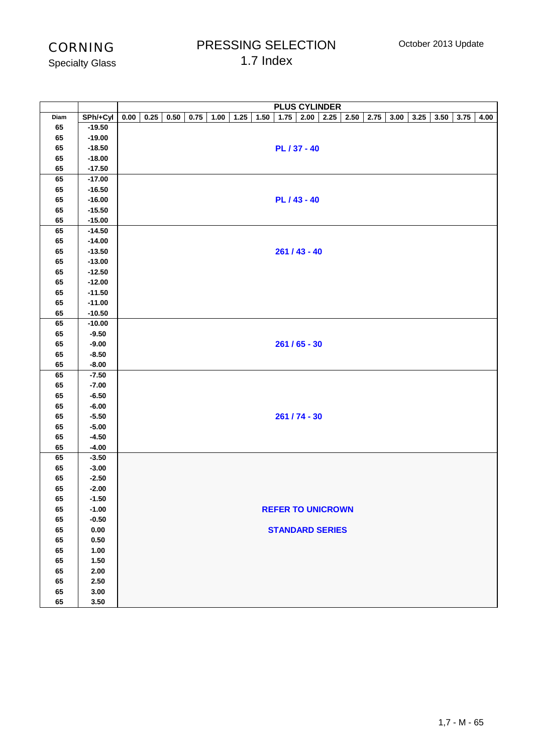CORNING
Specialty Glass

# PRESSING SELECTION
## 1.7 Index

October 2013 Update

| Diam | SPh/+Cyl | PLUS CYLINDER | | | | | | | | | | | | | | | | |
|---|---|---|---|---|---|---|---|---|---|---|---|---|---|---|---|---|---|---|
| | | 0.00 | 0.25 | 0.50 | 0.75 | 1.00 | 1.25 | 1.50 | 1.75 | 2.00 | 2.25 | 2.50 | 2.75 | 3.00 | 3.25 | 3.50 | 3.75 | 4.00 |
| 65 | -19.50 | PL / 37 - 40 | | | | | | | | | | | | | | | | |
| 65 | -19.00 | | | | | | | | | | | | | | | | | |
| 65 | -18.50 | | | | | | | | | | | | | | | | | |
| 65 | -18.00 | | | | | | | | | | | | | | | | | |
| 65 | -17.50 | | | | | | | | | | | | | | | | | |
| 65 | -17.00 | PL / 43 - 40 | | | | | | | | | | | | | | | | |
| 65 | -16.50 | | | | | | | | | | | | | | | | | |
| 65 | -16.00 | | | | | | | | | | | | | | | | | |
| 65 | -15.50 | | | | | | | | | | | | | | | | | |
| 65 | -15.00 | | | | | | | | | | | | | | | | | |
| 65 | -14.50 | 261 / 43 - 40 | | | | | | | | | | | | | | | | |
| 65 | -14.00 | | | | | | | | | | | | | | | | | |
| 65 | -13.50 | | | | | | | | | | | | | | | | | |
| 65 | -13.00 | | | | | | | | | | | | | | | | | |
| 65 | -12.50 | | | | | | | | | | | | | | | | | |
| 65 | -12.00 | | | | | | | | | | | | | | | | | |
| 65 | -11.50 | | | | | | | | | | | | | | | | | |
| 65 | -11.00 | | | | | | | | | | | | | | | | | |
| 65 | -10.50 | | | | | | | | | | | | | | | | | |
| 65 | -10.00 | 261 / 65 - 30 | | | | | | | | | | | | | | | | |
| 65 | -9.50 | | | | | | | | | | | | | | | | | |
| 65 | -9.00 | | | | | | | | | | | | | | | | | |
| 65 | -8.50 | | | | | | | | | | | | | | | | | |
| 65 | -8.00 | | | | | | | | | | | | | | | | | |
| 65 | -7.50 | 261 / 74 - 30 | | | | | | | | | | | | | | | | |
| 65 | -7.00 | | | | | | | | | | | | | | | | | |
| 65 | -6.50 | | | | | | | | | | | | | | | | | |
| 65 | -6.00 | | | | | | | | | | | | | | | | | |
| 65 | -5.50 | | | | | | | | | | | | | | | | | |
| 65 | -5.00 | | | | | | | | | | | | | | | | | |
| 65 | -4.50 | | | | | | | | | | | | | | | | | |
| 65 | -4.00 | | | | | | | | | | | | | | | | | |
| 65 | -3.50 | REFER TO UNICROWN STANDARD SERIES | | | | | | | | | | | | | | | | |
| 65 | -3.00 | | | | | | | | | | | | | | | | | |
| 65 | -2.50 | | | | | | | | | | | | | | | | | |
| 65 | -2.00 | | | | | | | | | | | | | | | | | |
| 65 | -1.50 | | | | | | | | | | | | | | | | | |
| 65 | -1.00 | | | | | | | | | | | | | | | | | |
| 65 | -0.50 | | | | | | | | | | | | | | | | | |
| 65 | 0.00 | | | | | | | | | | | | | | | | | |
| 65 | 0.50 | | | | | | | | | | | | | | | | | |
| 65 | 1.00 | | | | | | | | | | | | | | | | | |
| 65 | 1.50 | | | | | | | | | | | | | | | | | |
| 65 | 2.00 | | | | | | | | | | | | | | | | | |
| 65 | 2.50 | | | | | | | | | | | | | | | | | |
| 65 | 3.00 | | | | | | | | | | | | | | | | | |
| 65 | 3.50 | | | | | | | | | | | | | | | | | |

1,7 - M - 65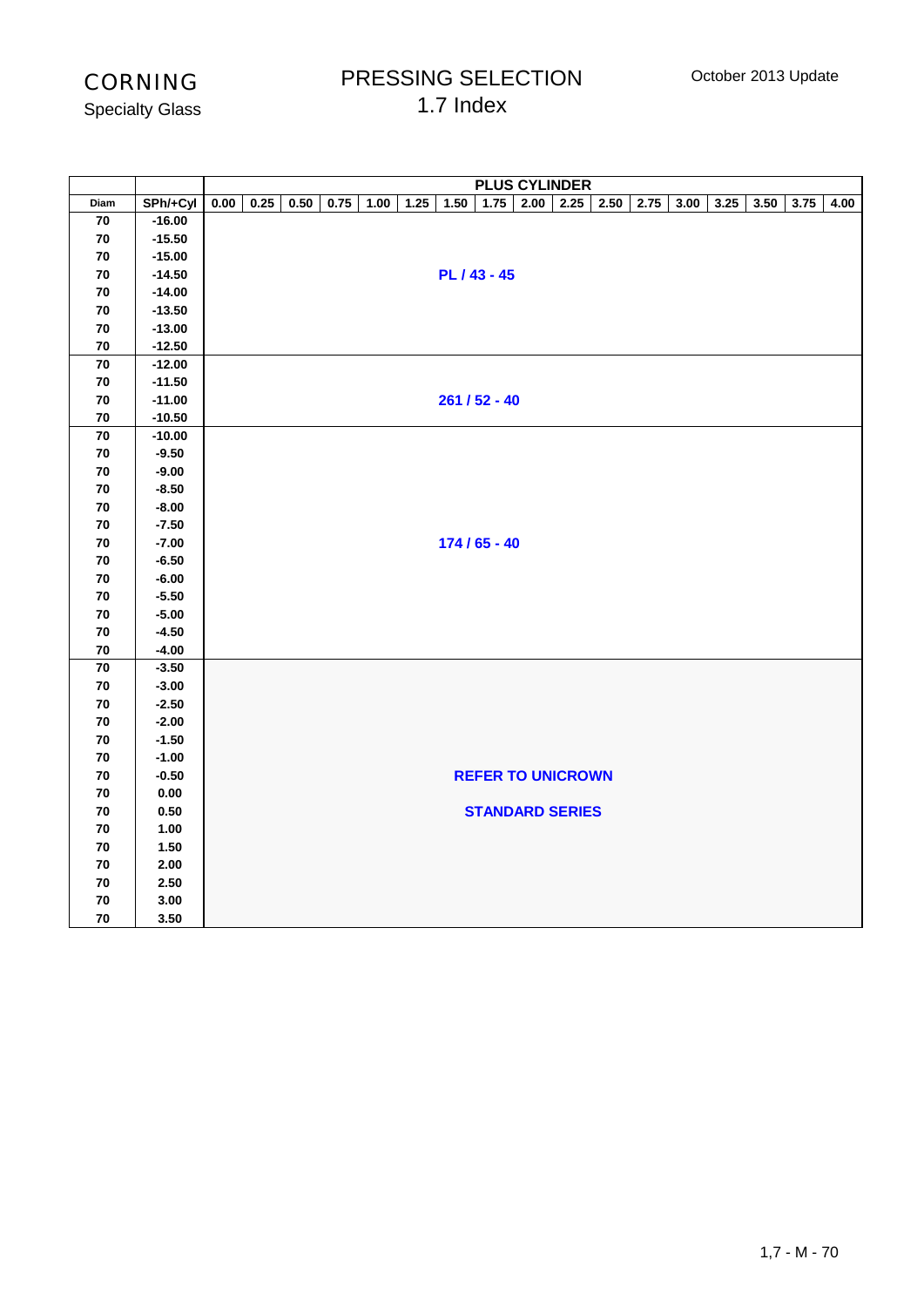CORNING
Specialty Glass

# PRESSING SELECTION
## 1.7 Index

October 2013 Update

| | | PLUS CYLINDER | | | | | | | | | | | | | | | | |
|---|---|---|---|---|---|---|---|---|---|---|---|---|---|---|---|---|---|---|
| Diam | SPh/+Cyl | 0.00 | 0.25 | 0.50 | 0.75 | 1.00 | 1.25 | 1.50 | 1.75 | 2.00 | 2.25 | 2.50 | 2.75 | 3.00 | 3.25 | 3.50 | 3.75 | 4.00 |
| 70 | -16.00 | | | | | | | | | | | | | | | | | |
| 70 | -15.50 | | | | | | | | | | | | | | | | | |
| 70 | -15.00 | | | | | | | | | | | | | | | | | |
| 70 | -14.50 | PL / 43 - 45 | | | | | | | | | | | | | | | | |
| 70 | -14.00 | | | | | | | | | | | | | | | | | |
| 70 | -13.50 | | | | | | | | | | | | | | | | | |
| 70 | -13.00 | | | | | | | | | | | | | | | | | |
| 70 | -12.50 | | | | | | | | | | | | | | | | | |
| 70 | -12.00 | | | | | | | | | | | | | | | | | |
| 70 | -11.50 | | | | | | | | | | | | | | | | | |
| 70 | -11.00 | 261 / 52 - 40 | | | | | | | | | | | | | | | | |
| 70 | -10.50 | | | | | | | | | | | | | | | | | |
| 70 | -10.00 | | | | | | | | | | | | | | | | | |
| 70 | -9.50 | | | | | | | | | | | | | | | | | |
| 70 | -9.00 | | | | | | | | | | | | | | | | | |
| 70 | -8.50 | | | | | | | | | | | | | | | | | |
| 70 | -8.00 | | | | | | | | | | | | | | | | | |
| 70 | -7.50 | | | | | | | | | | | | | | | | | |
| 70 | -7.00 | 174 / 65 - 40 | | | | | | | | | | | | | | | | |
| 70 | -6.50 | | | | | | | | | | | | | | | | | |
| 70 | -6.00 | | | | | | | | | | | | | | | | | |
| 70 | -5.50 | | | | | | | | | | | | | | | | | |
| 70 | -5.00 | | | | | | | | | | | | | | | | | |
| 70 | -4.50 | | | | | | | | | | | | | | | | | |
| 70 | -4.00 | | | | | | | | | | | | | | | | | |
| 70 | -3.50 | | | | | | | | | | | | | | | | | |
| 70 | -3.00 | | | | | | | | | | | | | | | | | |
| 70 | -2.50 | | | | | | | | | | | | | | | | | |
| 70 | -2.00 | | | | | | | | | | | | | | | | | |
| 70 | -1.50 | | | | | | | | | | | | | | | | | |
| 70 | -1.00 | | | | | | | | | | | | | | | | | |
| 70 | -0.50 | REFER TO UNICROWN | | | | | | | | | | | | | | | | |
| 70 | 0.00 | | | | | | | | | | | | | | | | | |
| 70 | 0.50 | STANDARD SERIES | | | | | | | | | | | | | | | | |
| 70 | 1.00 | | | | | | | | | | | | | | | | | |
| 70 | 1.50 | | | | | | | | | | | | | | | | | |
| 70 | 2.00 | | | | | | | | | | | | | | | | | |
| 70 | 2.50 | | | | | | | | | | | | | | | | | |
| 70 | 3.00 | | | | | | | | | | | | | | | | | |
| 70 | 3.50 | | | | | | | | | | | | | | | | | |

1,7 - M - 70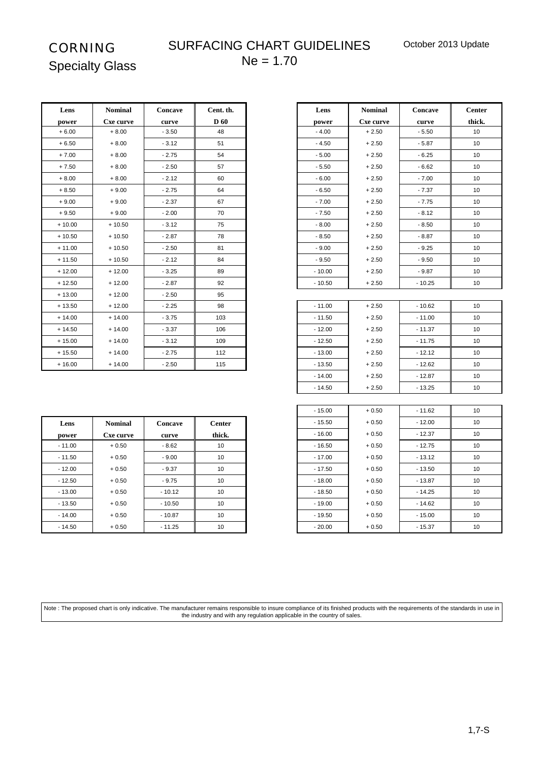# CORNING
## Specialty Glass

# SURFACING CHART GUIDELINES
## Ne = 1.70

October 2013 Update

| Lens power | Nominal Cxe curve | Concave curve | Cent. th. D 60 |
|---|---|---|---|
| + 6.00 | + 8.00 | - 3.50 | 48 |
| + 6.50 | + 8.00 | - 3.12 | 51 |
| + 7.00 | + 8.00 | - 2.75 | 54 |
| + 7.50 | + 8.00 | - 2.50 | 57 |
| + 8.00 | + 8.00 | - 2.12 | 60 |
| + 8.50 | + 9.00 | - 2.75 | 64 |
| + 9.00 | + 9.00 | - 2.37 | 67 |
| + 9.50 | + 9.00 | - 2.00 | 70 |
| + 10.00 | + 10.50 | - 3.12 | 75 |
| + 10.50 | + 10.50 | - 2.87 | 78 |
| + 11.00 | + 10.50 | - 2.50 | 81 |
| + 11.50 | + 10.50 | - 2.12 | 84 |
| + 12.00 | + 12.00 | - 3.25 | 89 |
| + 12.50 | + 12.00 | - 2.87 | 92 |
| + 13.00 | + 12.00 | - 2.50 | 95 |
| + 13.50 | + 12.00 | - 2.25 | 98 |
| + 14.00 | + 14.00 | - 3.75 | 103 |
| + 14.50 | + 14.00 | - 3.37 | 106 |
| + 15.00 | + 14.00 | - 3.12 | 109 |
| + 15.50 | + 14.00 | - 2.75 | 112 |
| + 16.00 | + 14.00 | - 2.50 | 115 |

| Lens power | Nominal Cxe curve | Concave curve | Center thick. |
|---|---|---|---|
| - 11.00 | + 0.50 | - 8.62 | 10 |
| - 11.50 | + 0.50 | - 9.00 | 10 |
| - 12.00 | + 0.50 | - 9.37 | 10 |
| - 12.50 | + 0.50 | - 9.75 | 10 |
| - 13.00 | + 0.50 | - 10.12 | 10 |
| - 13.50 | + 0.50 | - 10.50 | 10 |
| - 14.00 | + 0.50 | - 10.87 | 10 |
| - 14.50 | + 0.50 | - 11.25 | 10 |

| Lens power | Nominal Cxe curve | Concave curve | Center thick. |
|---|---|---|---|
| - 4.00 | + 2.50 | - 5.50 | 10 |
| - 4.50 | + 2.50 | - 5.87 | 10 |
| - 5.00 | + 2.50 | - 6.25 | 10 |
| - 5.50 | + 2.50 | - 6.62 | 10 |
| - 6.00 | + 2.50 | - 7.00 | 10 |
| - 6.50 | + 2.50 | - 7.37 | 10 |
| - 7.00 | + 2.50 | - 7.75 | 10 |
| - 7.50 | + 2.50 | - 8.12 | 10 |
| - 8.00 | + 2.50 | - 8.50 | 10 |
| - 8.50 | + 2.50 | - 8.87 | 10 |
| - 9.00 | + 2.50 | - 9.25 | 10 |
| - 9.50 | + 2.50 | - 9.50 | 10 |
| - 10.00 | + 2.50 | - 9.87 | 10 |
| - 10.50 | + 2.50 | - 10.25 | 10 |
| - 11.00 | + 2.50 | - 10.62 | 10 |
| - 11.50 | + 2.50 | - 11.00 | 10 |
| - 12.00 | + 2.50 | - 11.37 | 10 |
| - 12.50 | + 2.50 | - 11.75 | 10 |
| - 13.00 | + 2.50 | - 12.12 | 10 |
| - 13.50 | + 2.50 | - 12.62 | 10 |
| - 14.00 | + 2.50 | - 12.87 | 10 |
| - 14.50 | + 2.50 | - 13.25 | 10 |
| - 15.00 | + 0.50 | - 11.62 | 10 |
| - 15.50 | + 0.50 | - 12.00 | 10 |
| - 16.00 | + 0.50 | - 12.37 | 10 |
| - 16.50 | + 0.50 | - 12.75 | 10 |
| - 17.00 | + 0.50 | - 13.12 | 10 |
| - 17.50 | + 0.50 | - 13.50 | 10 |
| - 18.00 | + 0.50 | - 13.87 | 10 |
| - 18.50 | + 0.50 | - 14.25 | 10 |
| - 19.00 | + 0.50 | - 14.62 | 10 |
| - 19.50 | + 0.50 | - 15.00 | 10 |
| - 20.00 | + 0.50 | - 15.37 | 10 |

Note : The proposed chart is only indicative. The manufacturer remains responsible to insure compliance of its finished products with the requirements of the standards in use in the industry and with any regulation applicable in the country of sales.

1,7-S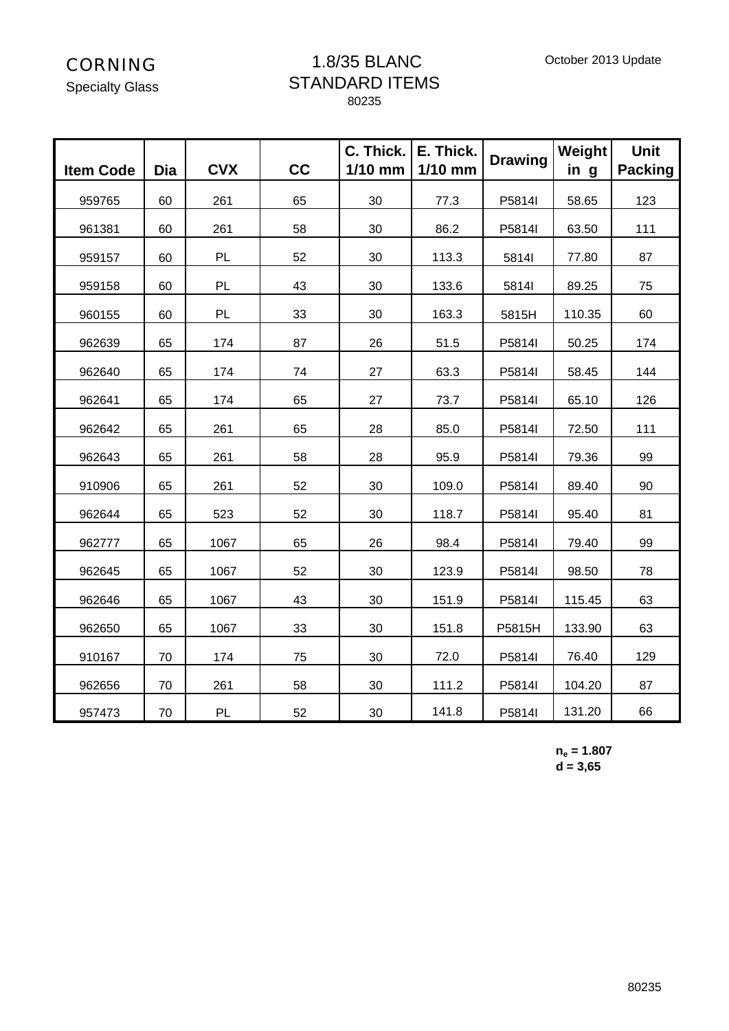CORNING
Specialty Glass

# 1.8/35 BLANC
## STANDARD ITEMS
80235

October 2013 Update

| Item Code | Dia | CVX | CC | C. Thick. 1/10 mm | E. Thick. 1/10 mm | Drawing | Weight in g | Unit Packing |
|---|---|---|---|---|---|---|---|---|
| 959765 | 60 | 261 | 65 | 30 | 77.3 | P5814I | 58.65 | 123 |
| 961381 | 60 | 261 | 58 | 30 | 86.2 | P5814I | 63.50 | 111 |
| 959157 | 60 | PL | 52 | 30 | 113.3 | 5814I | 77.80 | 87 |
| 959158 | 60 | PL | 43 | 30 | 133.6 | 5814I | 89.25 | 75 |
| 960155 | 60 | PL | 33 | 30 | 163.3 | 5815H | 110.35 | 60 |
| 962639 | 65 | 174 | 87 | 26 | 51.5 | P5814I | 50.25 | 174 |
| 962640 | 65 | 174 | 74 | 27 | 63.3 | P5814I | 58.45 | 144 |
| 962641 | 65 | 174 | 65 | 27 | 73.7 | P5814I | 65.10 | 126 |
| 962642 | 65 | 261 | 65 | 28 | 85.0 | P5814I | 72.50 | 111 |
| 962643 | 65 | 261 | 58 | 28 | 95.9 | P5814I | 79.36 | 99 |
| 910906 | 65 | 261 | 52 | 30 | 109.0 | P5814I | 89.40 | 90 |
| 962644 | 65 | 523 | 52 | 30 | 118.7 | P5814I | 95.40 | 81 |
| 962777 | 65 | 1067 | 65 | 26 | 98.4 | P5814I | 79.40 | 99 |
| 962645 | 65 | 1067 | 52 | 30 | 123.9 | P5814I | 98.50 | 78 |
| 962646 | 65 | 1067 | 43 | 30 | 151.9 | P5814I | 115.45 | 63 |
| 962650 | 65 | 1067 | 33 | 30 | 151.8 | P5815H | 133.90 | 63 |
| 910167 | 70 | 174 | 75 | 30 | 72.0 | P5814I | 76.40 | 129 |
| 962656 | 70 | 261 | 58 | 30 | 111.2 | P5814I | 104.20 | 87 |
| 957473 | 70 | PL | 52 | 30 | 141.8 | P5814I | 131.20 | 66 |

**$n_e$ = 1.807**
**d = 3,65**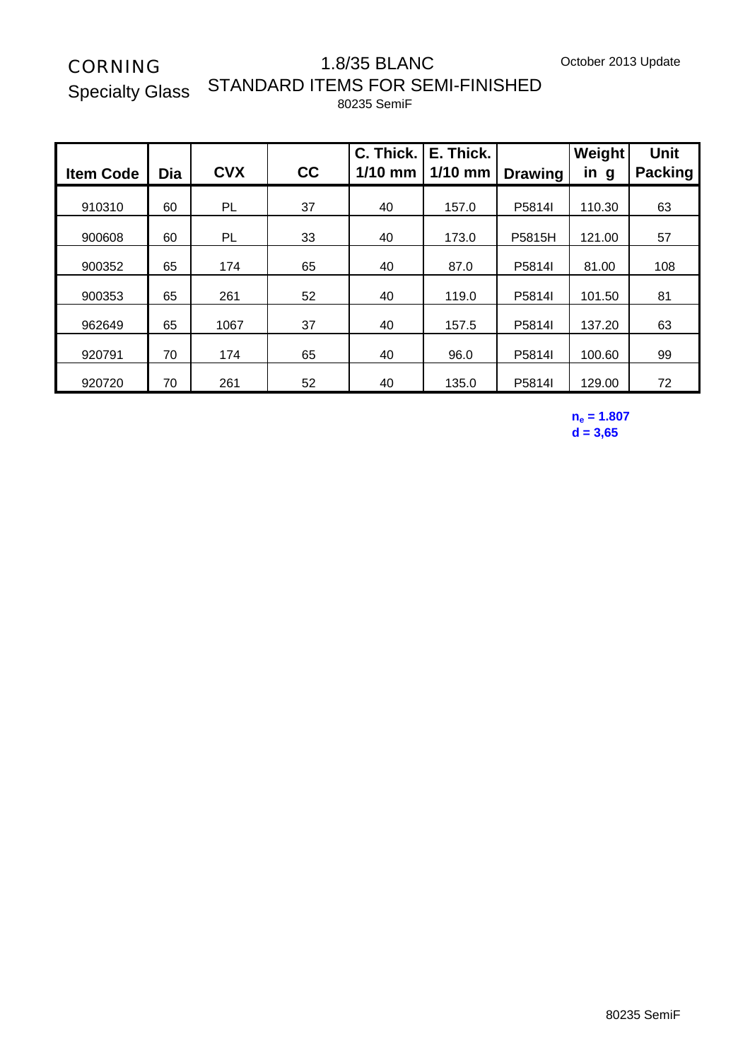CORNING
Specialty Glass

# 1.8/35 BLANC
## STANDARD ITEMS FOR SEMI-FINISHED
80235 SemiF

October 2013 Update

| Item Code | Dia | CVX | CC | C. Thick. 1/10 mm | E. Thick. 1/10 mm | Drawing | Weight in g | Unit Packing |
|---|---|---|---|---|---|---|---|---|
| 910310 | 60 | PL | 37 | 40 | 157.0 | P5814I | 110.30 | 63 |
| 900608 | 60 | PL | 33 | 40 | 173.0 | P5815H | 121.00 | 57 |
| 900352 | 65 | 174 | 65 | 40 | 87.0 | P5814I | 81.00 | 108 |
| 900353 | 65 | 261 | 52 | 40 | 119.0 | P5814I | 101.50 | 81 |
| 962649 | 65 | 1067 | 37 | 40 | 157.5 | P5814I | 137.20 | 63 |
| 920791 | 70 | 174 | 65 | 40 | 96.0 | P5814I | 100.60 | 99 |
| 920720 | 70 | 261 | 52 | 40 | 135.0 | P5814I | 129.00 | 72 |

**$n_e$ = 1.807**
**d = 3,65**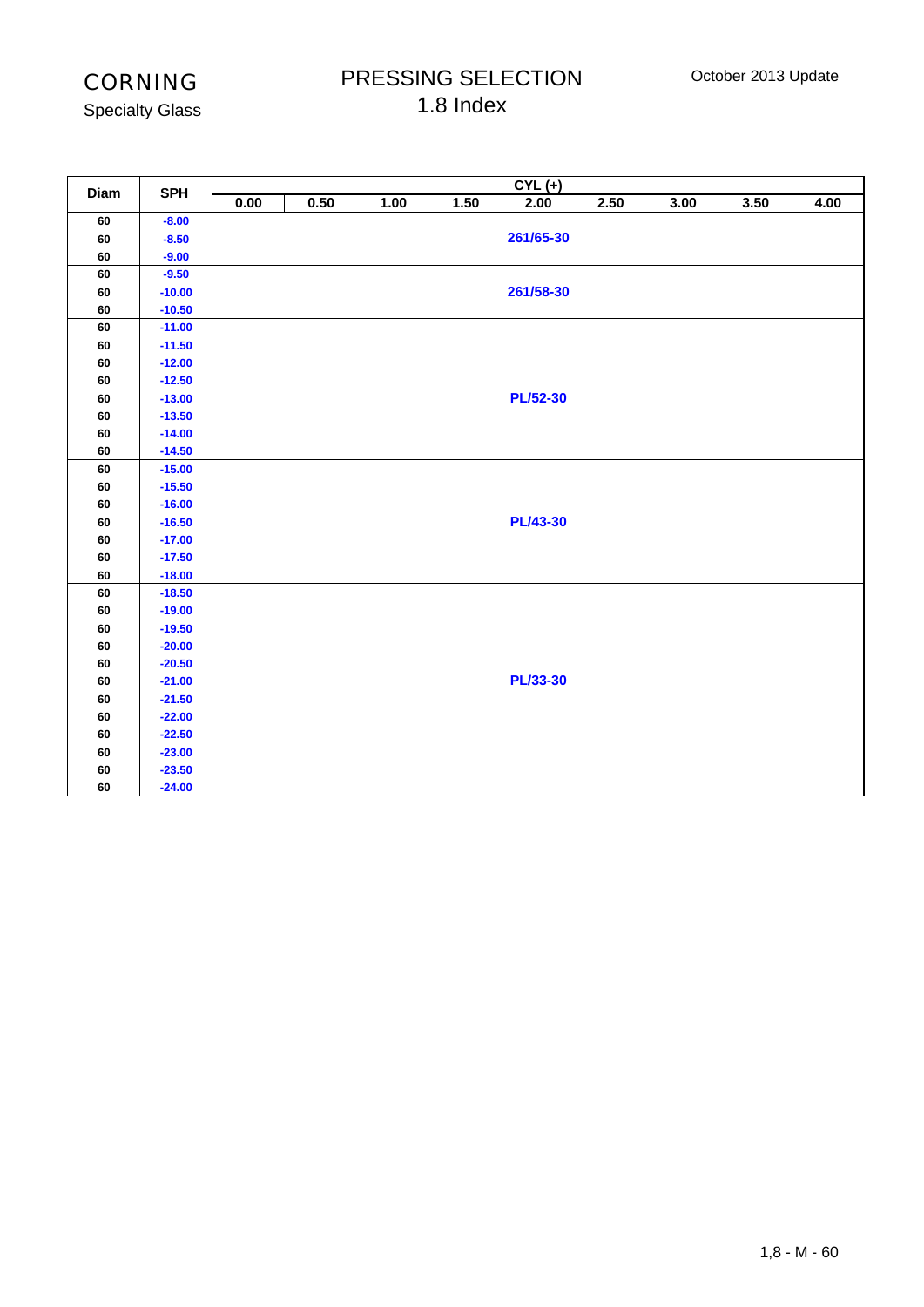CORNING

Specialty Glass

# PRESSING SELECTION
## 1.8 Index

October 2013 Update

| Diam | SPH | CYL (+) | | | | | | | | |
|---|---|---|---|---|---|---|---|---|---|---|
| | | 0.00 | 0.50 | 1.00 | 1.50 | 2.00 | 2.50 | 3.00 | 3.50 | 4.00 |
| 60 | -8.00 | | | | | | | | | |
| 60 | -8.50 | | | | | 261/65-30 | | | | |
| 60 | -9.00 | | | | | | | | | |
| 60 | -9.50 | | | | | | | | | |
| 60 | -10.00 | | | | | 261/58-30 | | | | |
| 60 | -10.50 | | | | | | | | | |
| 60 | -11.00 | | | | | | | | | |
| 60 | -11.50 | | | | | | | | | |
| 60 | -12.00 | | | | | | | | | |
| 60 | -12.50 | | | | | | | | | |
| 60 | -13.00 | | | | | PL/52-30 | | | | |
| 60 | -13.50 | | | | | | | | | |
| 60 | -14.00 | | | | | | | | | |
| 60 | -14.50 | | | | | | | | | |
| 60 | -15.00 | | | | | | | | | |
| 60 | -15.50 | | | | | | | | | |
| 60 | -16.00 | | | | | | | | | |
| 60 | -16.50 | | | | | PL/43-30 | | | | |
| 60 | -17.00 | | | | | | | | | |
| 60 | -17.50 | | | | | | | | | |
| 60 | -18.00 | | | | | | | | | |
| 60 | -18.50 | | | | | | | | | |
| 60 | -19.00 | | | | | | | | | |
| 60 | -19.50 | | | | | | | | | |
| 60 | -20.00 | | | | | | | | | |
| 60 | -20.50 | | | | | | | | | |
| 60 | -21.00 | | | | | PL/33-30 | | | | |
| 60 | -21.50 | | | | | | | | | |
| 60 | -22.00 | | | | | | | | | |
| 60 | -22.50 | | | | | | | | | |
| 60 | -23.00 | | | | | | | | | |
| 60 | -23.50 | | | | | | | | | |
| 60 | -24.00 | | | | | | | | | |

1,8 - M - 60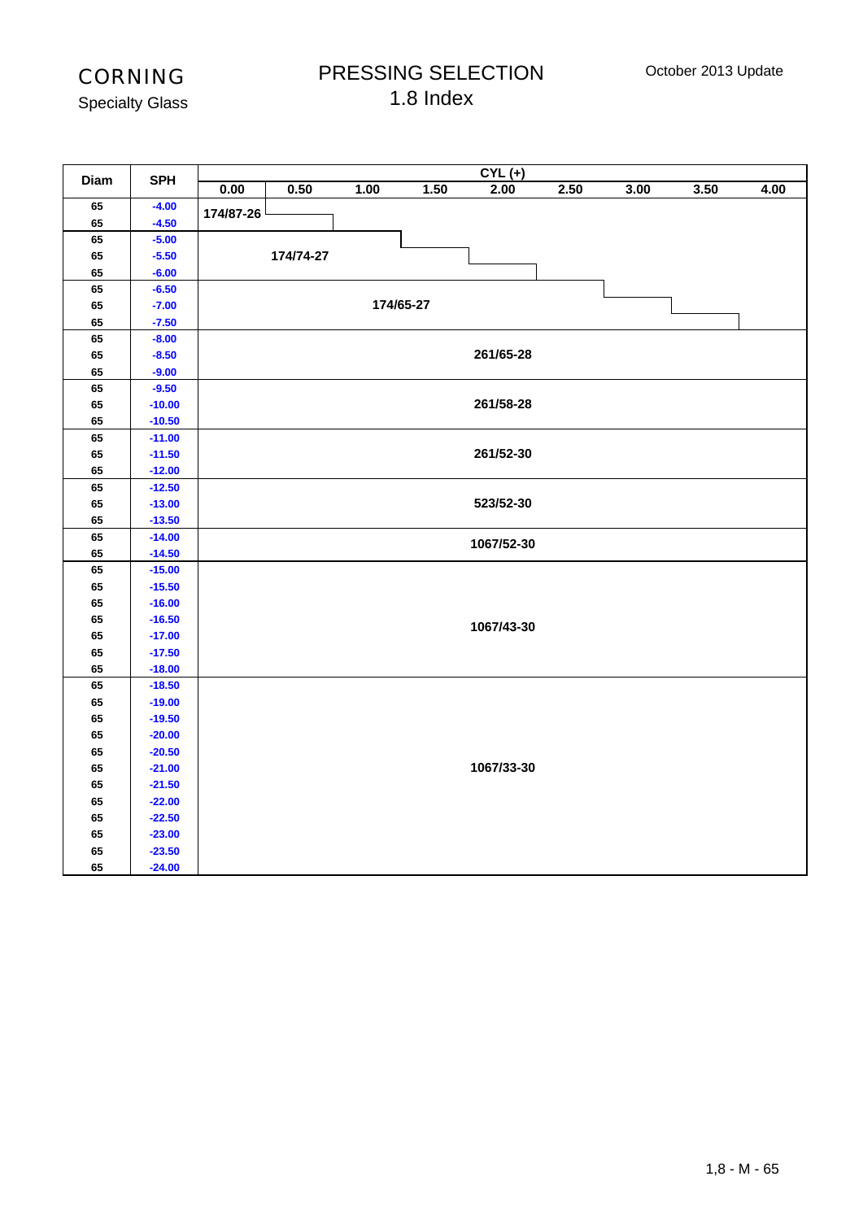# CORNING

Specialty Glass

## PRESSING SELECTION
## 1.8 Index

October 2013 Update

| Diam | SPH | CYL (+) 0.00 | 0.50 | 1.00 | 1.50 | 2.00 | 2.50 | 3.00 | 3.50 | 4.00 |
|---|---|---|---|---|---|---|---|---|---|---|
| 65 | -4.00 | 174/87-26 | | | | | | | | |
| 65 | -4.50 | 174/87-26 | 174/87-26 | | | | | | | |
| 65 | -5.00 | 174/74-27 | 174/74-27 | 174/74-27 | | | | | | |
| 65 | -5.50 | 174/74-27 | 174/74-27 | 174/74-27 | 174/74-27 | | | | | |
| 65 | -6.00 | 174/74-27 | 174/74-27 | 174/74-27 | 174/74-27 | 174/74-27 | | | | |
| 65 | -6.50 | 174/65-27 | 174/65-27 | 174/65-27 | 174/65-27 | 174/65-27 | 174/65-27 | | | |
| 65 | -7.00 | 174/65-27 | 174/65-27 | 174/65-27 | 174/65-27 | 174/65-27 | 174/65-27 | 174/65-27 | | |
| 65 | -7.50 | 174/65-27 | 174/65-27 | 174/65-27 | 174/65-27 | 174/65-27 | 174/65-27 | 174/65-27 | 174/65-27 | |
| 65 | -8.00 | 261/65-28 | 261/65-28 | 261/65-28 | 261/65-28 | 261/65-28 | 261/65-28 | 261/65-28 | 261/65-28 | 261/65-28 |
| 65 | -8.50 | 261/65-28 | 261/65-28 | 261/65-28 | 261/65-28 | 261/65-28 | 261/65-28 | 261/65-28 | 261/65-28 | 261/65-28 |
| 65 | -9.00 | 261/65-28 | 261/65-28 | 261/65-28 | 261/65-28 | 261/65-28 | 261/65-28 | 261/65-28 | 261/65-28 | 261/65-28 |
| 65 | -9.50 | 261/58-28 | 261/58-28 | 261/58-28 | 261/58-28 | 261/58-28 | 261/58-28 | 261/58-28 | 261/58-28 | 261/58-28 |
| 65 | -10.00 | 261/58-28 | 261/58-28 | 261/58-28 | 261/58-28 | 261/58-28 | 261/58-28 | 261/58-28 | 261/58-28 | 261/58-28 |
| 65 | -10.50 | 261/58-28 | 261/58-28 | 261/58-28 | 261/58-28 | 261/58-28 | 261/58-28 | 261/58-28 | 261/58-28 | 261/58-28 |
| 65 | -11.00 | 261/52-30 | 261/52-30 | 261/52-30 | 261/52-30 | 261/52-30 | 261/52-30 | 261/52-30 | 261/52-30 | 261/52-30 |
| 65 | -11.50 | 261/52-30 | 261/52-30 | 261/52-30 | 261/52-30 | 261/52-30 | 261/52-30 | 261/52-30 | 261/52-30 | 261/52-30 |
| 65 | -12.00 | 261/52-30 | 261/52-30 | 261/52-30 | 261/52-30 | 261/52-30 | 261/52-30 | 261/52-30 | 261/52-30 | 261/52-30 |
| 65 | -12.50 | 523/52-30 | 523/52-30 | 523/52-30 | 523/52-30 | 523/52-30 | 523/52-30 | 523/52-30 | 523/52-30 | 523/52-30 |
| 65 | -13.00 | 523/52-30 | 523/52-30 | 523/52-30 | 523/52-30 | 523/52-30 | 523/52-30 | 523/52-30 | 523/52-30 | 523/52-30 |
| 65 | -13.50 | 523/52-30 | 523/52-30 | 523/52-30 | 523/52-30 | 523/52-30 | 523/52-30 | 523/52-30 | 523/52-30 | 523/52-30 |
| 65 | -14.00 | 1067/52-30 | 1067/52-30 | 1067/52-30 | 1067/52-30 | 1067/52-30 | 1067/52-30 | 1067/52-30 | 1067/52-30 | 1067/52-30 |
| 65 | -14.50 | 1067/52-30 | 1067/52-30 | 1067/52-30 | 1067/52-30 | 1067/52-30 | 1067/52-30 | 1067/52-30 | 1067/52-30 | 1067/52-30 |
| 65 | -15.00 | 1067/43-30 | 1067/43-30 | 1067/43-30 | 1067/43-30 | 1067/43-30 | 1067/43-30 | 1067/43-30 | 1067/43-30 | 1067/43-30 |
| 65 | -15.50 | 1067/43-30 | 1067/43-30 | 1067/43-30 | 1067/43-30 | 1067/43-30 | 1067/43-30 | 1067/43-30 | 1067/43-30 | 1067/43-30 |
| 65 | -16.00 | 1067/43-30 | 1067/43-30 | 1067/43-30 | 1067/43-30 | 1067/43-30 | 1067/43-30 | 1067/43-30 | 1067/43-30 | 1067/43-30 |
| 65 | -16.50 | 1067/43-30 | 1067/43-30 | 1067/43-30 | 1067/43-30 | 1067/43-30 | 1067/43-30 | 1067/43-30 | 1067/43-30 | 1067/43-30 |
| 65 | -17.00 | 1067/43-30 | 1067/43-30 | 1067/43-30 | 1067/43-30 | 1067/43-30 | 1067/43-30 | 1067/43-30 | 1067/43-30 | 1067/43-30 |
| 65 | -17.50 | 1067/43-30 | 1067/43-30 | 1067/43-30 | 1067/43-30 | 1067/43-30 | 1067/43-30 | 1067/43-30 | 1067/43-30 | 1067/43-30 |
| 65 | -18.00 | 1067/43-30 | 1067/43-30 | 1067/43-30 | 1067/43-30 | 1067/43-30 | 1067/43-30 | 1067/43-30 | 1067/43-30 | 1067/43-30 |
| 65 | -18.50 | 1067/33-30 | 1067/33-30 | 1067/33-30 | 1067/33-30 | 1067/33-30 | 1067/33-30 | 1067/33-30 | 1067/33-30 | 1067/33-30 |
| 65 | -19.00 | 1067/33-30 | 1067/33-30 | 1067/33-30 | 1067/33-30 | 1067/33-30 | 1067/33-30 | 1067/33-30 | 1067/33-30 | 1067/33-30 |
| 65 | -19.50 | 1067/33-30 | 1067/33-30 | 1067/33-30 | 1067/33-30 | 1067/33-30 | 1067/33-30 | 1067/33-30 | 1067/33-30 | 1067/33-30 |
| 65 | -20.00 | 1067/33-30 | 1067/33-30 | 1067/33-30 | 1067/33-30 | 1067/33-30 | 1067/33-30 | 1067/33-30 | 1067/33-30 | 1067/33-30 |
| 65 | -20.50 | 1067/33-30 | 1067/33-30 | 1067/33-30 | 1067/33-30 | 1067/33-30 | 1067/33-30 | 1067/33-30 | 1067/33-30 | 1067/33-30 |
| 65 | -21.00 | 1067/33-30 | 1067/33-30 | 1067/33-30 | 1067/33-30 | 1067/33-30 | 1067/33-30 | 1067/33-30 | 1067/33-30 | 1067/33-30 |
| 65 | -21.50 | 1067/33-30 | 1067/33-30 | 1067/33-30 | 1067/33-30 | 1067/33-30 | 1067/33-30 | 1067/33-30 | 1067/33-30 | 1067/33-30 |
| 65 | -22.00 | 1067/33-30 | 1067/33-30 | 1067/33-30 | 1067/33-30 | 1067/33-30 | 1067/33-30 | 1067/33-30 | 1067/33-30 | 1067/33-30 |
| 65 | -22.50 | 1067/33-30 | 1067/33-30 | 1067/33-30 | 1067/33-30 | 1067/33-30 | 1067/33-30 | 1067/33-30 | 1067/33-30 | 1067/33-30 |
| 65 | -23.00 | 1067/33-30 | 1067/33-30 | 1067/33-30 | 1067/33-30 | 1067/33-30 | 1067/33-30 | 1067/33-30 | 1067/33-30 | 1067/33-30 |
| 65 | -23.50 | 1067/33-30 | 1067/33-30 | 1067/33-30 | 1067/33-30 | 1067/33-30 | 1067/33-30 | 1067/33-30 | 1067/33-30 | 1067/33-30 |
| 65 | -24.00 | 1067/33-30 | 1067/33-30 | 1067/33-30 | 1067/33-30 | 1067/33-30 | 1067/33-30 | 1067/33-30 | 1067/33-30 | 1067/33-30 |

1,8 - M - 65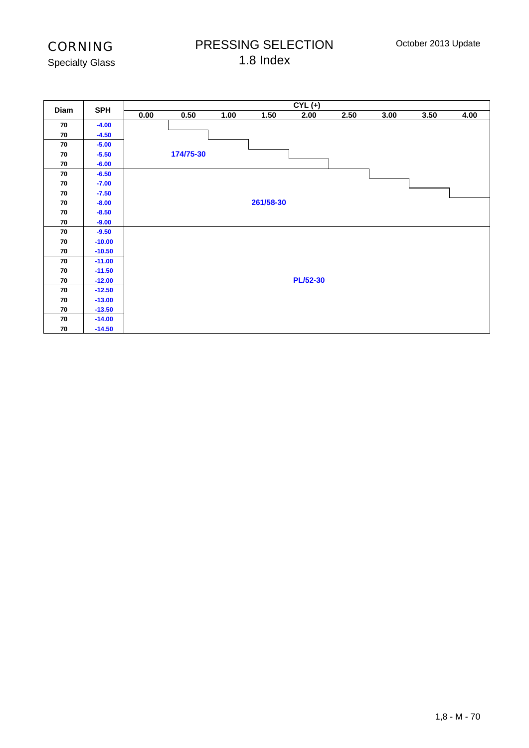# CORNING
Specialty Glass

## PRESSING SELECTION
## 1.8 Index

October 2013 Update

| Diam | SPH | CYL (+) | | | | | | | | |
|---|---|---|---|---|---|---|---|---|---|---|
| | | 0.00 | 0.50 | 1.00 | 1.50 | 2.00 | 2.50 | 3.00 | 3.50 | 4.00 |
| 70 | -4.00 | 174/75-30 | | | | | | | | |
| 70 | -4.50 | 174/75-30 | 174/75-30 | | | | | | | |
| 70 | -5.00 | 174/75-30 | 174/75-30 | 174/75-30 | | | | | | |
| 70 | -5.50 | 174/75-30 | 174/75-30 | 174/75-30 | 174/75-30 | | | | | |
| 70 | -6.00 | 174/75-30 | 174/75-30 | 174/75-30 | 174/75-30 | 174/75-30 | | | | |
| 70 | -6.50 | 261/58-30 | 261/58-30 | 261/58-30 | 261/58-30 | 261/58-30 | 261/58-30 | | | |
| 70 | -7.00 | 261/58-30 | 261/58-30 | 261/58-30 | 261/58-30 | 261/58-30 | 261/58-30 | 261/58-30 | | |
| 70 | -7.50 | 261/58-30 | 261/58-30 | 261/58-30 | 261/58-30 | 261/58-30 | 261/58-30 | 261/58-30 | 261/58-30 | |
| 70 | -8.00 | 261/58-30 | 261/58-30 | 261/58-30 | 261/58-30 | 261/58-30 | 261/58-30 | 261/58-30 | 261/58-30 | 261/58-30 |
| 70 | -8.50 | 261/58-30 | 261/58-30 | 261/58-30 | 261/58-30 | 261/58-30 | 261/58-30 | 261/58-30 | 261/58-30 | 261/58-30 |
| 70 | -9.00 | 261/58-30 | 261/58-30 | 261/58-30 | 261/58-30 | 261/58-30 | 261/58-30 | 261/58-30 | 261/58-30 | 261/58-30 |
| 70 | -9.50 | PL/52-30 | PL/52-30 | PL/52-30 | PL/52-30 | PL/52-30 | PL/52-30 | PL/52-30 | PL/52-30 | PL/52-30 |
| 70 | -10.00 | PL/52-30 | PL/52-30 | PL/52-30 | PL/52-30 | PL/52-30 | PL/52-30 | PL/52-30 | PL/52-30 | PL/52-30 |
| 70 | -10.50 | PL/52-30 | PL/52-30 | PL/52-30 | PL/52-30 | PL/52-30 | PL/52-30 | PL/52-30 | PL/52-30 | PL/52-30 |
| 70 | -11.00 | PL/52-30 | PL/52-30 | PL/52-30 | PL/52-30 | PL/52-30 | PL/52-30 | PL/52-30 | PL/52-30 | PL/52-30 |
| 70 | -11.50 | PL/52-30 | PL/52-30 | PL/52-30 | PL/52-30 | PL/52-30 | PL/52-30 | PL/52-30 | PL/52-30 | PL/52-30 |
| 70 | -12.00 | PL/52-30 | PL/52-30 | PL/52-30 | PL/52-30 | PL/52-30 | PL/52-30 | PL/52-30 | PL/52-30 | PL/52-30 |
| 70 | -12.50 | PL/52-30 | PL/52-30 | PL/52-30 | PL/52-30 | PL/52-30 | PL/52-30 | PL/52-30 | PL/52-30 | PL/52-30 |
| 70 | -13.00 | PL/52-30 | PL/52-30 | PL/52-30 | PL/52-30 | PL/52-30 | PL/52-30 | PL/52-30 | PL/52-30 | PL/52-30 |
| 70 | -13.50 | PL/52-30 | PL/52-30 | PL/52-30 | PL/52-30 | PL/52-30 | PL/52-30 | PL/52-30 | PL/52-30 | PL/52-30 |
| 70 | -14.00 | PL/52-30 | PL/52-30 | PL/52-30 | PL/52-30 | PL/52-30 | PL/52-30 | PL/52-30 | PL/52-30 | PL/52-30 |
| 70 | -14.50 | PL/52-30 | PL/52-30 | PL/52-30 | PL/52-30 | PL/52-30 | PL/52-30 | PL/52-30 | PL/52-30 | PL/52-30 |

1,8 - M - 70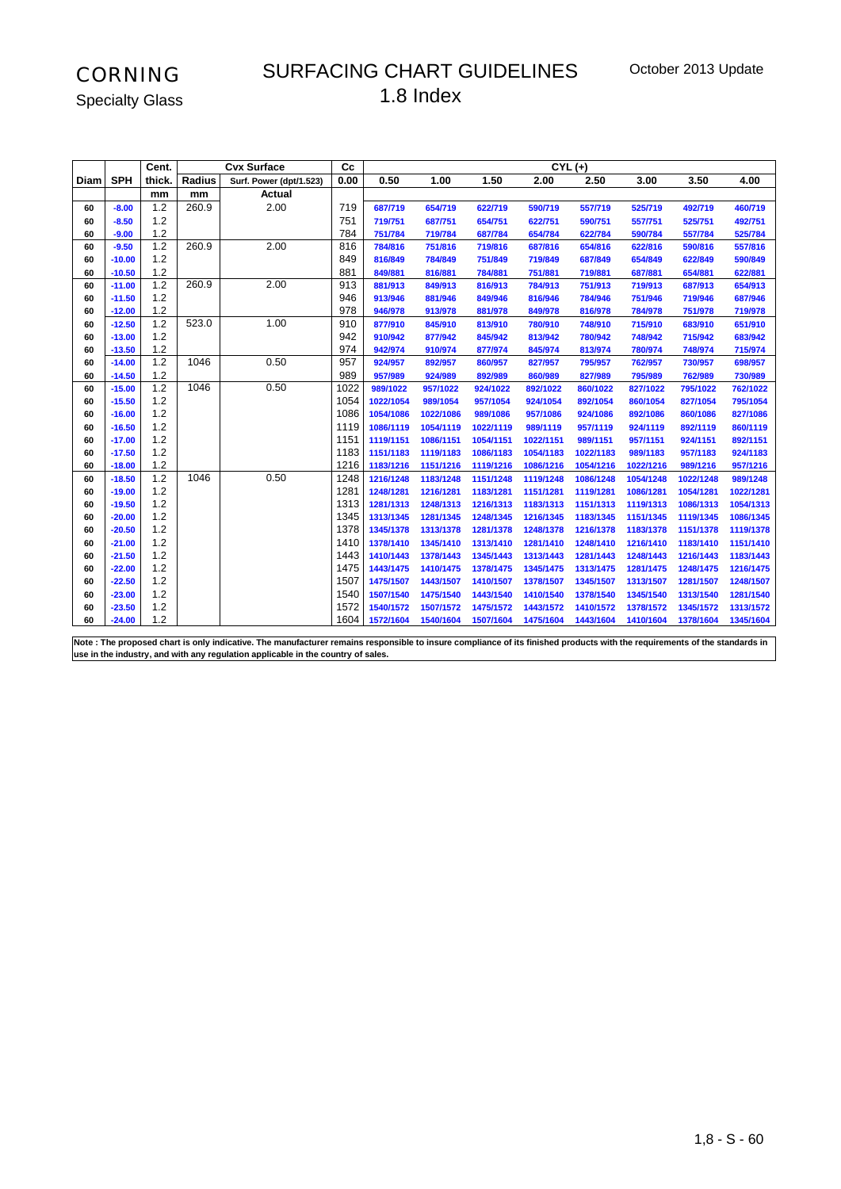# CORNING
Specialty Glass

## SURFACING CHART GUIDELINES
## 1.8 Index

October 2013 Update

| Diam | SPH | Cent. thick. | Radius | Cvx Surface | Cc | CYL (+) | | | | | | | |
|---|---|---|---|---|---|---|---|---|---|---|---|---|---|
| | | | | Surf. Power (dpt/1.523) | 0.00 | 0.50 | 1.00 | 1.50 | 2.00 | 2.50 | 3.00 | 3.50 | 4.00 |
| | | mm | mm | Actual | | | | | | | | | |
| 60 | -8.00 | 1.2 | 260.9 | 2.00 | 719 | 687/719 | 654/719 | 622/719 | 590/719 | 557/719 | 525/719 | 492/719 | 460/719 |
| 60 | -8.50 | 1.2 | | | 751 | 719/751 | 687/751 | 654/751 | 622/751 | 590/751 | 557/751 | 525/751 | 492/751 |
| 60 | -9.00 | 1.2 | | | 784 | 751/784 | 719/784 | 687/784 | 654/784 | 622/784 | 590/784 | 557/784 | 525/784 |
| 60 | -9.50 | 1.2 | 260.9 | 2.00 | 816 | 784/816 | 751/816 | 719/816 | 687/816 | 654/816 | 622/816 | 590/816 | 557/816 |
| 60 | -10.00 | 1.2 | | | 849 | 816/849 | 784/849 | 751/849 | 719/849 | 687/849 | 654/849 | 622/849 | 590/849 |
| 60 | -10.50 | 1.2 | | | 881 | 849/881 | 816/881 | 784/881 | 751/881 | 719/881 | 687/881 | 654/881 | 622/881 |
| 60 | -11.00 | 1.2 | 260.9 | 2.00 | 913 | 881/913 | 849/913 | 816/913 | 784/913 | 751/913 | 719/913 | 687/913 | 654/913 |
| 60 | -11.50 | 1.2 | | | 946 | 913/946 | 881/946 | 849/946 | 816/946 | 784/946 | 751/946 | 719/946 | 687/946 |
| 60 | -12.00 | 1.2 | | | 978 | 946/978 | 913/978 | 881/978 | 849/978 | 816/978 | 784/978 | 751/978 | 719/978 |
| 60 | -12.50 | 1.2 | 523.0 | 1.00 | 910 | 877/910 | 845/910 | 813/910 | 780/910 | 748/910 | 715/910 | 683/910 | 651/910 |
| 60 | -13.00 | 1.2 | | | 942 | 910/942 | 877/942 | 845/942 | 813/942 | 780/942 | 748/942 | 715/942 | 683/942 |
| 60 | -13.50 | 1.2 | | | 974 | 942/974 | 910/974 | 877/974 | 845/974 | 813/974 | 780/974 | 748/974 | 715/974 |
| 60 | -14.00 | 1.2 | 1046 | 0.50 | 957 | 924/957 | 892/957 | 860/957 | 827/957 | 795/957 | 762/957 | 730/957 | 698/957 |
| 60 | -14.50 | 1.2 | | | 989 | 957/989 | 924/989 | 892/989 | 860/989 | 827/989 | 795/989 | 762/989 | 730/989 |
| 60 | -15.00 | 1.2 | 1046 | 0.50 | 1022 | 989/1022 | 957/1022 | 924/1022 | 892/1022 | 860/1022 | 827/1022 | 795/1022 | 762/1022 |
| 60 | -15.50 | 1.2 | | | 1054 | 1022/1054 | 989/1054 | 957/1054 | 924/1054 | 892/1054 | 860/1054 | 827/1054 | 795/1054 |
| 60 | -16.00 | 1.2 | | | 1086 | 1054/1086 | 1022/1086 | 989/1086 | 957/1086 | 924/1086 | 892/1086 | 860/1086 | 827/1086 |
| 60 | -16.50 | 1.2 | | | 1119 | 1086/1119 | 1054/1119 | 1022/1119 | 989/1119 | 957/1119 | 924/1119 | 892/1119 | 860/1119 |
| 60 | -17.00 | 1.2 | | | 1151 | 1119/1151 | 1086/1151 | 1054/1151 | 1022/1151 | 989/1151 | 957/1151 | 924/1151 | 892/1151 |
| 60 | -17.50 | 1.2 | | | 1183 | 1151/1183 | 1119/1183 | 1086/1183 | 1054/1183 | 1022/1183 | 989/1183 | 957/1183 | 924/1183 |
| 60 | -18.00 | 1.2 | | | 1216 | 1183/1216 | 1151/1216 | 1119/1216 | 1086/1216 | 1054/1216 | 1022/1216 | 989/1216 | 957/1216 |
| 60 | -18.50 | 1.2 | 1046 | 0.50 | 1248 | 1216/1248 | 1183/1248 | 1151/1248 | 1119/1248 | 1086/1248 | 1054/1248 | 1022/1248 | 989/1248 |
| 60 | -19.00 | 1.2 | | | 1281 | 1248/1281 | 1216/1281 | 1183/1281 | 1151/1281 | 1119/1281 | 1086/1281 | 1054/1281 | 1022/1281 |
| 60 | -19.50 | 1.2 | | | 1313 | 1281/1313 | 1248/1313 | 1216/1313 | 1183/1313 | 1151/1313 | 1119/1313 | 1086/1313 | 1054/1313 |
| 60 | -20.00 | 1.2 | | | 1345 | 1313/1345 | 1281/1345 | 1248/1345 | 1216/1345 | 1183/1345 | 1151/1345 | 1119/1345 | 1086/1345 |
| 60 | -20.50 | 1.2 | | | 1378 | 1345/1378 | 1313/1378 | 1281/1378 | 1248/1378 | 1216/1378 | 1183/1378 | 1151/1378 | 1119/1378 |
| 60 | -21.00 | 1.2 | | | 1410 | 1378/1410 | 1345/1410 | 1313/1410 | 1281/1410 | 1248/1410 | 1216/1410 | 1183/1410 | 1151/1410 |
| 60 | -21.50 | 1.2 | | | 1443 | 1410/1443 | 1378/1443 | 1345/1443 | 1313/1443 | 1281/1443 | 1248/1443 | 1216/1443 | 1183/1443 |
| 60 | -22.00 | 1.2 | | | 1475 | 1443/1475 | 1410/1475 | 1378/1475 | 1345/1475 | 1313/1475 | 1281/1475 | 1248/1475 | 1216/1475 |
| 60 | -22.50 | 1.2 | | | 1507 | 1475/1507 | 1443/1507 | 1410/1507 | 1378/1507 | 1345/1507 | 1313/1507 | 1281/1507 | 1248/1507 |
| 60 | -23.00 | 1.2 | | | 1540 | 1507/1540 | 1475/1540 | 1443/1540 | 1410/1540 | 1378/1540 | 1345/1540 | 1313/1540 | 1281/1540 |
| 60 | -23.50 | 1.2 | | | 1572 | 1540/1572 | 1507/1572 | 1475/1572 | 1443/1572 | 1410/1572 | 1378/1572 | 1345/1572 | 1313/1572 |
| 60 | -24.00 | 1.2 | | | 1604 | 1572/1604 | 1540/1604 | 1507/1604 | 1475/1604 | 1443/1604 | 1410/1604 | 1378/1604 | 1345/1604 |

**Note : The proposed chart is only indicative. The manufacturer remains responsible to insure compliance of its finished products with the requirements of the standards in use in the industry, and with any regulation applicable in the country of sales.**

1,8 - S - 60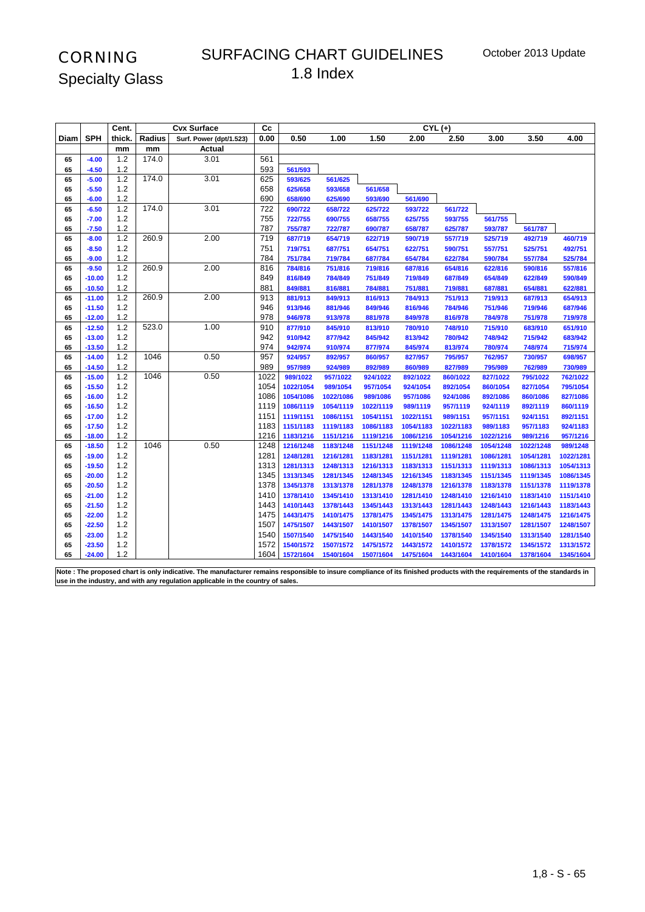CORNING

Specialty Glass

# SURFACING CHART GUIDELINES
## 1.8 Index

October 2013 Update

| Diam | SPH | Cent. thick. | Radius | Cvx Surface | Cc | CYL (+) | | | | | | | |
|---|---|---|---|---|---|---|---|---|---|---|---|---|---|
| | | | | Surf. Power (dpt/1.523) | 0.00 | 0.50 | 1.00 | 1.50 | 2.00 | 2.50 | 3.00 | 3.50 | 4.00 |
| | | mm | mm | Actual | | | | | | | | | |
| 65 | -4.00 | 1.2 | 174.0 | 3.01 | 561 | | | | | | | | |
| 65 | -4.50 | 1.2 | | | 593 | 561/593 | | | | | | | |
| 65 | -5.00 | 1.2 | 174.0 | 3.01 | 625 | 593/625 | 561/625 | | | | | | |
| 65 | -5.50 | 1.2 | | | 658 | 625/658 | 593/658 | 561/658 | | | | | |
| 65 | -6.00 | 1.2 | | | 690 | 658/690 | 625/690 | 593/690 | 561/690 | | | | |
| 65 | -6.50 | 1.2 | 174.0 | 3.01 | 722 | 690/722 | 658/722 | 625/722 | 593/722 | 561/722 | | | |
| 65 | -7.00 | 1.2 | | | 755 | 722/755 | 690/755 | 658/755 | 625/755 | 593/755 | 561/755 | | |
| 65 | -7.50 | 1.2 | | | 787 | 755/787 | 722/787 | 690/787 | 658/787 | 625/787 | 593/787 | 561/787 | |
| 65 | -8.00 | 1.2 | 260.9 | 2.00 | 719 | 687/719 | 654/719 | 622/719 | 590/719 | 557/719 | 525/719 | 492/719 | 460/719 |
| 65 | -8.50 | 1.2 | | | 751 | 719/751 | 687/751 | 654/751 | 622/751 | 590/751 | 557/751 | 525/751 | 492/751 |
| 65 | -9.00 | 1.2 | | | 784 | 751/784 | 719/784 | 687/784 | 654/784 | 622/784 | 590/784 | 557/784 | 525/784 |
| 65 | -9.50 | 1.2 | 260.9 | 2.00 | 816 | 784/816 | 751/816 | 719/816 | 687/816 | 654/816 | 622/816 | 590/816 | 557/816 |
| 65 | -10.00 | 1.2 | | | 849 | 816/849 | 784/849 | 751/849 | 719/849 | 687/849 | 654/849 | 622/849 | 590/849 |
| 65 | -10.50 | 1.2 | | | 881 | 849/881 | 816/881 | 784/881 | 751/881 | 719/881 | 687/881 | 654/881 | 622/881 |
| 65 | -11.00 | 1.2 | 260.9 | 2.00 | 913 | 881/913 | 849/913 | 816/913 | 784/913 | 751/913 | 719/913 | 687/913 | 654/913 |
| 65 | -11.50 | 1.2 | | | 946 | 913/946 | 881/946 | 849/946 | 816/946 | 784/946 | 751/946 | 719/946 | 687/946 |
| 65 | -12.00 | 1.2 | | | 978 | 946/978 | 913/978 | 881/978 | 849/978 | 816/978 | 784/978 | 751/978 | 719/978 |
| 65 | -12.50 | 1.2 | 523.0 | 1.00 | 910 | 877/910 | 845/910 | 813/910 | 780/910 | 748/910 | 715/910 | 683/910 | 651/910 |
| 65 | -13.00 | 1.2 | | | 942 | 910/942 | 877/942 | 845/942 | 813/942 | 780/942 | 748/942 | 715/942 | 683/942 |
| 65 | -13.50 | 1.2 | | | 974 | 942/974 | 910/974 | 877/974 | 845/974 | 813/974 | 780/974 | 748/974 | 715/974 |
| 65 | -14.00 | 1.2 | 1046 | 0.50 | 957 | 924/957 | 892/957 | 860/957 | 827/957 | 795/957 | 762/957 | 730/957 | 698/957 |
| 65 | -14.50 | 1.2 | | | 989 | 957/989 | 924/989 | 892/989 | 860/989 | 827/989 | 795/989 | 762/989 | 730/989 |
| 65 | -15.00 | 1.2 | 1046 | 0.50 | 1022 | 989/1022 | 957/1022 | 924/1022 | 892/1022 | 860/1022 | 827/1022 | 795/1022 | 762/1022 |
| 65 | -15.50 | 1.2 | | | 1054 | 1022/1054 | 989/1054 | 957/1054 | 924/1054 | 892/1054 | 860/1054 | 827/1054 | 795/1054 |
| 65 | -16.00 | 1.2 | | | 1086 | 1054/1086 | 1022/1086 | 989/1086 | 957/1086 | 924/1086 | 892/1086 | 860/1086 | 827/1086 |
| 65 | -16.50 | 1.2 | | | 1119 | 1086/1119 | 1054/1119 | 1022/1119 | 989/1119 | 957/1119 | 924/1119 | 892/1119 | 860/1119 |
| 65 | -17.00 | 1.2 | | | 1151 | 1119/1151 | 1086/1151 | 1054/1151 | 1022/1151 | 989/1151 | 957/1151 | 924/1151 | 892/1151 |
| 65 | -17.50 | 1.2 | | | 1183 | 1151/1183 | 1119/1183 | 1086/1183 | 1054/1183 | 1022/1183 | 989/1183 | 957/1183 | 924/1183 |
| 65 | -18.00 | 1.2 | | | 1216 | 1183/1216 | 1151/1216 | 1119/1216 | 1086/1216 | 1054/1216 | 1022/1216 | 989/1216 | 957/1216 |
| 65 | -18.50 | 1.2 | 1046 | 0.50 | 1248 | 1216/1248 | 1183/1248 | 1151/1248 | 1119/1248 | 1086/1248 | 1054/1248 | 1022/1248 | 989/1248 |
| 65 | -19.00 | 1.2 | | | 1281 | 1248/1281 | 1216/1281 | 1183/1281 | 1151/1281 | 1119/1281 | 1086/1281 | 1054/1281 | 1022/1281 |
| 65 | -19.50 | 1.2 | | | 1313 | 1281/1313 | 1248/1313 | 1216/1313 | 1183/1313 | 1151/1313 | 1119/1313 | 1086/1313 | 1054/1313 |
| 65 | -20.00 | 1.2 | | | 1345 | 1313/1345 | 1281/1345 | 1248/1345 | 1216/1345 | 1183/1345 | 1151/1345 | 1119/1345 | 1086/1345 |
| 65 | -20.50 | 1.2 | | | 1378 | 1345/1378 | 1313/1378 | 1281/1378 | 1248/1378 | 1216/1378 | 1183/1378 | 1151/1378 | 1119/1378 |
| 65 | -21.00 | 1.2 | | | 1410 | 1378/1410 | 1345/1410 | 1313/1410 | 1281/1410 | 1248/1410 | 1216/1410 | 1183/1410 | 1151/1410 |
| 65 | -21.50 | 1.2 | | | 1443 | 1410/1443 | 1378/1443 | 1345/1443 | 1313/1443 | 1281/1443 | 1248/1443 | 1216/1443 | 1183/1443 |
| 65 | -22.00 | 1.2 | | | 1475 | 1443/1475 | 1410/1475 | 1378/1475 | 1345/1475 | 1313/1475 | 1281/1475 | 1248/1475 | 1216/1475 |
| 65 | -22.50 | 1.2 | | | 1507 | 1475/1507 | 1443/1507 | 1410/1507 | 1378/1507 | 1345/1507 | 1313/1507 | 1281/1507 | 1248/1507 |
| 65 | -23.00 | 1.2 | | | 1540 | 1507/1540 | 1475/1540 | 1443/1540 | 1410/1540 | 1378/1540 | 1345/1540 | 1313/1540 | 1281/1540 |
| 65 | -23.50 | 1.2 | | | 1572 | 1540/1572 | 1507/1572 | 1475/1572 | 1443/1572 | 1410/1572 | 1378/1572 | 1345/1572 | 1313/1572 |
| 65 | -24.00 | 1.2 | | | 1604 | 1572/1604 | 1540/1604 | 1507/1604 | 1475/1604 | 1443/1604 | 1410/1604 | 1378/1604 | 1345/1604 |

**Note : The proposed chart is only indicative. The manufacturer remains responsible to insure compliance of its finished products with the requirements of the standards in use in the industry, and with any regulation applicable in the country of sales.**

1,8 - S - 65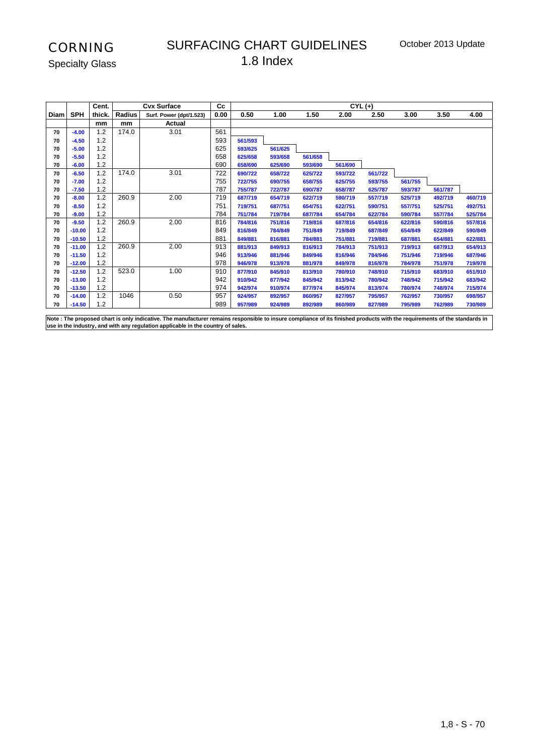# CORNING

Specialty Glass

## SURFACING CHART GUIDELINES
## 1.8 Index

October 2013 Update

| Diam | SPH | Cent. thick. | Radius | Cvx Surface | Cc | CYL (+) | | | | | | | |
|---|---|---|---|---|---|---|---|---|---|---|---|---|---|
| | | | | Surf. Power (dpt/1.523) | 0.00 | 0.50 | 1.00 | 1.50 | 2.00 | 2.50 | 3.00 | 3.50 | 4.00 |
| | | mm | mm | Actual | | | | | | | | | |
| 70 | -4.00 | 1.2 | 174.0 | 3.01 | 561 | | | | | | | | |
| 70 | -4.50 | 1.2 | | | 593 | 561/593 | | | | | | | |
| 70 | -5.00 | 1.2 | | | 625 | 593/625 | 561/625 | | | | | | |
| 70 | -5.50 | 1.2 | | | 658 | 625/658 | 593/658 | 561/658 | | | | | |
| 70 | -6.00 | 1.2 | | | 690 | 658/690 | 625/690 | 593/690 | 561/690 | | | | |
| 70 | -6.50 | 1.2 | 174.0 | 3.01 | 722 | 690/722 | 658/722 | 625/722 | 593/722 | 561/722 | | | |
| 70 | -7.00 | 1.2 | | | 755 | 722/755 | 690/755 | 658/755 | 625/755 | 593/755 | 561/755 | | |
| 70 | -7.50 | 1.2 | | | 787 | 755/787 | 722/787 | 690/787 | 658/787 | 625/787 | 593/787 | 561/787 | |
| 70 | -8.00 | 1.2 | 260.9 | 2.00 | 719 | 687/719 | 654/719 | 622/719 | 590/719 | 557/719 | 525/719 | 492/719 | 460/719 |
| 70 | -8.50 | 1.2 | | | 751 | 719/751 | 687/751 | 654/751 | 622/751 | 590/751 | 557/751 | 525/751 | 492/751 |
| 70 | -9.00 | 1.2 | | | 784 | 751/784 | 719/784 | 687/784 | 654/784 | 622/784 | 590/784 | 557/784 | 525/784 |
| 70 | -9.50 | 1.2 | 260.9 | 2.00 | 816 | 784/816 | 751/816 | 719/816 | 687/816 | 654/816 | 622/816 | 590/816 | 557/816 |
| 70 | -10.00 | 1.2 | | | 849 | 816/849 | 784/849 | 751/849 | 719/849 | 687/849 | 654/849 | 622/849 | 590/849 |
| 70 | -10.50 | 1.2 | | | 881 | 849/881 | 816/881 | 784/881 | 751/881 | 719/881 | 687/881 | 654/881 | 622/881 |
| 70 | -11.00 | 1.2 | 260.9 | 2.00 | 913 | 881/913 | 849/913 | 816/913 | 784/913 | 751/913 | 719/913 | 687/913 | 654/913 |
| 70 | -11.50 | 1.2 | | | 946 | 913/946 | 881/946 | 849/946 | 816/946 | 784/946 | 751/946 | 719/946 | 687/946 |
| 70 | -12.00 | 1.2 | | | 978 | 946/978 | 913/978 | 881/978 | 849/978 | 816/978 | 784/978 | 751/978 | 719/978 |
| 70 | -12.50 | 1.2 | 523.0 | 1.00 | 910 | 877/910 | 845/910 | 813/910 | 780/910 | 748/910 | 715/910 | 683/910 | 651/910 |
| 70 | -13.00 | 1.2 | | | 942 | 910/942 | 877/942 | 845/942 | 813/942 | 780/942 | 748/942 | 715/942 | 683/942 |
| 70 | -13.50 | 1.2 | | | 974 | 942/974 | 910/974 | 877/974 | 845/974 | 813/974 | 780/974 | 748/974 | 715/974 |
| 70 | -14.00 | 1.2 | 1046 | 0.50 | 957 | 924/957 | 892/957 | 860/957 | 827/957 | 795/957 | 762/957 | 730/957 | 698/957 |
| 70 | -14.50 | 1.2 | | | 989 | 957/989 | 924/989 | 892/989 | 860/989 | 827/989 | 795/989 | 762/989 | 730/989 |

**Note : The proposed chart is only indicative. The manufacturer remains responsible to insure compliance of its finished products with the requirements of the standards in use in the industry, and with any regulation applicable in the country of sales.**

1,8 - S - 70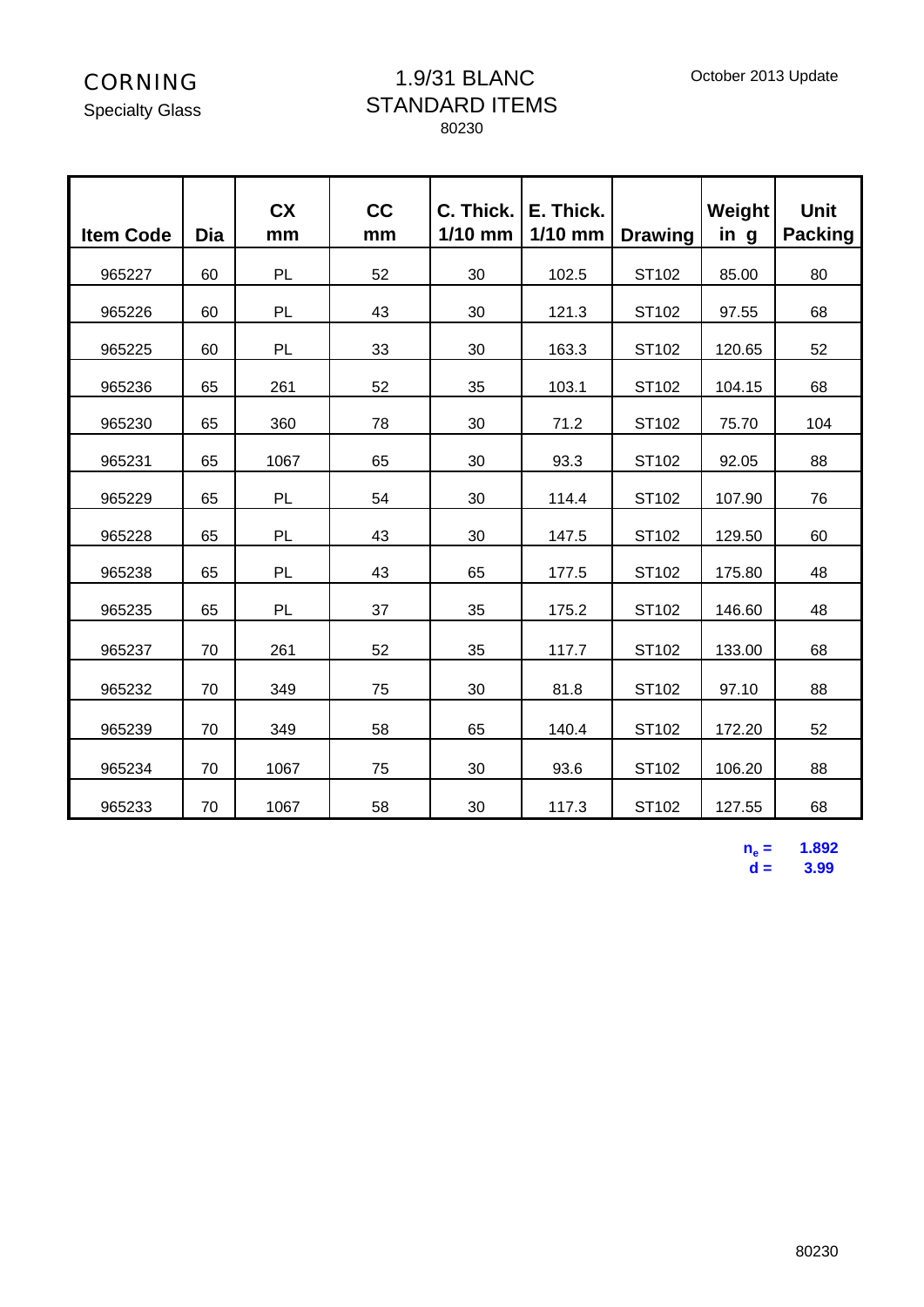CORNING

Specialty Glass

# 1.9/31 BLANC
## STANDARD ITEMS
80230

October 2013 Update

| Item Code | Dia | CX mm | CC mm | C. Thick. 1/10 mm | E. Thick. 1/10 mm | Drawing | Weight in g | Unit Packing |
|---|---|---|---|---|---|---|---|---|
| 965227 | 60 | PL | 52 | 30 | 102.5 | ST102 | 85.00 | 80 |
| 965226 | 60 | PL | 43 | 30 | 121.3 | ST102 | 97.55 | 68 |
| 965225 | 60 | PL | 33 | 30 | 163.3 | ST102 | 120.65 | 52 |
| 965236 | 65 | 261 | 52 | 35 | 103.1 | ST102 | 104.15 | 68 |
| 965230 | 65 | 360 | 78 | 30 | 71.2 | ST102 | 75.70 | 104 |
| 965231 | 65 | 1067 | 65 | 30 | 93.3 | ST102 | 92.05 | 88 |
| 965229 | 65 | PL | 54 | 30 | 114.4 | ST102 | 107.90 | 76 |
| 965228 | 65 | PL | 43 | 30 | 147.5 | ST102 | 129.50 | 60 |
| 965238 | 65 | PL | 43 | 65 | 177.5 | ST102 | 175.80 | 48 |
| 965235 | 65 | PL | 37 | 35 | 175.2 | ST102 | 146.60 | 48 |
| 965237 | 70 | 261 | 52 | 35 | 117.7 | ST102 | 133.00 | 68 |
| 965232 | 70 | 349 | 75 | 30 | 81.8 | ST102 | 97.10 | 88 |
| 965239 | 70 | 349 | 58 | 65 | 140.4 | ST102 | 172.20 | 52 |
| 965234 | 70 | 1067 | 75 | 30 | 93.6 | ST102 | 106.20 | 88 |
| 965233 | 70 | 1067 | 58 | 30 | 117.3 | ST102 | 127.55 | 68 |

**$n_e$ = 1.892**

**d = 3.99**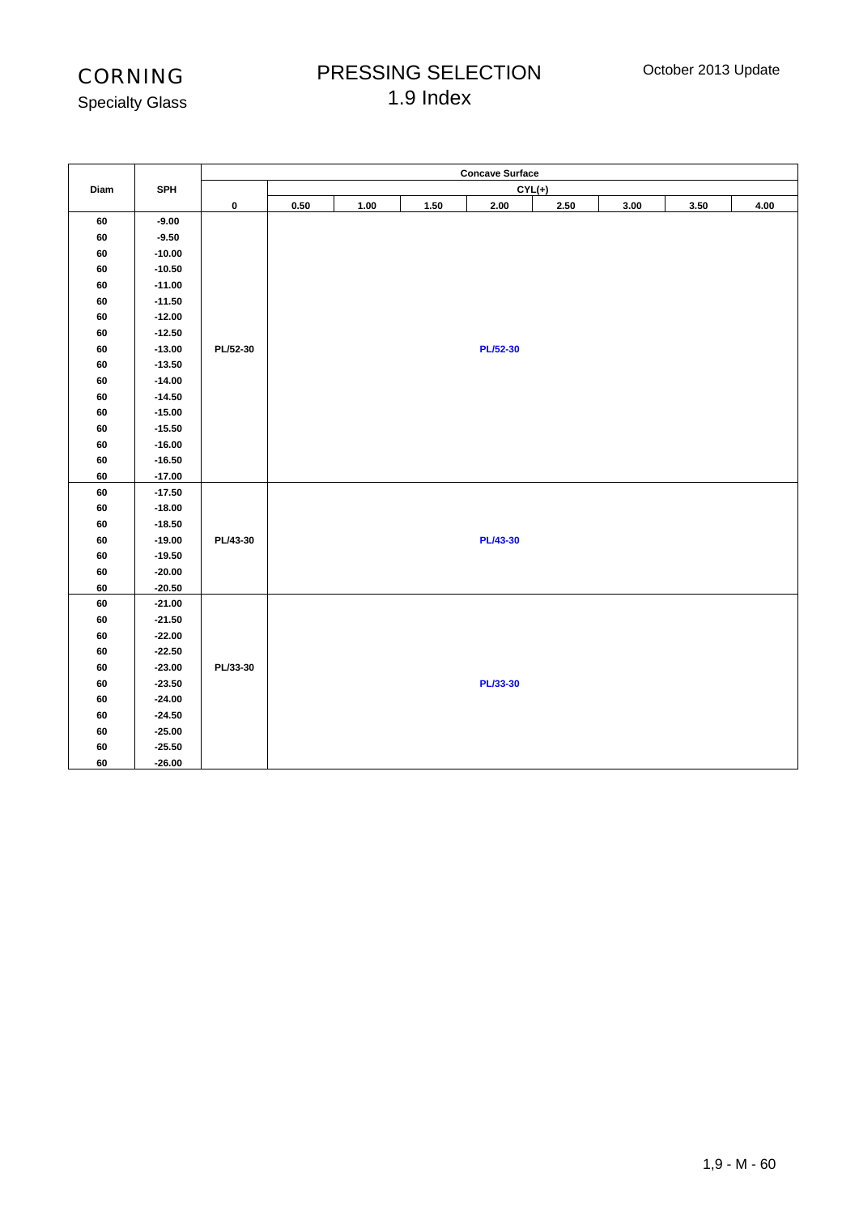CORNING
Specialty Glass

# PRESSING SELECTION
## 1.9 Index

October 2013 Update

| Diam | SPH | Concave Surface | | | | | | | | |
|---|---|---|---|---|---|---|---|---|---|---|
| | | | CYL(+) | | | | | | | |
| | | 0 | 0.50 | 1.00 | 1.50 | 2.00 | 2.50 | 3.00 | 3.50 | 4.00 |
| 60 | -9.00 | PL/52-30 | PL/52-30 | | | | | | | |
| 60 | -9.50 | | | | | | | | | |
| 60 | -10.00 | | | | | | | | | |
| 60 | -10.50 | | | | | | | | | |
| 60 | -11.00 | | | | | | | | | |
| 60 | -11.50 | | | | | | | | | |
| 60 | -12.00 | | | | | | | | | |
| 60 | -12.50 | | | | | | | | | |
| 60 | -13.00 | | | | | | | | | |
| 60 | -13.50 | | | | | | | | | |
| 60 | -14.00 | | | | | | | | | |
| 60 | -14.50 | | | | | | | | | |
| 60 | -15.00 | | | | | | | | | |
| 60 | -15.50 | | | | | | | | | |
| 60 | -16.00 | | | | | | | | | |
| 60 | -16.50 | | | | | | | | | |
| 60 | -17.00 | | | | | | | | | |
| 60 | -17.50 | PL/43-30 | PL/43-30 | | | | | | | |
| 60 | -18.00 | | | | | | | | | |
| 60 | -18.50 | | | | | | | | | |
| 60 | -19.00 | | | | | | | | | |
| 60 | -19.50 | | | | | | | | | |
| 60 | -20.00 | | | | | | | | | |
| 60 | -20.50 | | | | | | | | | |
| 60 | -21.00 | PL/33-30 | PL/33-30 | | | | | | | |
| 60 | -21.50 | | | | | | | | | |
| 60 | -22.00 | | | | | | | | | |
| 60 | -22.50 | | | | | | | | | |
| 60 | -23.00 | | | | | | | | | |
| 60 | -23.50 | | | | | | | | | |
| 60 | -24.00 | | | | | | | | | |
| 60 | -24.50 | | | | | | | | | |
| 60 | -25.00 | | | | | | | | | |
| 60 | -25.50 | | | | | | | | | |
| 60 | -26.00 | | | | | | | | | |

1,9 - M - 60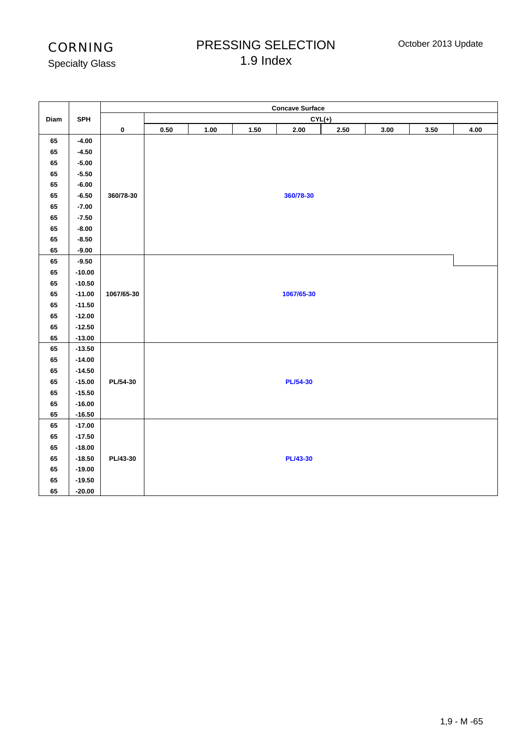CORNING
Specialty Glass

# PRESSING SELECTION
## 1.9 Index

October 2013 Update

| Diam | SPH | Concave Surface | | | | | | | | |
|---|---|---|---|---|---|---|---|---|---|---|
| | | | CYL(+) | | | | | | | |
| | | 0 | 0.50 | 1.00 | 1.50 | 2.00 | 2.50 | 3.00 | 3.50 | 4.00 |
| 65 | -4.00 | | | | | | | | | |
| 65 | -4.50 | | | | | | | | | |
| 65 | -5.00 | | | | | | | | | |
| 65 | -5.50 | | | | | | | | | |
| 65 | -6.00 | | | | | | | | | |
| 65 | -6.50 | 360/78-30 | | | | 360/78-30 | | | | |
| 65 | -7.00 | | | | | | | | | |
| 65 | -7.50 | | | | | | | | | |
| 65 | -8.00 | | | | | | | | | |
| 65 | -8.50 | | | | | | | | | |
| 65 | -9.00 | | | | | | | | | |
| 65 | -9.50 | | | | | | | | | |
| 65 | -10.00 | | | | | | | | | |
| 65 | -10.50 | | | | | | | | | |
| 65 | -11.00 | 1067/65-30 | | | | 1067/65-30 | | | | |
| 65 | -11.50 | | | | | | | | | |
| 65 | -12.00 | | | | | | | | | |
| 65 | -12.50 | | | | | | | | | |
| 65 | -13.00 | | | | | | | | | |
| 65 | -13.50 | | | | | | | | | |
| 65 | -14.00 | | | | | | | | | |
| 65 | -14.50 | | | | | | | | | |
| 65 | -15.00 | PL/54-30 | | | | PL/54-30 | | | | |
| 65 | -15.50 | | | | | | | | | |
| 65 | -16.00 | | | | | | | | | |
| 65 | -16.50 | | | | | | | | | |
| 65 | -17.00 | | | | | | | | | |
| 65 | -17.50 | | | | | | | | | |
| 65 | -18.00 | | | | | | | | | |
| 65 | -18.50 | PL/43-30 | | | | PL/43-30 | | | | |
| 65 | -19.00 | | | | | | | | | |
| 65 | -19.50 | | | | | | | | | |
| 65 | -20.00 | | | | | | | | | |

1,9 - M -65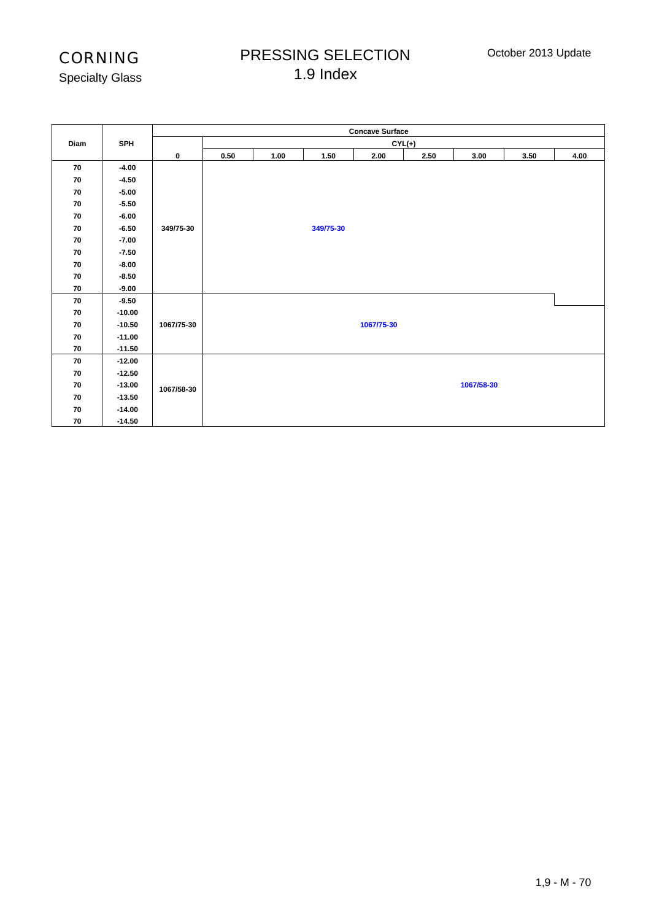# CORNING
Specialty Glass

## PRESSING SELECTION
## 1.9 Index

October 2013 Update

| Diam | SPH | Concave Surface | | | | | | | | |
|---|---|---|---|---|---|---|---|---|---|---|
| | | | CYL(+) | | | | | | | |
| | | 0 | 0.50 | 1.00 | 1.50 | 2.00 | 2.50 | 3.00 | 3.50 | 4.00 |
| 70 | -4.00 | 349/75-30 | 349/75-30 | | | | | | | |
| 70 | -4.50 | | | | | | | | | |
| 70 | -5.00 | | | | | | | | | |
| 70 | -5.50 | | | | | | | | | |
| 70 | -6.00 | | | | | | | | | |
| 70 | -6.50 | | | | | | | | | |
| 70 | -7.00 | | | | | | | | | |
| 70 | -7.50 | | | | | | | | | |
| 70 | -8.00 | | | | | | | | | |
| 70 | -8.50 | | | | | | | | | |
| 70 | -9.00 | | | | | | | | | |
| 70 | -9.50 | 1067/75-30 | 1067/75-30 | | | | | | | |
| 70 | -10.00 | | | | | | | | | |
| 70 | -10.50 | | | | | | | | | |
| 70 | -11.00 | | | | | | | | | |
| 70 | -11.50 | | | | | | | | | |
| 70 | -12.00 | 1067/58-30 | 1067/58-30 | | | | | | | |
| 70 | -12.50 | | | | | | | | | |
| 70 | -13.00 | | | | | | | | | |
| 70 | -13.50 | | | | | | | | | |
| 70 | -14.00 | | | | | | | | | |
| 70 | -14.50 | | | | | | | | | |

1,9 - M - 70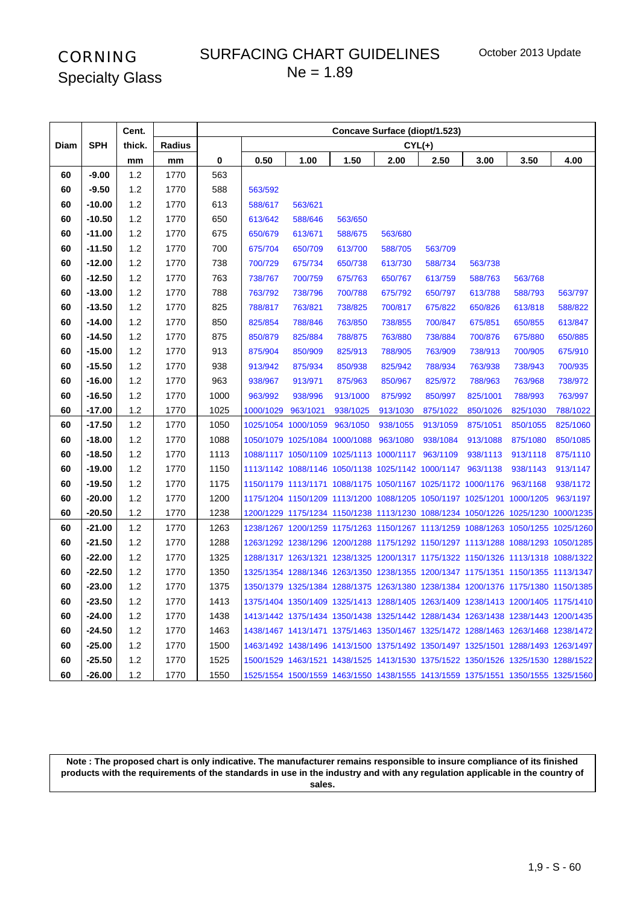# CORNING
## Specialty Glass

## SURFACING CHART GUIDELINES
Ne = 1.89

October 2013 Update

| Diam | SPH | Cent. thick. | Radius | Concave Surface (diopt/1.523) | | | | | | | | |
|---|---|---|---|---|---|---|---|---|---|---|---|---|
| | | | | | CYL(+) | | | | | | | |
| | | mm | mm | 0 | 0.50 | 1.00 | 1.50 | 2.00 | 2.50 | 3.00 | 3.50 | 4.00 |
| 60 | -9.00 | 1.2 | 1770 | 563 | | | | | | | | |
| 60 | -9.50 | 1.2 | 1770 | 588 | 563/592 | | | | | | | |
| 60 | -10.00 | 1.2 | 1770 | 613 | 588/617 | 563/621 | | | | | | |
| 60 | -10.50 | 1.2 | 1770 | 650 | 613/642 | 588/646 | 563/650 | | | | | |
| 60 | -11.00 | 1.2 | 1770 | 675 | 650/679 | 613/671 | 588/675 | 563/680 | | | | |
| 60 | -11.50 | 1.2 | 1770 | 700 | 675/704 | 650/709 | 613/700 | 588/705 | 563/709 | | | |
| 60 | -12.00 | 1.2 | 1770 | 738 | 700/729 | 675/734 | 650/738 | 613/730 | 588/734 | 563/738 | | |
| 60 | -12.50 | 1.2 | 1770 | 763 | 738/767 | 700/759 | 675/763 | 650/767 | 613/759 | 588/763 | 563/768 | |
| 60 | -13.00 | 1.2 | 1770 | 788 | 763/792 | 738/796 | 700/788 | 675/792 | 650/797 | 613/788 | 588/793 | 563/797 |
| 60 | -13.50 | 1.2 | 1770 | 825 | 788/817 | 763/821 | 738/825 | 700/817 | 675/822 | 650/826 | 613/818 | 588/822 |
| 60 | -14.00 | 1.2 | 1770 | 850 | 825/854 | 788/846 | 763/850 | 738/855 | 700/847 | 675/851 | 650/855 | 613/847 |
| 60 | -14.50 | 1.2 | 1770 | 875 | 850/879 | 825/884 | 788/875 | 763/880 | 738/884 | 700/876 | 675/880 | 650/885 |
| 60 | -15.00 | 1.2 | 1770 | 913 | 875/904 | 850/909 | 825/913 | 788/905 | 763/909 | 738/913 | 700/905 | 675/910 |
| 60 | -15.50 | 1.2 | 1770 | 938 | 913/942 | 875/934 | 850/938 | 825/942 | 788/934 | 763/938 | 738/943 | 700/935 |
| 60 | -16.00 | 1.2 | 1770 | 963 | 938/967 | 913/971 | 875/963 | 850/967 | 825/972 | 788/963 | 763/968 | 738/972 |
| 60 | -16.50 | 1.2 | 1770 | 1000 | 963/992 | 938/996 | 913/1000 | 875/992 | 850/997 | 825/1001 | 788/993 | 763/997 |
| 60 | -17.00 | 1.2 | 1770 | 1025 | 1000/1029 | 963/1021 | 938/1025 | 913/1030 | 875/1022 | 850/1026 | 825/1030 | 788/1022 |
| 60 | -17.50 | 1.2 | 1770 | 1050 | 1025/1054 | 1000/1059 | 963/1050 | 938/1055 | 913/1059 | 875/1051 | 850/1055 | 825/1060 |
| 60 | -18.00 | 1.2 | 1770 | 1088 | 1050/1079 | 1025/1084 | 1000/1088 | 963/1080 | 938/1084 | 913/1088 | 875/1080 | 850/1085 |
| 60 | -18.50 | 1.2 | 1770 | 1113 | 1088/1117 | 1050/1109 | 1025/1113 | 1000/1117 | 963/1109 | 938/1113 | 913/1118 | 875/1110 |
| 60 | -19.00 | 1.2 | 1770 | 1150 | 1113/1142 | 1088/1146 | 1050/1138 | 1025/1142 | 1000/1147 | 963/1138 | 938/1143 | 913/1147 |
| 60 | -19.50 | 1.2 | 1770 | 1175 | 1150/1179 | 1113/1171 | 1088/1175 | 1050/1167 | 1025/1172 | 1000/1176 | 963/1168 | 938/1172 |
| 60 | -20.00 | 1.2 | 1770 | 1200 | 1175/1204 | 1150/1209 | 1113/1200 | 1088/1205 | 1050/1197 | 1025/1201 | 1000/1205 | 963/1197 |
| 60 | -20.50 | 1.2 | 1770 | 1238 | 1200/1229 | 1175/1234 | 1150/1238 | 1113/1230 | 1088/1234 | 1050/1226 | 1025/1230 | 1000/1235 |
| 60 | -21.00 | 1.2 | 1770 | 1263 | 1238/1267 | 1200/1259 | 1175/1263 | 1150/1267 | 1113/1259 | 1088/1263 | 1050/1255 | 1025/1260 |
| 60 | -21.50 | 1.2 | 1770 | 1288 | 1263/1292 | 1238/1296 | 1200/1288 | 1175/1292 | 1150/1297 | 1113/1288 | 1088/1293 | 1050/1285 |
| 60 | -22.00 | 1.2 | 1770 | 1325 | 1288/1317 | 1263/1321 | 1238/1325 | 1200/1317 | 1175/1322 | 1150/1326 | 1113/1318 | 1088/1322 |
| 60 | -22.50 | 1.2 | 1770 | 1350 | 1325/1354 | 1288/1346 | 1263/1350 | 1238/1355 | 1200/1347 | 1175/1351 | 1150/1355 | 1113/1347 |
| 60 | -23.00 | 1.2 | 1770 | 1375 | 1350/1379 | 1325/1384 | 1288/1375 | 1263/1380 | 1238/1384 | 1200/1376 | 1175/1380 | 1150/1385 |
| 60 | -23.50 | 1.2 | 1770 | 1413 | 1375/1404 | 1350/1409 | 1325/1413 | 1288/1405 | 1263/1409 | 1238/1413 | 1200/1405 | 1175/1410 |
| 60 | -24.00 | 1.2 | 1770 | 1438 | 1413/1442 | 1375/1434 | 1350/1438 | 1325/1442 | 1288/1434 | 1263/1438 | 1238/1443 | 1200/1435 |
| 60 | -24.50 | 1.2 | 1770 | 1463 | 1438/1467 | 1413/1471 | 1375/1463 | 1350/1467 | 1325/1472 | 1288/1463 | 1263/1468 | 1238/1472 |
| 60 | -25.00 | 1.2 | 1770 | 1500 | 1463/1492 | 1438/1496 | 1413/1500 | 1375/1492 | 1350/1497 | 1325/1501 | 1288/1493 | 1263/1497 |
| 60 | -25.50 | 1.2 | 1770 | 1525 | 1500/1529 | 1463/1521 | 1438/1525 | 1413/1530 | 1375/1522 | 1350/1526 | 1325/1530 | 1288/1522 |
| 60 | -26.00 | 1.2 | 1770 | 1550 | 1525/1554 | 1500/1559 | 1463/1550 | 1438/1555 | 1413/1559 | 1375/1551 | 1350/1555 | 1325/1560 |

**Note : The proposed chart is only indicative. The manufacturer remains responsible to insure compliance of its finished products with the requirements of the standards in use in the industry and with any regulation applicable in the country of sales.**

1,9 - S - 60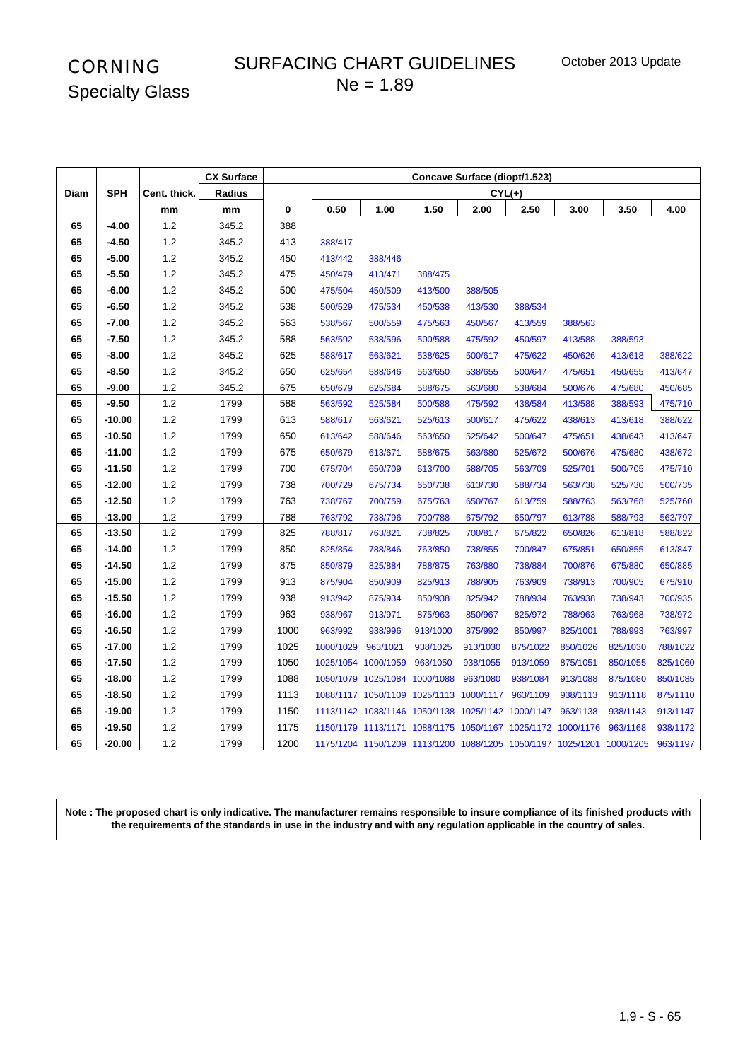CORNING
Specialty Glass

# SURFACING CHART GUIDELINES
## Ne = 1.89

October 2013 Update

| Diam | SPH | Cent. thick. | CX Surface Radius | Concave Surface (diopt/1.523) | | | | | | | | |
|---|---|---|---|---|---|---|---|---|---|---|---|---|
| | | | | | CYL(+) | | | | | | | |
| | | mm | mm | 0 | 0.50 | 1.00 | 1.50 | 2.00 | 2.50 | 3.00 | 3.50 | 4.00 |
| 65 | -4.00 | 1.2 | 345.2 | 388 | | | | | | | | |
| 65 | -4.50 | 1.2 | 345.2 | 413 | 388/417 | | | | | | | |
| 65 | -5.00 | 1.2 | 345.2 | 450 | 413/442 | 388/446 | | | | | | |
| 65 | -5.50 | 1.2 | 345.2 | 475 | 450/479 | 413/471 | 388/475 | | | | | |
| 65 | -6.00 | 1.2 | 345.2 | 500 | 475/504 | 450/509 | 413/500 | 388/505 | | | | |
| 65 | -6.50 | 1.2 | 345.2 | 538 | 500/529 | 475/534 | 450/538 | 413/530 | 388/534 | | | |
| 65 | -7.00 | 1.2 | 345.2 | 563 | 538/567 | 500/559 | 475/563 | 450/567 | 413/559 | 388/563 | | |
| 65 | -7.50 | 1.2 | 345.2 | 588 | 563/592 | 538/596 | 500/588 | 475/592 | 450/597 | 413/588 | 388/593 | |
| 65 | -8.00 | 1.2 | 345.2 | 625 | 588/617 | 563/621 | 538/625 | 500/617 | 475/622 | 450/626 | 413/618 | 388/622 |
| 65 | -8.50 | 1.2 | 345.2 | 650 | 625/654 | 588/646 | 563/650 | 538/655 | 500/647 | 475/651 | 450/655 | 413/647 |
| 65 | -9.00 | 1.2 | 345.2 | 675 | 650/679 | 625/684 | 588/675 | 563/680 | 538/684 | 500/676 | 475/680 | 450/685 |
| 65 | -9.50 | 1.2 | 1799 | 588 | 563/592 | 525/584 | 500/588 | 475/592 | 438/584 | 413/588 | 388/593 | 475/710 |
| 65 | -10.00 | 1.2 | 1799 | 613 | 588/617 | 563/621 | 525/613 | 500/617 | 475/622 | 438/613 | 413/618 | 388/622 |
| 65 | -10.50 | 1.2 | 1799 | 650 | 613/642 | 588/646 | 563/650 | 525/642 | 500/647 | 475/651 | 438/643 | 413/647 |
| 65 | -11.00 | 1.2 | 1799 | 675 | 650/679 | 613/671 | 588/675 | 563/680 | 525/672 | 500/676 | 475/680 | 438/672 |
| 65 | -11.50 | 1.2 | 1799 | 700 | 675/704 | 650/709 | 613/700 | 588/705 | 563/709 | 525/701 | 500/705 | 475/710 |
| 65 | -12.00 | 1.2 | 1799 | 738 | 700/729 | 675/734 | 650/738 | 613/730 | 588/734 | 563/738 | 525/730 | 500/735 |
| 65 | -12.50 | 1.2 | 1799 | 763 | 738/767 | 700/759 | 675/763 | 650/767 | 613/759 | 588/763 | 563/768 | 525/760 |
| 65 | -13.00 | 1.2 | 1799 | 788 | 763/792 | 738/796 | 700/788 | 675/792 | 650/797 | 613/788 | 588/793 | 563/797 |
| 65 | -13.50 | 1.2 | 1799 | 825 | 788/817 | 763/821 | 738/825 | 700/817 | 675/822 | 650/826 | 613/818 | 588/822 |
| 65 | -14.00 | 1.2 | 1799 | 850 | 825/854 | 788/846 | 763/850 | 738/855 | 700/847 | 675/851 | 650/855 | 613/847 |
| 65 | -14.50 | 1.2 | 1799 | 875 | 850/879 | 825/884 | 788/875 | 763/880 | 738/884 | 700/876 | 675/880 | 650/885 |
| 65 | -15.00 | 1.2 | 1799 | 913 | 875/904 | 850/909 | 825/913 | 788/905 | 763/909 | 738/913 | 700/905 | 675/910 |
| 65 | -15.50 | 1.2 | 1799 | 938 | 913/942 | 875/934 | 850/938 | 825/942 | 788/934 | 763/938 | 738/943 | 700/935 |
| 65 | -16.00 | 1.2 | 1799 | 963 | 938/967 | 913/971 | 875/963 | 850/967 | 825/972 | 788/963 | 763/968 | 738/972 |
| 65 | -16.50 | 1.2 | 1799 | 1000 | 963/992 | 938/996 | 913/1000 | 875/992 | 850/997 | 825/1001 | 788/993 | 763/997 |
| 65 | -17.00 | 1.2 | 1799 | 1025 | 1000/1029 | 963/1021 | 938/1025 | 913/1030 | 875/1022 | 850/1026 | 825/1030 | 788/1022 |
| 65 | -17.50 | 1.2 | 1799 | 1050 | 1025/1054 | 1000/1059 | 963/1050 | 938/1055 | 913/1059 | 875/1051 | 850/1055 | 825/1060 |
| 65 | -18.00 | 1.2 | 1799 | 1088 | 1050/1079 | 1025/1084 | 1000/1088 | 963/1080 | 938/1084 | 913/1088 | 875/1080 | 850/1085 |
| 65 | -18.50 | 1.2 | 1799 | 1113 | 1088/1117 | 1050/1109 | 1025/1113 | 1000/1117 | 963/1109 | 938/1113 | 913/1118 | 875/1110 |
| 65 | -19.00 | 1.2 | 1799 | 1150 | 1113/1142 | 1088/1146 | 1050/1138 | 1025/1142 | 1000/1147 | 963/1138 | 938/1143 | 913/1147 |
| 65 | -19.50 | 1.2 | 1799 | 1175 | 1150/1179 | 1113/1171 | 1088/1175 | 1050/1167 | 1025/1172 | 1000/1176 | 963/1168 | 938/1172 |
| 65 | -20.00 | 1.2 | 1799 | 1200 | 1175/1204 | 1150/1209 | 1113/1200 | 1088/1205 | 1050/1197 | 1025/1201 | 1000/1205 | 963/1197 |

**Note : The proposed chart is only indicative. The manufacturer remains responsible to insure compliance of its finished products with the requirements of the standards in use in the industry and with any regulation applicable in the country of sales.**

1,9 - S - 65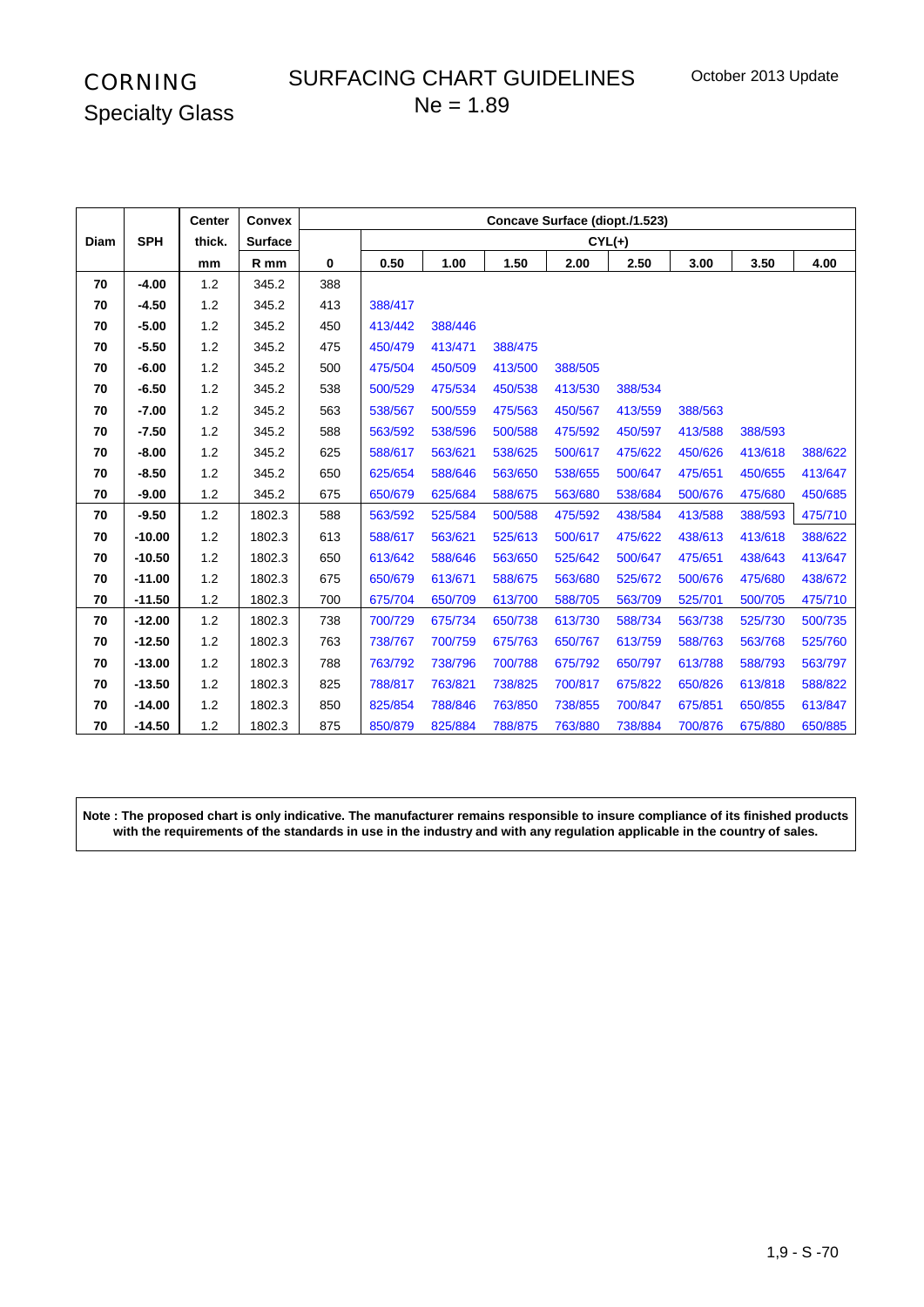# CORNING
Specialty Glass

## SURFACING CHART GUIDELINES
Ne = 1.89

October 2013 Update

| Diam | SPH | Center thick. | Convex Surface | Concave Surface (diopt./1.523) | | | | | | | | |
|---|---|---|---|---|---|---|---|---|---|---|---|---|
| | | | | | CYL(+) | | | | | | | |
| | | mm | R mm | 0 | 0.50 | 1.00 | 1.50 | 2.00 | 2.50 | 3.00 | 3.50 | 4.00 |
| 70 | -4.00 | 1.2 | 345.2 | 388 | | | | | | | | |
| 70 | -4.50 | 1.2 | 345.2 | 413 | 388/417 | | | | | | | |
| 70 | -5.00 | 1.2 | 345.2 | 450 | 413/442 | 388/446 | | | | | | |
| 70 | -5.50 | 1.2 | 345.2 | 475 | 450/479 | 413/471 | 388/475 | | | | | |
| 70 | -6.00 | 1.2 | 345.2 | 500 | 475/504 | 450/509 | 413/500 | 388/505 | | | | |
| 70 | -6.50 | 1.2 | 345.2 | 538 | 500/529 | 475/534 | 450/538 | 413/530 | 388/534 | | | |
| 70 | -7.00 | 1.2 | 345.2 | 563 | 538/567 | 500/559 | 475/563 | 450/567 | 413/559 | 388/563 | | |
| 70 | -7.50 | 1.2 | 345.2 | 588 | 563/592 | 538/596 | 500/588 | 475/592 | 450/597 | 413/588 | 388/593 | |
| 70 | -8.00 | 1.2 | 345.2 | 625 | 588/617 | 563/621 | 538/625 | 500/617 | 475/622 | 450/626 | 413/618 | 388/622 |
| 70 | -8.50 | 1.2 | 345.2 | 650 | 625/654 | 588/646 | 563/650 | 538/655 | 500/647 | 475/651 | 450/655 | 413/647 |
| 70 | -9.00 | 1.2 | 345.2 | 675 | 650/679 | 625/684 | 588/675 | 563/680 | 538/684 | 500/676 | 475/680 | 450/685 |
| 70 | -9.50 | 1.2 | 1802.3 | 588 | 563/592 | 525/584 | 500/588 | 475/592 | 438/584 | 413/588 | 388/593 | 475/710 |
| 70 | -10.00 | 1.2 | 1802.3 | 613 | 588/617 | 563/621 | 525/613 | 500/617 | 475/622 | 438/613 | 413/618 | 388/622 |
| 70 | -10.50 | 1.2 | 1802.3 | 650 | 613/642 | 588/646 | 563/650 | 525/642 | 500/647 | 475/651 | 438/643 | 413/647 |
| 70 | -11.00 | 1.2 | 1802.3 | 675 | 650/679 | 613/671 | 588/675 | 563/680 | 525/672 | 500/676 | 475/680 | 438/672 |
| 70 | -11.50 | 1.2 | 1802.3 | 700 | 675/704 | 650/709 | 613/700 | 588/705 | 563/709 | 525/701 | 500/705 | 475/710 |
| 70 | -12.00 | 1.2 | 1802.3 | 738 | 700/729 | 675/734 | 650/738 | 613/730 | 588/734 | 563/738 | 525/730 | 500/735 |
| 70 | -12.50 | 1.2 | 1802.3 | 763 | 738/767 | 700/759 | 675/763 | 650/767 | 613/759 | 588/763 | 563/768 | 525/760 |
| 70 | -13.00 | 1.2 | 1802.3 | 788 | 763/792 | 738/796 | 700/788 | 675/792 | 650/797 | 613/788 | 588/793 | 563/797 |
| 70 | -13.50 | 1.2 | 1802.3 | 825 | 788/817 | 763/821 | 738/825 | 700/817 | 675/822 | 650/826 | 613/818 | 588/822 |
| 70 | -14.00 | 1.2 | 1802.3 | 850 | 825/854 | 788/846 | 763/850 | 738/855 | 700/847 | 675/851 | 650/855 | 613/847 |
| 70 | -14.50 | 1.2 | 1802.3 | 875 | 850/879 | 825/884 | 788/875 | 763/880 | 738/884 | 700/876 | 675/880 | 650/885 |

**Note : The proposed chart is only indicative. The manufacturer remains responsible to insure compliance of its finished products with the requirements of the standards in use in the industry and with any regulation applicable in the country of sales.**

1,9 - S -70